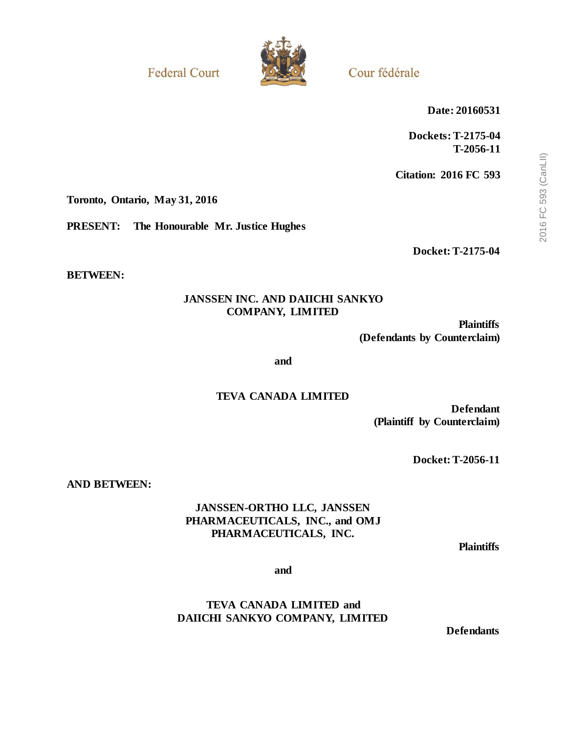Federal Court

Cour fédérale

**Date: 20160531**

**Dockets: T-2175-04**
**T-2056-11**

**Citation: 2016 FC 593**

**Toronto, Ontario, May 31, 2016**

**PRESENT: The Honourable Mr. Justice Hughes**

**Docket: T-2175-04**

**BETWEEN:**

**JANSSEN INC. AND DAIICHI SANKYO COMPANY, LIMITED**

**Plaintiffs**
**(Defendants by Counterclaim)**

**and**

**TEVA CANADA LIMITED**

**Defendant**
**(Plaintiff by Counterclaim)**

**Docket: T-2056-11**

**AND BETWEEN:**

**JANSSEN-ORTHO LLC, JANSSEN PHARMACEUTICALS, INC., and OMJ PHARMACEUTICALS, INC.**

**Plaintiffs**

**and**

**TEVA CANADA LIMITED and DAIICHI SANKYO COMPANY, LIMITED**

**Defendants**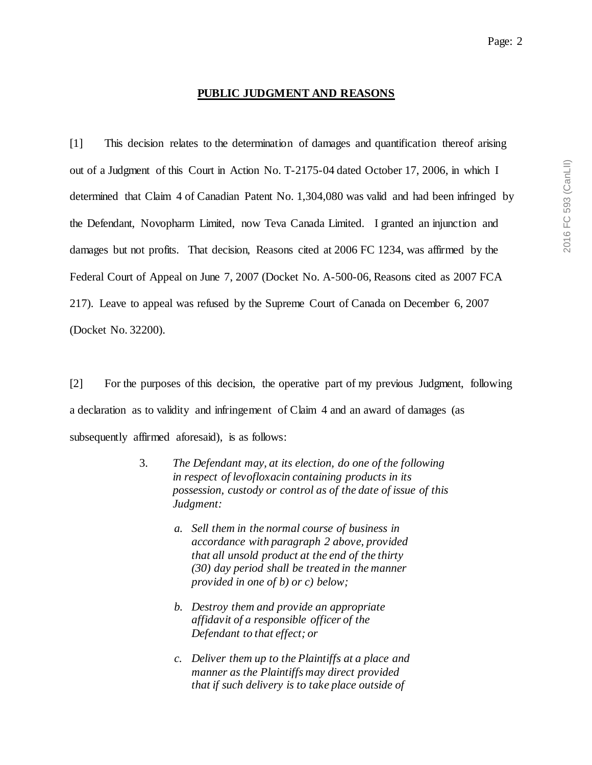## PUBLIC JUDGMENT AND REASONS

[1] This decision relates to the determination of damages and quantification thereof arising out of a Judgment of this Court in Action No. T-2175-04 dated October 17, 2006, in which I determined that Claim 4 of Canadian Patent No. 1,304,080 was valid and had been infringed by the Defendant, Novopharm Limited, now Teva Canada Limited. I granted an injunction and damages but not profits. That decision, Reasons cited at 2006 FC 1234, was affirmed by the Federal Court of Appeal on June 7, 2007 (Docket No. A-500-06, Reasons cited as 2007 FCA 217). Leave to appeal was refused by the Supreme Court of Canada on December 6, 2007 (Docket No. 32200).

[2] For the purposes of this decision, the operative part of my previous Judgment, following a declaration as to validity and infringement of Claim 4 and an award of damages (as subsequently affirmed aforesaid), is as follows:

> 3. *The Defendant may, at its election, do one of the following in respect of levofloxacin containing products in its possession, custody or control as of the date of issue of this Judgment:*
>
> *a. Sell them in the normal course of business in accordance with paragraph 2 above, provided that all unsold product at the end of the thirty (30) day period shall be treated in the manner provided in one of b) or c) below;*
>
> *b. Destroy them and provide an appropriate affidavit of a responsible officer of the Defendant to that effect; or*
>
> *c. Deliver them up to the Plaintiffs at a place and manner as the Plaintiffs may direct provided that if such delivery is to take place outside of*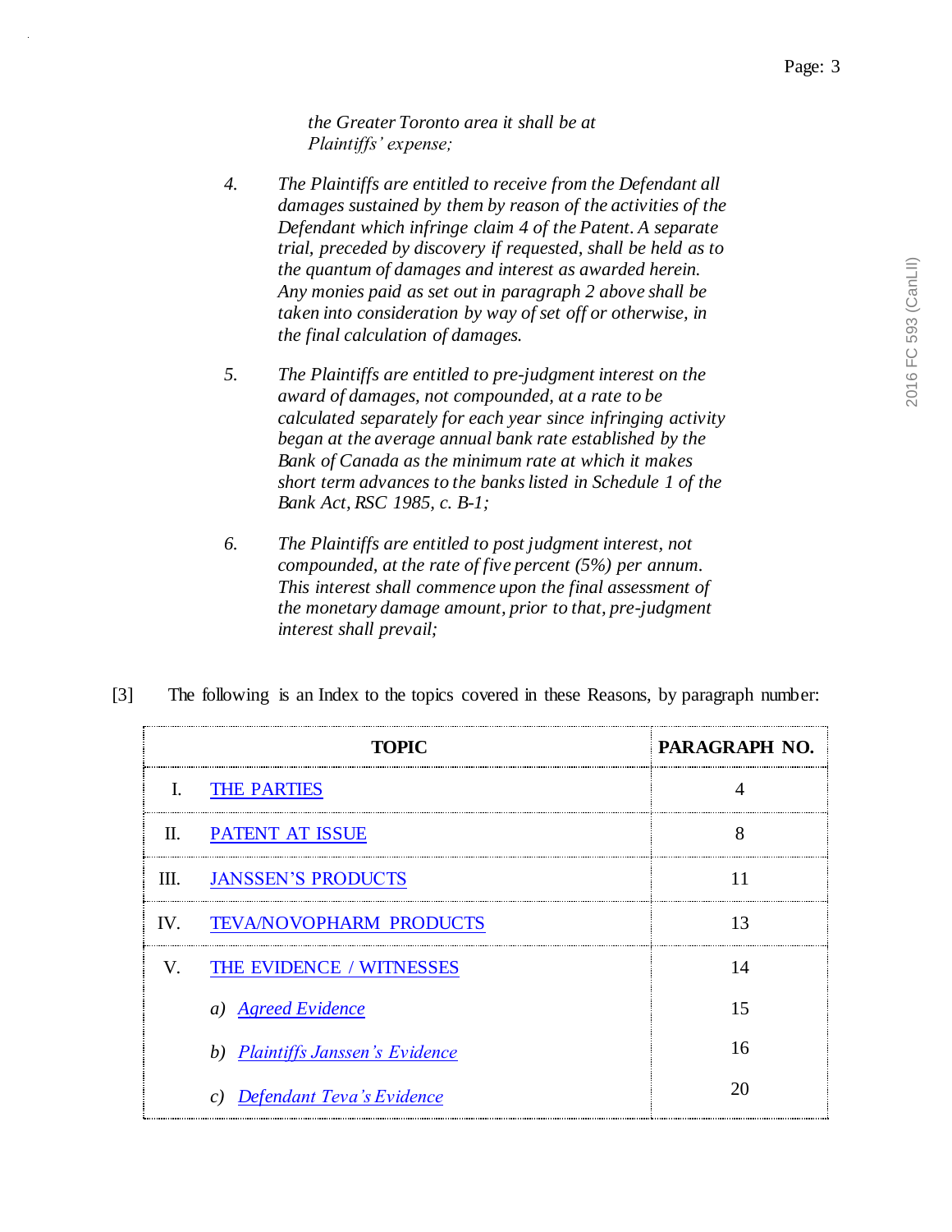*the Greater Toronto area it shall be at Plaintiffs' expense;*

4. *The Plaintiffs are entitled to receive from the Defendant all damages sustained by them by reason of the activities of the Defendant which infringe claim 4 of the Patent. A separate trial, preceded by discovery if requested, shall be held as to the quantum of damages and interest as awarded herein. Any monies paid as set out in paragraph 2 above shall be taken into consideration by way of set off or otherwise, in the final calculation of damages.*

5. *The Plaintiffs are entitled to pre-judgment interest on the award of damages, not compounded, at a rate to be calculated separately for each year since infringing activity began at the average annual bank rate established by the Bank of Canada as the minimum rate at which it makes short term advances to the banks listed in Schedule 1 of the Bank Act, RSC 1985, c. B-1;*

6. *The Plaintiffs are entitled to post judgment interest, not compounded, at the rate of five percent (5%) per annum. This interest shall commence upon the final assessment of the monetary damage amount, prior to that, pre-judgment interest shall prevail;*

[3] The following is an Index to the topics covered in these Reasons, by paragraph number:

| TOPIC | PARAGRAPH NO. |
|---|---|
| I. THE PARTIES | 4 |
| II. PATENT AT ISSUE | 8 |
| III. JANSSEN'S PRODUCTS | 11 |
| IV. TEVA/NOVOPHARM PRODUCTS | 13 |
| V. THE EVIDENCE / WITNESSES | 14 |
| *a) Agreed Evidence* | 15 |
| *b) Plaintiffs Janssen's Evidence* | 16 |
| *c) Defendant Teva's Evidence* | 20 |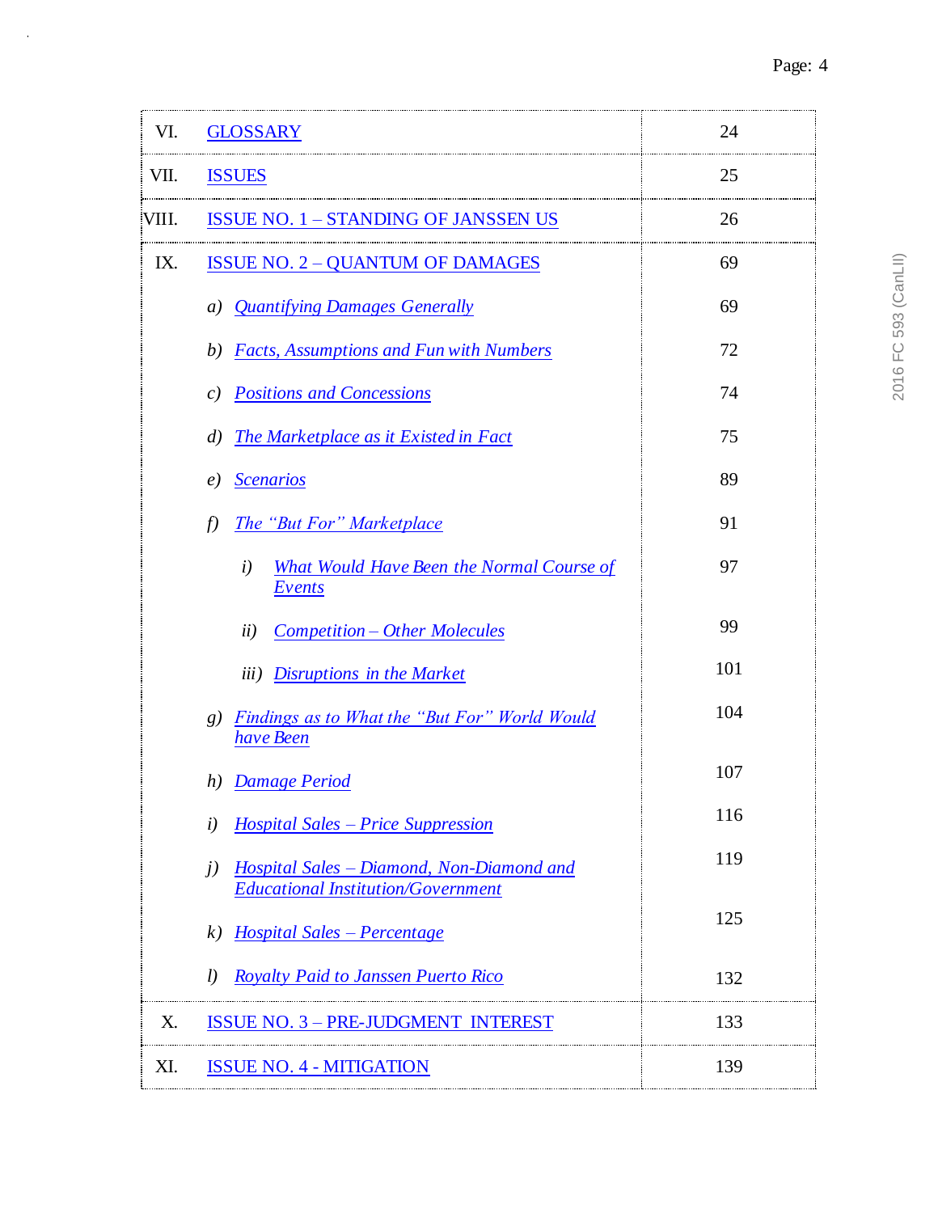| | | |
|---|---|---|
| VI. | GLOSSARY | 24 |
| VII. | ISSUES | 25 |
| VIII. | ISSUE NO. 1 – STANDING OF JANSSEN US | 26 |
| IX. | ISSUE NO. 2 – QUANTUM OF DAMAGES | 69 |
| | *a) Quantifying Damages Generally* | 69 |
| | *b) Facts, Assumptions and Fun with Numbers* | 72 |
| | *c) Positions and Concessions* | 74 |
| | *d) The Marketplace as it Existed in Fact* | 75 |
| | *e) Scenarios* | 89 |
| | *f) The "But For" Marketplace* | 91 |
| | *i) What Would Have Been the Normal Course of Events* | 97 |
| | *ii) Competition – Other Molecules* | 99 |
| | *iii) Disruptions in the Market* | 101 |
| | *g) Findings as to What the "But For" World Would have Been* | 104 |
| | *h) Damage Period* | 107 |
| | *i) Hospital Sales – Price Suppression* | 116 |
| | *j) Hospital Sales – Diamond, Non-Diamond and Educational Institution/Government* | 119 |
| | *k) Hospital Sales – Percentage* | 125 |
| | *l) Royalty Paid to Janssen Puerto Rico* | 132 |
| X. | ISSUE NO. 3 – PRE-JUDGMENT INTEREST | 133 |
| XI. | ISSUE NO. 4 - MITIGATION | 139 |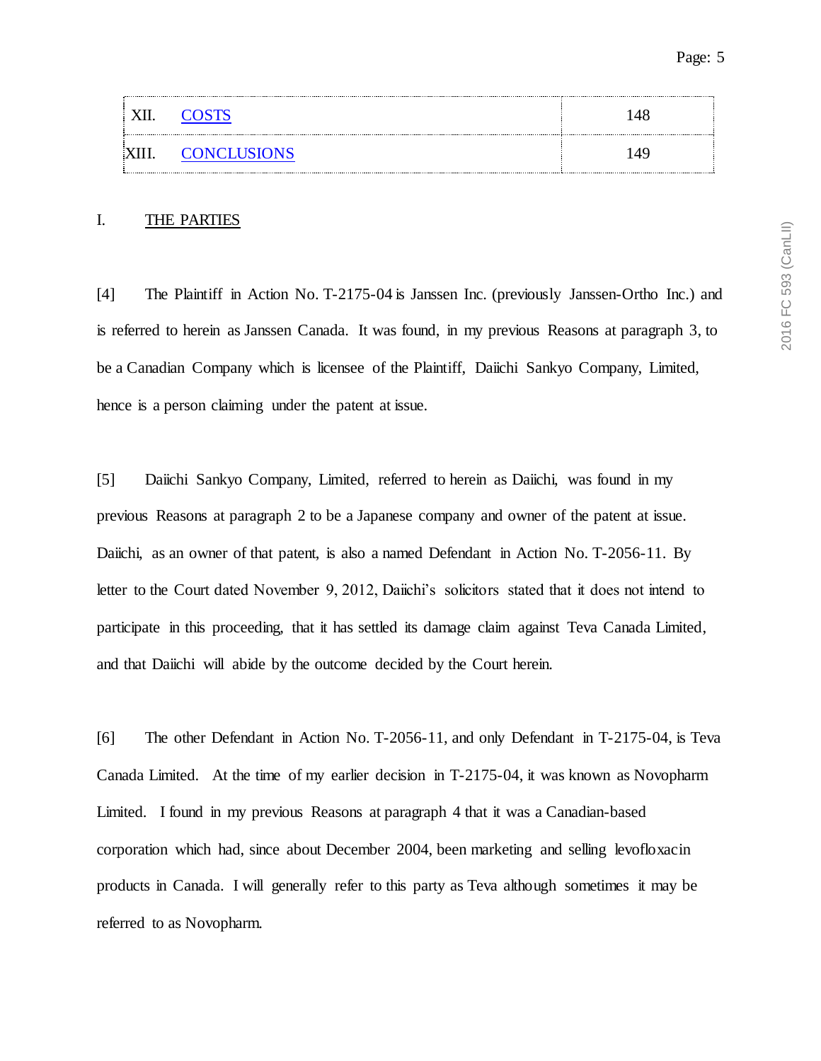| XII. COSTS | 148 |
|---|---|
| XIII. CONCLUSIONS | 149 |

## I. THE PARTIES

[4] The Plaintiff in Action No. T-2175-04 is Janssen Inc. (previously Janssen-Ortho Inc.) and is referred to herein as Janssen Canada. It was found, in my previous Reasons at paragraph 3, to be a Canadian Company which is licensee of the Plaintiff, Daiichi Sankyo Company, Limited, hence is a person claiming under the patent at issue.

[5] Daiichi Sankyo Company, Limited, referred to herein as Daiichi, was found in my previous Reasons at paragraph 2 to be a Japanese company and owner of the patent at issue. Daiichi, as an owner of that patent, is also a named Defendant in Action No. T-2056-11. By letter to the Court dated November 9, 2012, Daiichi's solicitors stated that it does not intend to participate in this proceeding, that it has settled its damage claim against Teva Canada Limited, and that Daiichi will abide by the outcome decided by the Court herein.

[6] The other Defendant in Action No. T-2056-11, and only Defendant in T-2175-04, is Teva Canada Limited. At the time of my earlier decision in T-2175-04, it was known as Novopharm Limited. I found in my previous Reasons at paragraph 4 that it was a Canadian-based corporation which had, since about December 2004, been marketing and selling levofloxacin products in Canada. I will generally refer to this party as Teva although sometimes it may be referred to as Novopharm.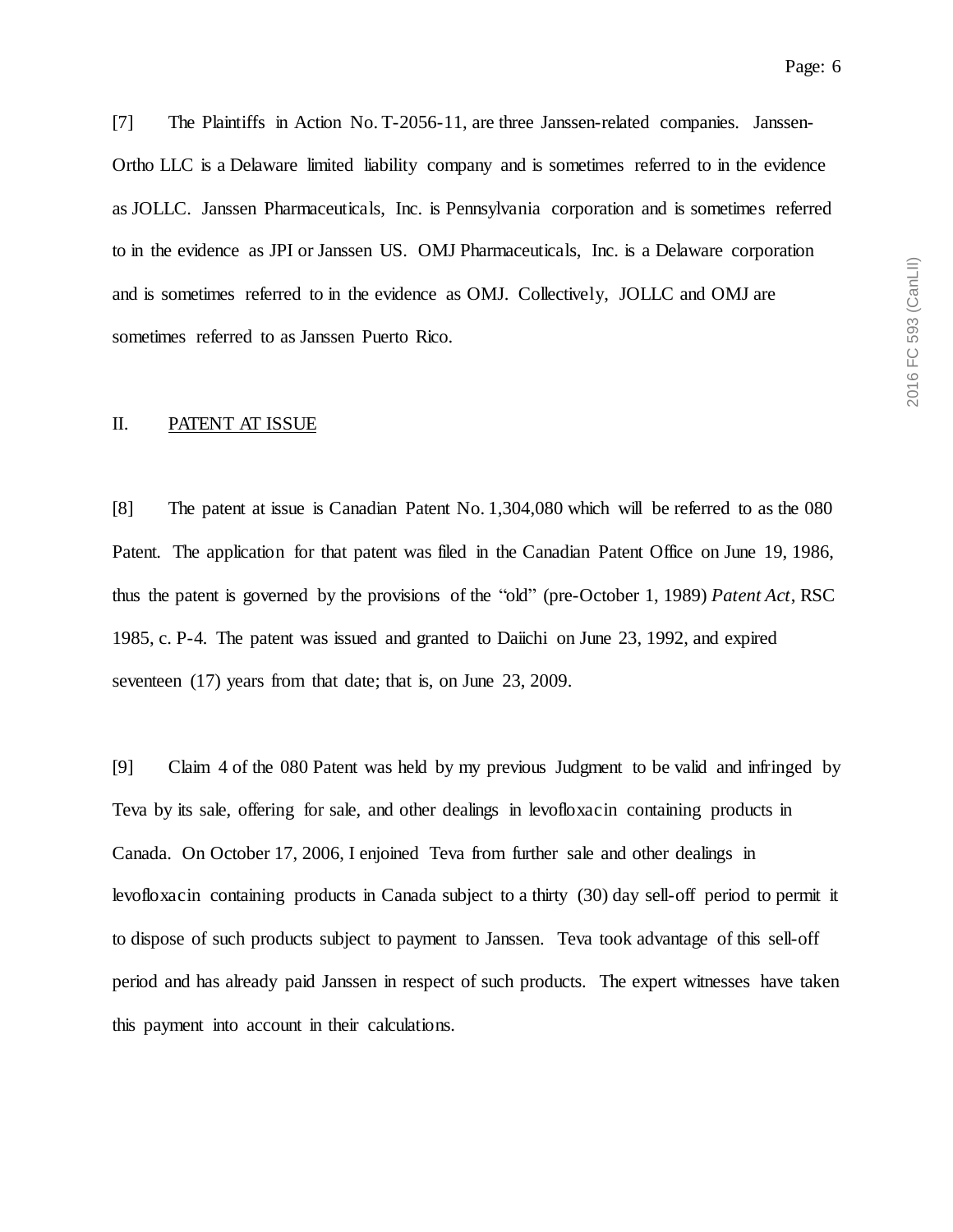[7] The Plaintiffs in Action No. T-2056-11, are three Janssen-related companies. Janssen-Ortho LLC is a Delaware limited liability company and is sometimes referred to in the evidence as JOLLC. Janssen Pharmaceuticals, Inc. is Pennsylvania corporation and is sometimes referred to in the evidence as JPI or Janssen US. OMJ Pharmaceuticals, Inc. is a Delaware corporation and is sometimes referred to in the evidence as OMJ. Collectively, JOLLC and OMJ are sometimes referred to as Janssen Puerto Rico.

## II. PATENT AT ISSUE

[8] The patent at issue is Canadian Patent No. 1,304,080 which will be referred to as the 080 Patent. The application for that patent was filed in the Canadian Patent Office on June 19, 1986, thus the patent is governed by the provisions of the "old" (pre-October 1, 1989) *Patent Act*, RSC 1985, c. P-4. The patent was issued and granted to Daiichi on June 23, 1992, and expired seventeen (17) years from that date; that is, on June 23, 2009.

[9] Claim 4 of the 080 Patent was held by my previous Judgment to be valid and infringed by Teva by its sale, offering for sale, and other dealings in levofloxacin containing products in Canada. On October 17, 2006, I enjoined Teva from further sale and other dealings in levofloxacin containing products in Canada subject to a thirty (30) day sell-off period to permit it to dispose of such products subject to payment to Janssen. Teva took advantage of this sell-off period and has already paid Janssen in respect of such products. The expert witnesses have taken this payment into account in their calculations.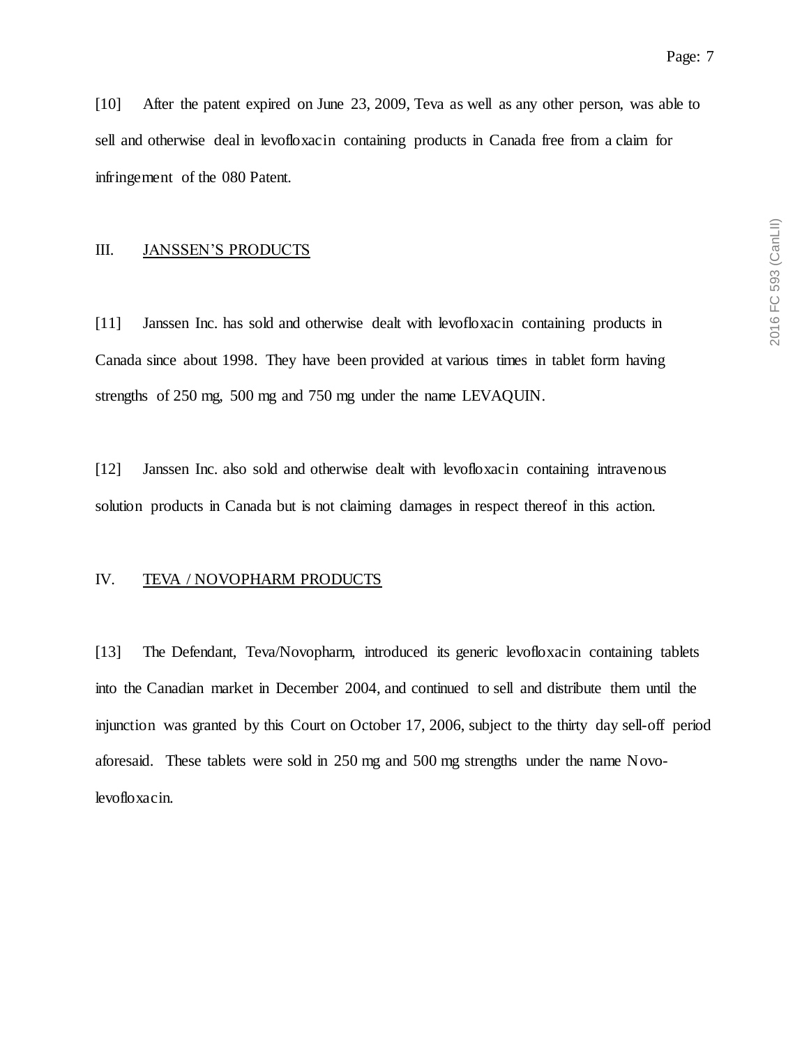[10] After the patent expired on June 23, 2009, Teva as well as any other person, was able to sell and otherwise deal in levofloxacin containing products in Canada free from a claim for infringement of the 080 Patent.

## III. JANSSEN'S PRODUCTS

[11] Janssen Inc. has sold and otherwise dealt with levofloxacin containing products in Canada since about 1998. They have been provided at various times in tablet form having strengths of 250 mg, 500 mg and 750 mg under the name LEVAQUIN.

[12] Janssen Inc. also sold and otherwise dealt with levofloxacin containing intravenous solution products in Canada but is not claiming damages in respect thereof in this action.

## IV. TEVA / NOVOPHARM PRODUCTS

[13] The Defendant, Teva/Novopharm, introduced its generic levofloxacin containing tablets into the Canadian market in December 2004, and continued to sell and distribute them until the injunction was granted by this Court on October 17, 2006, subject to the thirty day sell-off period aforesaid. These tablets were sold in 250 mg and 500 mg strengths under the name Novo-levofloxacin.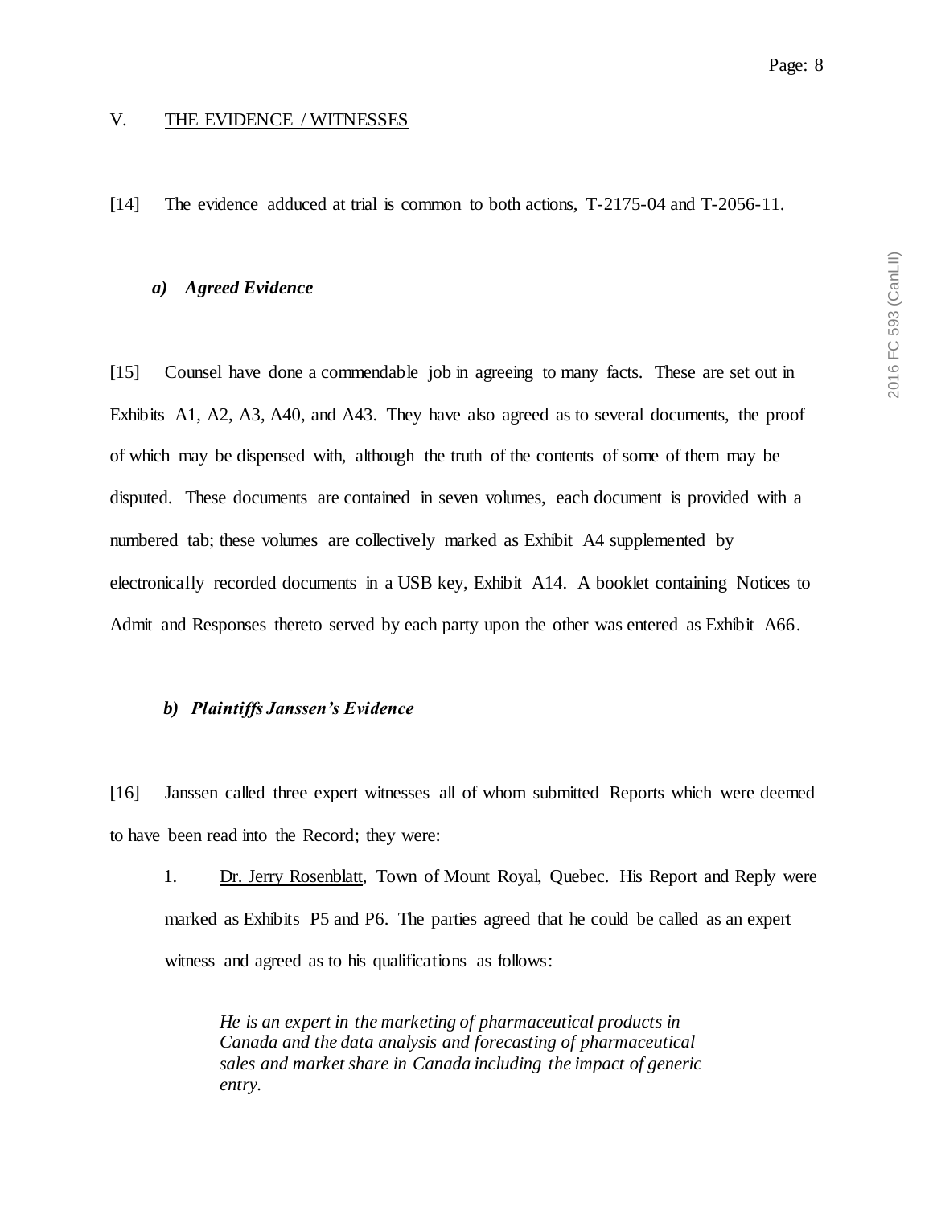## V. THE EVIDENCE / WITNESSES

[14] The evidence adduced at trial is common to both actions, T-2175-04 and T-2056-11.

### *a) Agreed Evidence*

[15] Counsel have done a commendable job in agreeing to many facts. These are set out in Exhibits A1, A2, A3, A40, and A43. They have also agreed as to several documents, the proof of which may be dispensed with, although the truth of the contents of some of them may be disputed. These documents are contained in seven volumes, each document is provided with a numbered tab; these volumes are collectively marked as Exhibit A4 supplemented by electronically recorded documents in a USB key, Exhibit A14. A booklet containing Notices to Admit and Responses thereto served by each party upon the other was entered as Exhibit A66.

### *b) Plaintiffs Janssen's Evidence*

[16] Janssen called three expert witnesses all of whom submitted Reports which were deemed to have been read into the Record; they were:

1. Dr. Jerry Rosenblatt, Town of Mount Royal, Quebec. His Report and Reply were marked as Exhibits P5 and P6. The parties agreed that he could be called as an expert witness and agreed as to his qualifications as follows:

   > *He is an expert in the marketing of pharmaceutical products in Canada and the data analysis and forecasting of pharmaceutical sales and market share in Canada including the impact of generic entry.*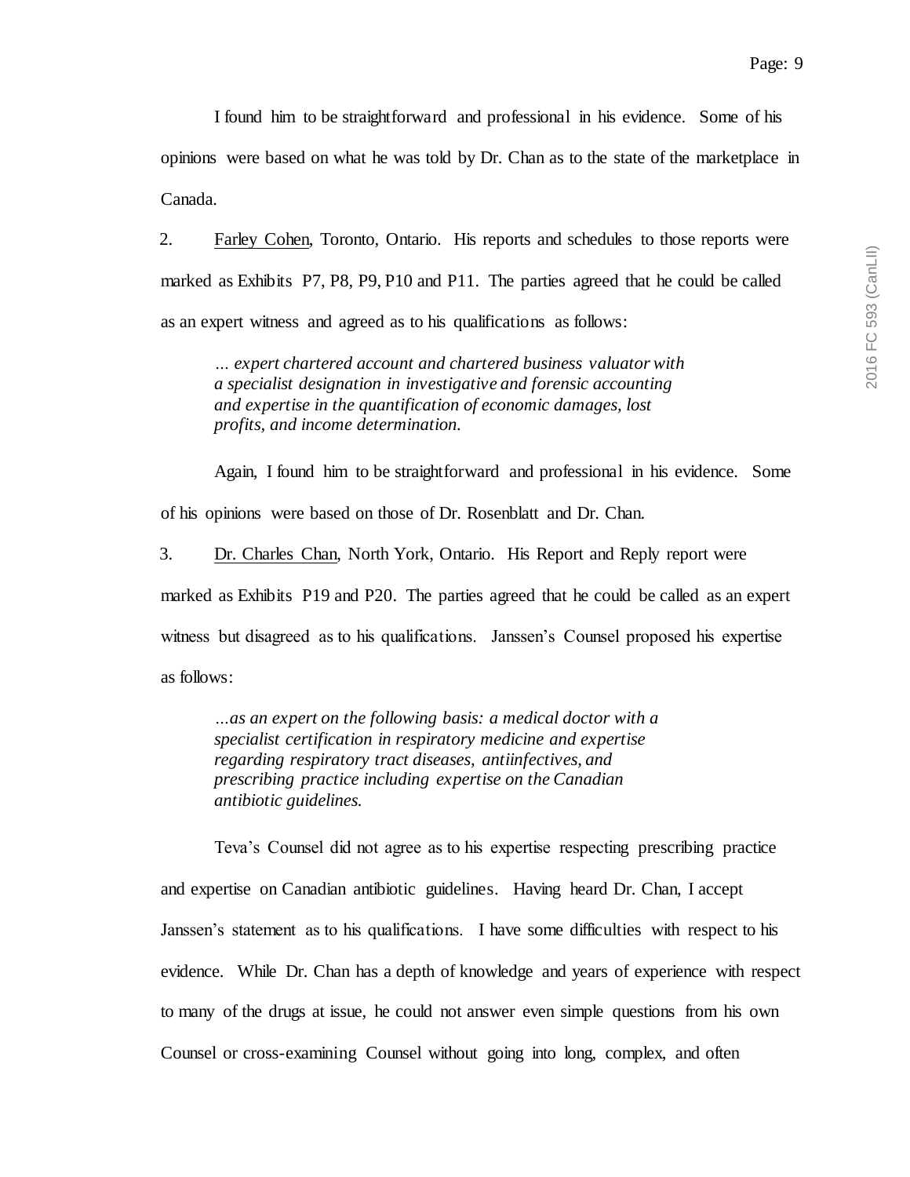I found him to be straightforward and professional in his evidence. Some of his opinions were based on what he was told by Dr. Chan as to the state of the marketplace in Canada.

2. Farley Cohen, Toronto, Ontario. His reports and schedules to those reports were marked as Exhibits P7, P8, P9, P10 and P11. The parties agreed that he could be called as an expert witness and agreed as to his qualifications as follows:

> *… expert chartered account and chartered business valuator with a specialist designation in investigative and forensic accounting and expertise in the quantification of economic damages, lost profits, and income determination.*

Again, I found him to be straightforward and professional in his evidence. Some of his opinions were based on those of Dr. Rosenblatt and Dr. Chan.

3. Dr. Charles Chan, North York, Ontario. His Report and Reply report were marked as Exhibits P19 and P20. The parties agreed that he could be called as an expert witness but disagreed as to his qualifications. Janssen's Counsel proposed his expertise as follows:

> *…as an expert on the following basis: a medical doctor with a specialist certification in respiratory medicine and expertise regarding respiratory tract diseases, antiinfectives, and prescribing practice including expertise on the Canadian antibiotic guidelines.*

Teva's Counsel did not agree as to his expertise respecting prescribing practice and expertise on Canadian antibiotic guidelines. Having heard Dr. Chan, I accept Janssen's statement as to his qualifications. I have some difficulties with respect to his evidence. While Dr. Chan has a depth of knowledge and years of experience with respect to many of the drugs at issue, he could not answer even simple questions from his own Counsel or cross-examining Counsel without going into long, complex, and often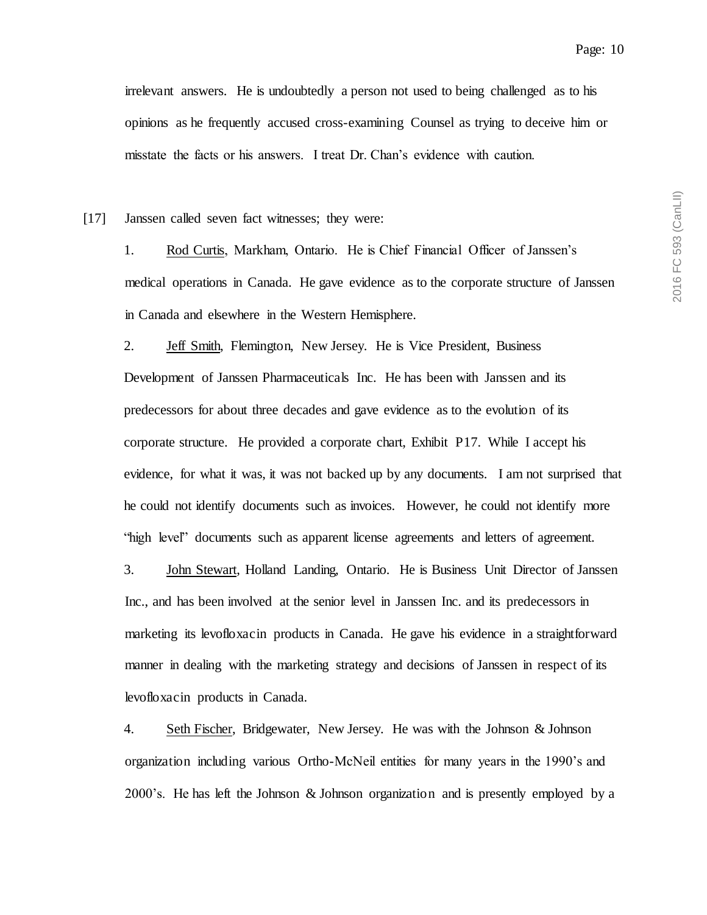irrelevant answers. He is undoubtedly a person not used to being challenged as to his opinions as he frequently accused cross-examining Counsel as trying to deceive him or misstate the facts or his answers. I treat Dr. Chan's evidence with caution.

[17] Janssen called seven fact witnesses; they were:

1. Rod Curtis, Markham, Ontario. He is Chief Financial Officer of Janssen's medical operations in Canada. He gave evidence as to the corporate structure of Janssen in Canada and elsewhere in the Western Hemisphere.

2. Jeff Smith, Flemington, New Jersey. He is Vice President, Business Development of Janssen Pharmaceuticals Inc. He has been with Janssen and its predecessors for about three decades and gave evidence as to the evolution of its corporate structure. He provided a corporate chart, Exhibit P17. While I accept his evidence, for what it was, it was not backed up by any documents. I am not surprised that he could not identify documents such as invoices. However, he could not identify more "high level" documents such as apparent license agreements and letters of agreement.

3. John Stewart, Holland Landing, Ontario. He is Business Unit Director of Janssen Inc., and has been involved at the senior level in Janssen Inc. and its predecessors in marketing its levofloxacin products in Canada. He gave his evidence in a straightforward manner in dealing with the marketing strategy and decisions of Janssen in respect of its levofloxacin products in Canada.

4. Seth Fischer, Bridgewater, New Jersey. He was with the Johnson & Johnson organization including various Ortho-McNeil entities for many years in the 1990's and 2000's. He has left the Johnson & Johnson organization and is presently employed by a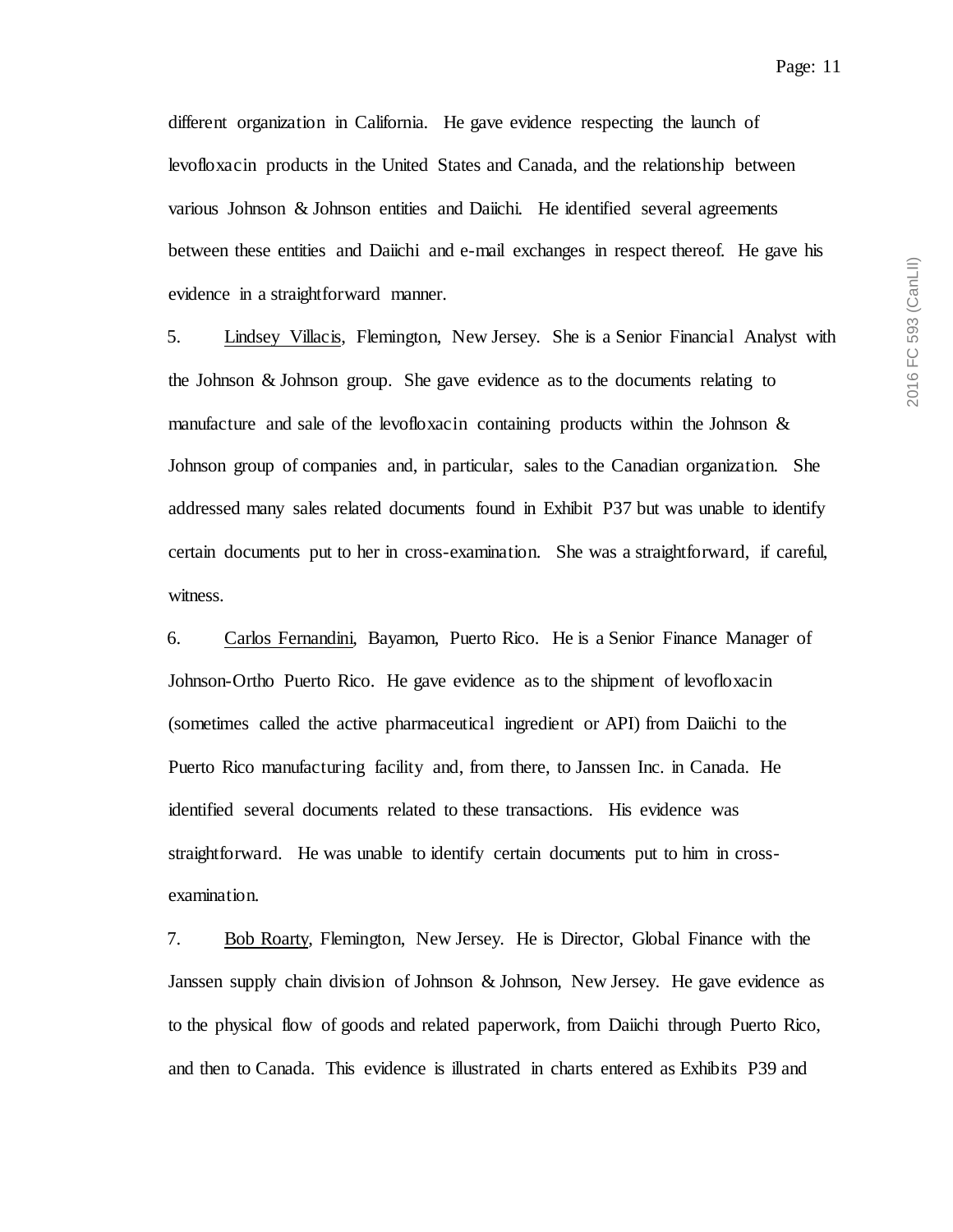different organization in California. He gave evidence respecting the launch of levofloxacin products in the United States and Canada, and the relationship between various Johnson & Johnson entities and Daiichi. He identified several agreements between these entities and Daiichi and e-mail exchanges in respect thereof. He gave his evidence in a straightforward manner.

5. Lindsey Villacis, Flemington, New Jersey. She is a Senior Financial Analyst with the Johnson & Johnson group. She gave evidence as to the documents relating to manufacture and sale of the levofloxacin containing products within the Johnson & Johnson group of companies and, in particular, sales to the Canadian organization. She addressed many sales related documents found in Exhibit P37 but was unable to identify certain documents put to her in cross-examination. She was a straightforward, if careful, witness.

6. Carlos Fernandini, Bayamon, Puerto Rico. He is a Senior Finance Manager of Johnson-Ortho Puerto Rico. He gave evidence as to the shipment of levofloxacin (sometimes called the active pharmaceutical ingredient or API) from Daiichi to the Puerto Rico manufacturing facility and, from there, to Janssen Inc. in Canada. He identified several documents related to these transactions. His evidence was straightforward. He was unable to identify certain documents put to him in cross-examination.

7. Bob Roarty, Flemington, New Jersey. He is Director, Global Finance with the Janssen supply chain division of Johnson & Johnson, New Jersey. He gave evidence as to the physical flow of goods and related paperwork, from Daiichi through Puerto Rico, and then to Canada. This evidence is illustrated in charts entered as Exhibits P39 and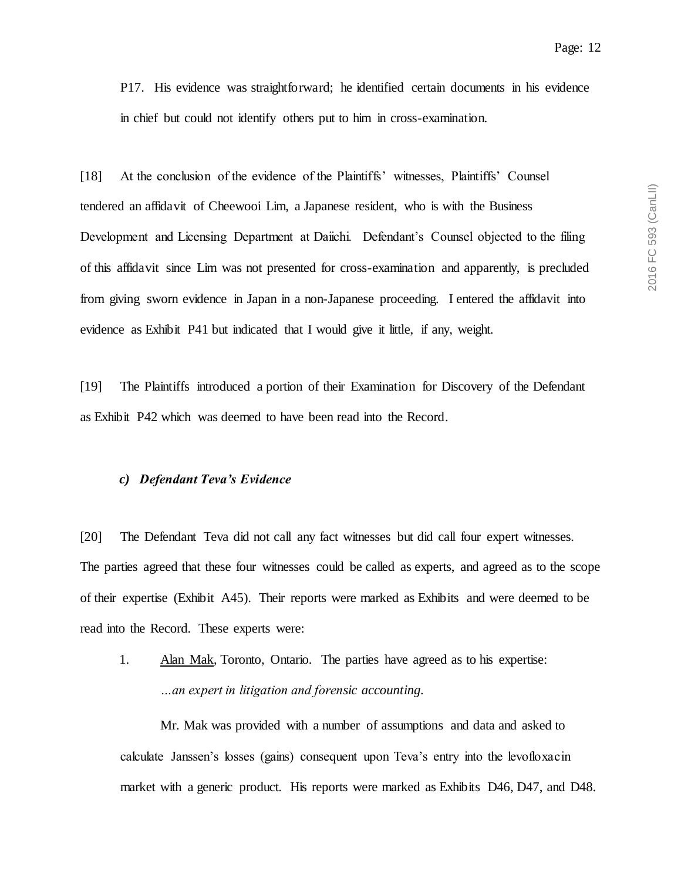P17. His evidence was straightforward; he identified certain documents in his evidence in chief but could not identify others put to him in cross-examination.

[18] At the conclusion of the evidence of the Plaintiffs' witnesses, Plaintiffs' Counsel tendered an affidavit of Cheewooi Lim, a Japanese resident, who is with the Business Development and Licensing Department at Daiichi. Defendant's Counsel objected to the filing of this affidavit since Lim was not presented for cross-examination and apparently, is precluded from giving sworn evidence in Japan in a non-Japanese proceeding. I entered the affidavit into evidence as Exhibit P41 but indicated that I would give it little, if any, weight.

[19] The Plaintiffs introduced a portion of their Examination for Discovery of the Defendant as Exhibit P42 which was deemed to have been read into the Record.

### *c) Defendant Teva's Evidence*

[20] The Defendant Teva did not call any fact witnesses but did call four expert witnesses. The parties agreed that these four witnesses could be called as experts, and agreed as to the scope of their expertise (Exhibit A45). Their reports were marked as Exhibits and were deemed to be read into the Record. These experts were:

1. <u>Alan Mak</u>, Toronto, Ontario. The parties have agreed as to his expertise:

   *…an expert in litigation and forensic accounting.*

   Mr. Mak was provided with a number of assumptions and data and asked to calculate Janssen's losses (gains) consequent upon Teva's entry into the levofloxacin market with a generic product. His reports were marked as Exhibits D46, D47, and D48.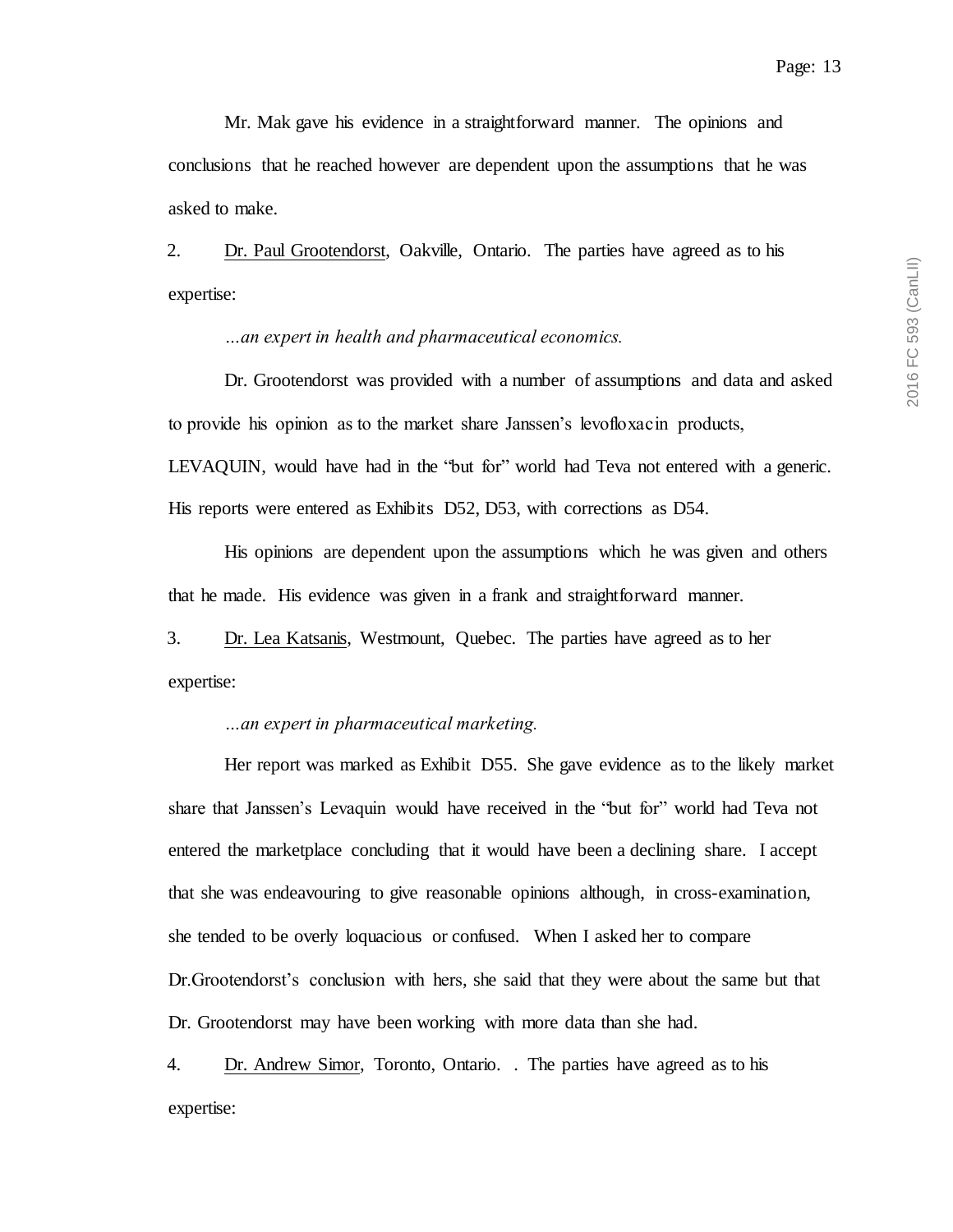Mr. Mak gave his evidence in a straightforward manner. The opinions and conclusions that he reached however are dependent upon the assumptions that he was asked to make.

2. Dr. Paul Grootendorst, Oakville, Ontario. The parties have agreed as to his expertise:

*…an expert in health and pharmaceutical economics.*

Dr. Grootendorst was provided with a number of assumptions and data and asked to provide his opinion as to the market share Janssen's levofloxacin products, LEVAQUIN, would have had in the "but for" world had Teva not entered with a generic. His reports were entered as Exhibits D52, D53, with corrections as D54.

His opinions are dependent upon the assumptions which he was given and others that he made. His evidence was given in a frank and straightforward manner.

3. Dr. Lea Katsanis, Westmount, Quebec. The parties have agreed as to her expertise:

*…an expert in pharmaceutical marketing.*

Her report was marked as Exhibit D55. She gave evidence as to the likely market share that Janssen's Levaquin would have received in the "but for" world had Teva not entered the marketplace concluding that it would have been a declining share. I accept that she was endeavouring to give reasonable opinions although, in cross-examination, she tended to be overly loquacious or confused. When I asked her to compare Dr.Grootendorst's conclusion with hers, she said that they were about the same but that Dr. Grootendorst may have been working with more data than she had.

4. Dr. Andrew Simor, Toronto, Ontario. . The parties have agreed as to his expertise: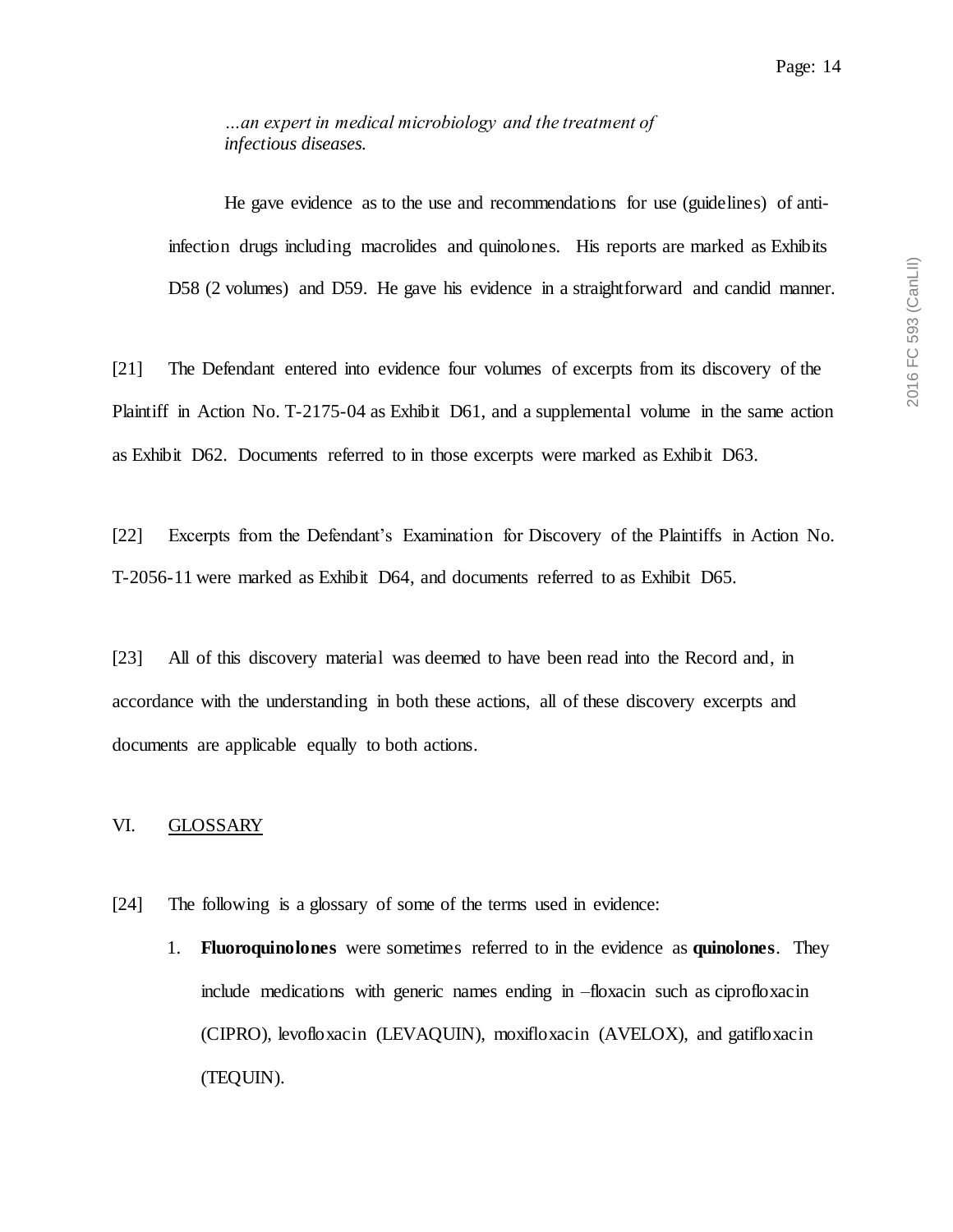*…an expert in medical microbiology and the treatment of infectious diseases.*

He gave evidence as to the use and recommendations for use (guidelines) of anti-infection drugs including macrolides and quinolones. His reports are marked as Exhibits D58 (2 volumes) and D59. He gave his evidence in a straightforward and candid manner.

[21] The Defendant entered into evidence four volumes of excerpts from its discovery of the Plaintiff in Action No. T-2175-04 as Exhibit D61, and a supplemental volume in the same action as Exhibit D62. Documents referred to in those excerpts were marked as Exhibit D63.

[22] Excerpts from the Defendant's Examination for Discovery of the Plaintiffs in Action No. T-2056-11 were marked as Exhibit D64, and documents referred to as Exhibit D65.

[23] All of this discovery material was deemed to have been read into the Record and, in accordance with the understanding in both these actions, all of these discovery excerpts and documents are applicable equally to both actions.

## VI. GLOSSARY

[24] The following is a glossary of some of the terms used in evidence:

1. **Fluoroquinolones** were sometimes referred to in the evidence as **quinolones**. They include medications with generic names ending in –floxacin such as ciprofloxacin (CIPRO), levofloxacin (LEVAQUIN), moxifloxacin (AVELOX), and gatifloxacin (TEQUIN).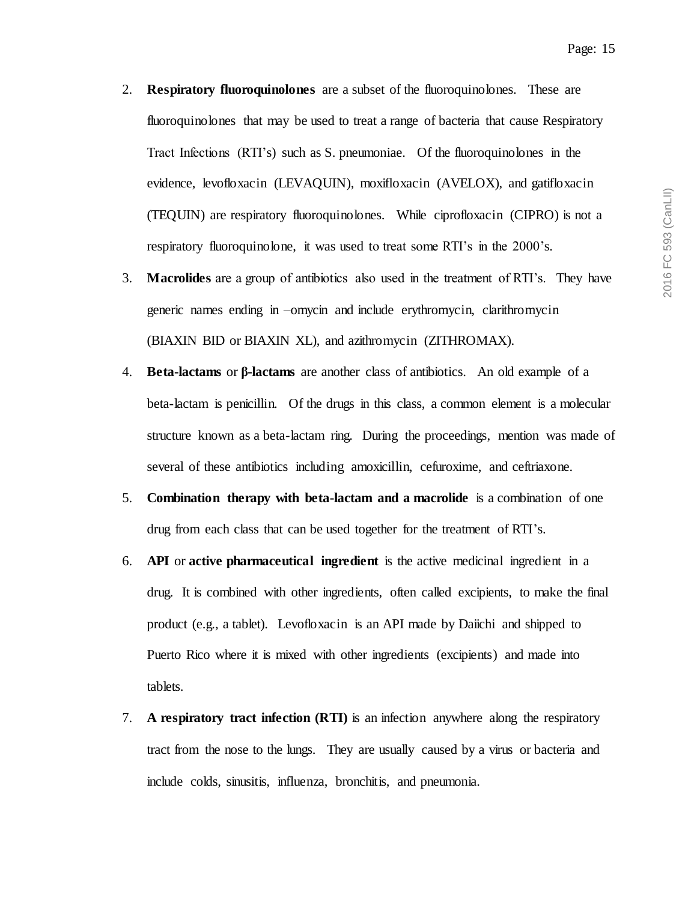2. **Respiratory fluoroquinolones** are a subset of the fluoroquinolones. These are fluoroquinolones that may be used to treat a range of bacteria that cause Respiratory Tract Infections (RTI's) such as S. pneumoniae. Of the fluoroquinolones in the evidence, levofloxacin (LEVAQUIN), moxifloxacin (AVELOX), and gatifloxacin (TEQUIN) are respiratory fluoroquinolones. While ciprofloxacin (CIPRO) is not a respiratory fluoroquinolone, it was used to treat some RTI's in the 2000's.

3. **Macrolides** are a group of antibiotics also used in the treatment of RTI's. They have generic names ending in –omycin and include erythromycin, clarithromycin (BIAXIN BID or BIAXIN XL), and azithromycin (ZITHROMAX).

4. **Beta-lactams** or **β-lactams** are another class of antibiotics. An old example of a beta-lactam is penicillin. Of the drugs in this class, a common element is a molecular structure known as a beta-lactam ring. During the proceedings, mention was made of several of these antibiotics including amoxicillin, cefuroxime, and ceftriaxone.

5. **Combination therapy with beta-lactam and a macrolide** is a combination of one drug from each class that can be used together for the treatment of RTI's.

6. **API** or **active pharmaceutical ingredient** is the active medicinal ingredient in a drug. It is combined with other ingredients, often called excipients, to make the final product (e.g., a tablet). Levofloxacin is an API made by Daiichi and shipped to Puerto Rico where it is mixed with other ingredients (excipients) and made into tablets.

7. **A respiratory tract infection (RTI)** is an infection anywhere along the respiratory tract from the nose to the lungs. They are usually caused by a virus or bacteria and include colds, sinusitis, influenza, bronchitis, and pneumonia.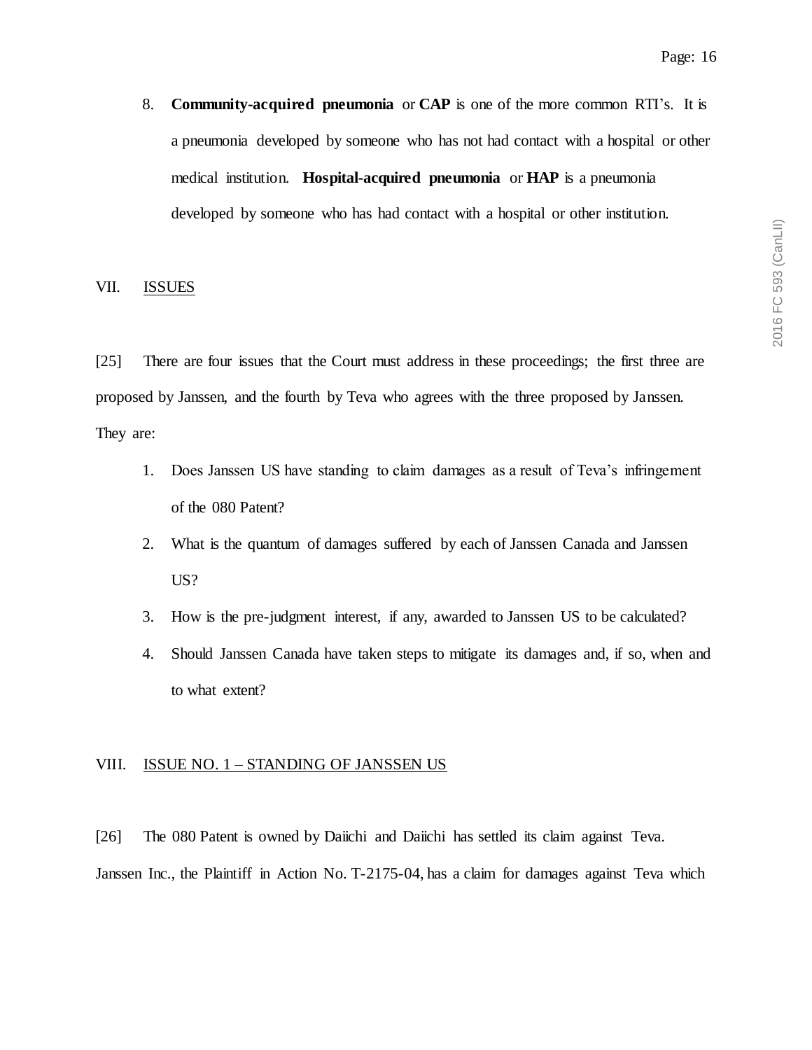8. **Community-acquired pneumonia** or **CAP** is one of the more common RTI's. It is a pneumonia developed by someone who has not had contact with a hospital or other medical institution. **Hospital-acquired pneumonia** or **HAP** is a pneumonia developed by someone who has had contact with a hospital or other institution.

## VII. ISSUES

[25] There are four issues that the Court must address in these proceedings; the first three are proposed by Janssen, and the fourth by Teva who agrees with the three proposed by Janssen. They are:

1. Does Janssen US have standing to claim damages as a result of Teva's infringement of the 080 Patent?
2. What is the quantum of damages suffered by each of Janssen Canada and Janssen US?
3. How is the pre-judgment interest, if any, awarded to Janssen US to be calculated?
4. Should Janssen Canada have taken steps to mitigate its damages and, if so, when and to what extent?

## VIII. ISSUE NO. 1 – STANDING OF JANSSEN US

[26] The 080 Patent is owned by Daiichi and Daiichi has settled its claim against Teva. Janssen Inc., the Plaintiff in Action No. T-2175-04, has a claim for damages against Teva which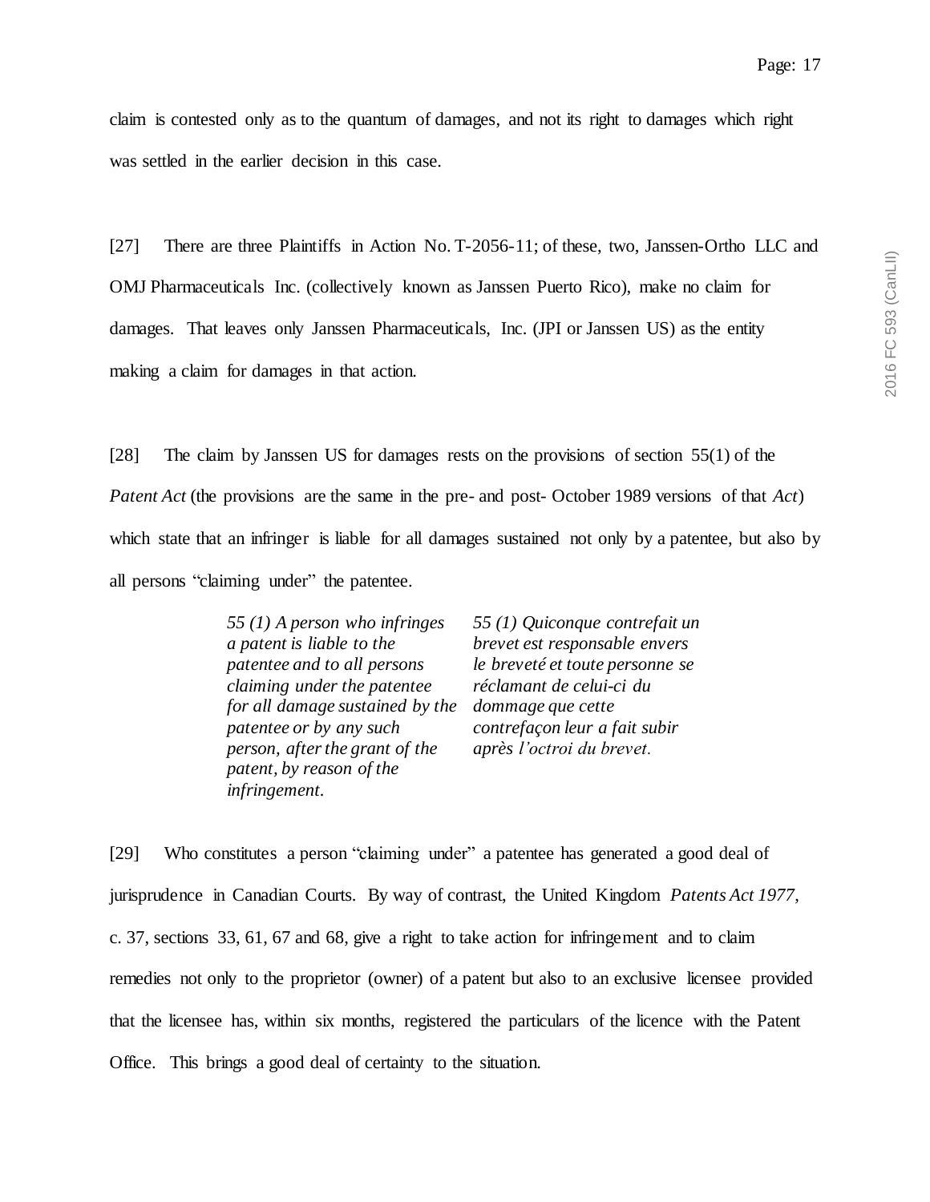claim is contested only as to the quantum of damages, and not its right to damages which right was settled in the earlier decision in this case.

[27] There are three Plaintiffs in Action No. T-2056-11; of these, two, Janssen-Ortho LLC and OMJ Pharmaceuticals Inc. (collectively known as Janssen Puerto Rico), make no claim for damages. That leaves only Janssen Pharmaceuticals, Inc. (JPI or Janssen US) as the entity making a claim for damages in that action.

[28] The claim by Janssen US for damages rests on the provisions of section 55(1) of the *Patent Act* (the provisions are the same in the pre- and post- October 1989 versions of that *Act*) which state that an infringer is liable for all damages sustained not only by a patentee, but also by all persons "claiming under" the patentee.

| | |
|---|---|
| *55 (1) A person who infringes a patent is liable to the patentee and to all persons claiming under the patentee for all damage sustained by the patentee or by any such person, after the grant of the patent, by reason of the infringement.* | *55 (1) Quiconque contrefait un brevet est responsable envers le breveté et toute personne se réclamant de celui-ci du dommage que cette contrefaçon leur a fait subir après l'octroi du brevet.* |

[29] Who constitutes a person "claiming under" a patentee has generated a good deal of jurisprudence in Canadian Courts. By way of contrast, the United Kingdom *Patents Act 1977*, c. 37, sections 33, 61, 67 and 68, give a right to take action for infringement and to claim remedies not only to the proprietor (owner) of a patent but also to an exclusive licensee provided that the licensee has, within six months, registered the particulars of the licence with the Patent Office. This brings a good deal of certainty to the situation.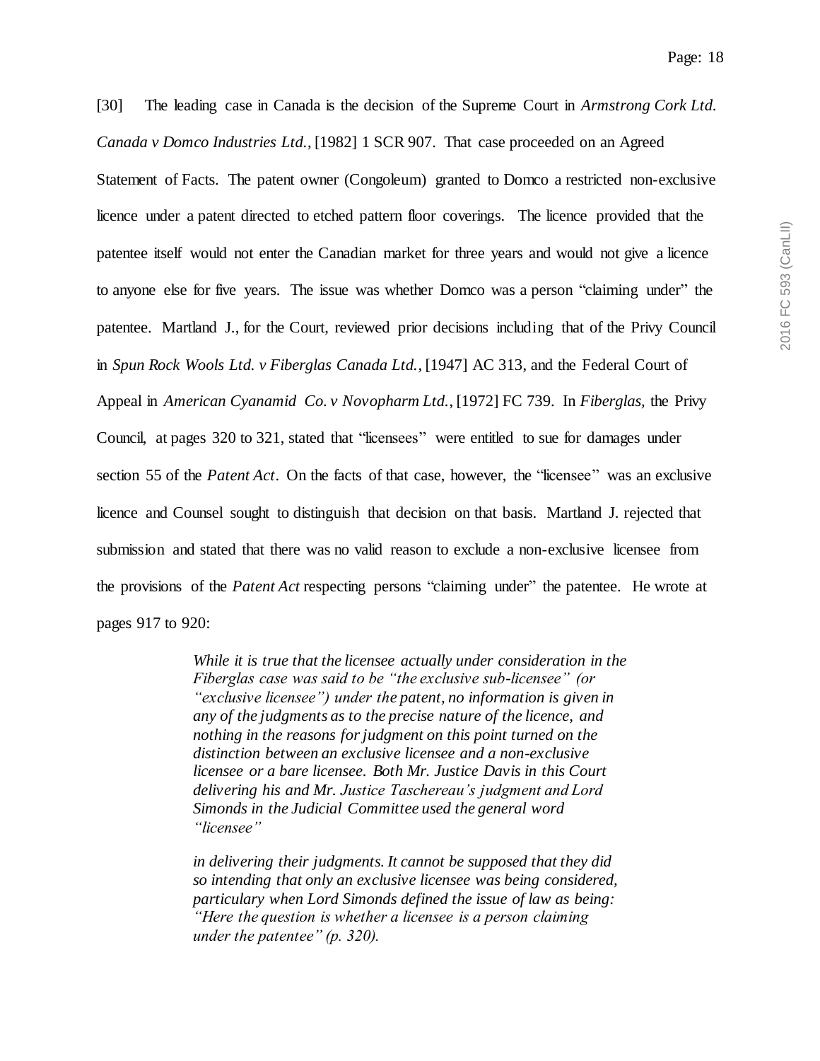[30] The leading case in Canada is the decision of the Supreme Court in *Armstrong Cork Ltd. Canada v Domco Industries Ltd.*, [1982] 1 SCR 907. That case proceeded on an Agreed Statement of Facts. The patent owner (Congoleum) granted to Domco a restricted non-exclusive licence under a patent directed to etched pattern floor coverings. The licence provided that the patentee itself would not enter the Canadian market for three years and would not give a licence to anyone else for five years. The issue was whether Domco was a person "claiming under" the patentee. Martland J., for the Court, reviewed prior decisions including that of the Privy Council in *Spun Rock Wools Ltd. v Fiberglas Canada Ltd.*, [1947] AC 313, and the Federal Court of Appeal in *American Cyanamid Co. v Novopharm Ltd.*, [1972] FC 739. In *Fiberglas*, the Privy Council, at pages 320 to 321, stated that "licensees" were entitled to sue for damages under section 55 of the *Patent Act*. On the facts of that case, however, the "licensee" was an exclusive licence and Counsel sought to distinguish that decision on that basis. Martland J. rejected that submission and stated that there was no valid reason to exclude a non-exclusive licensee from the provisions of the *Patent Act* respecting persons "claiming under" the patentee. He wrote at pages 917 to 920:

> *While it is true that the licensee actually under consideration in the Fiberglas case was said to be "the exclusive sub-licensee" (or "exclusive licensee") under the patent, no information is given in any of the judgments as to the precise nature of the licence, and nothing in the reasons for judgment on this point turned on the distinction between an exclusive licensee and a non-exclusive licensee or a bare licensee. Both Mr. Justice Davis in this Court delivering his and Mr. Justice Taschereau's judgment and Lord Simonds in the Judicial Committee used the general word "licensee"*
>
> *in delivering their judgments. It cannot be supposed that they did so intending that only an exclusive licensee was being considered, particulary when Lord Simonds defined the issue of law as being: "Here the question is whether a licensee is a person claiming under the patentee" (p. 320).*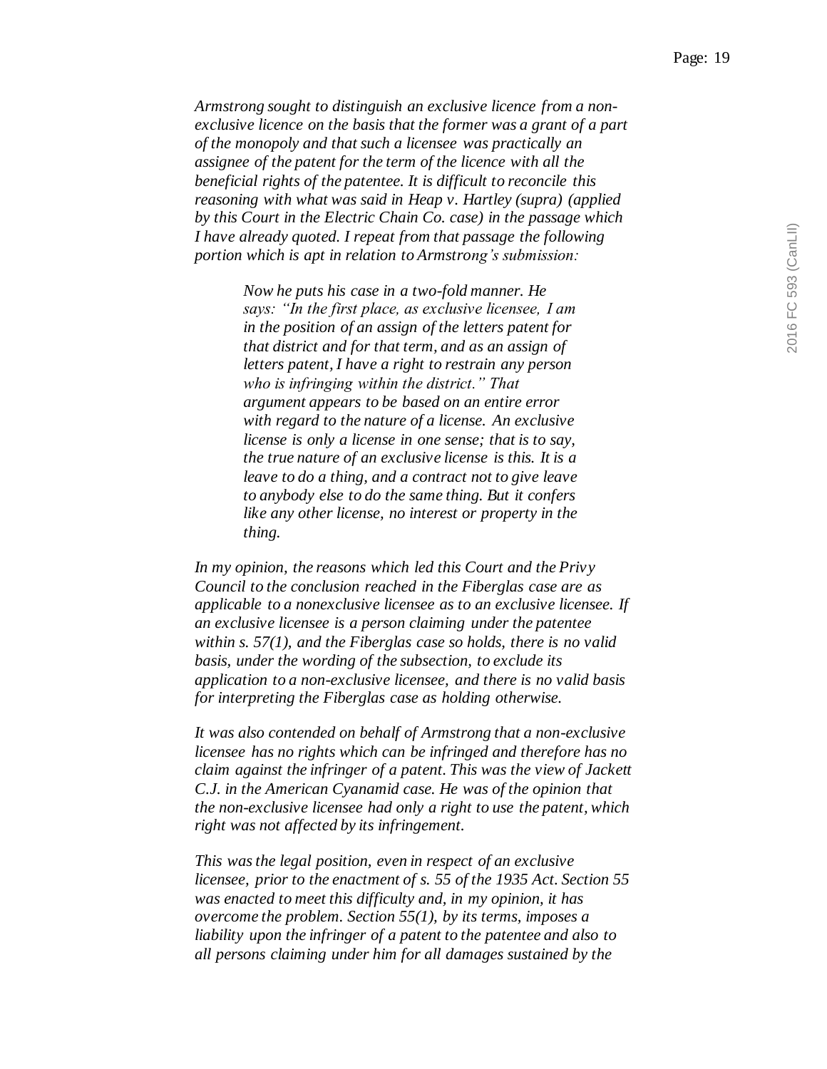*Armstrong sought to distinguish an exclusive licence from a non-exclusive licence on the basis that the former was a grant of a part of the monopoly and that such a licensee was practically an assignee of the patent for the term of the licence with all the beneficial rights of the patentee. It is difficult to reconcile this reasoning with what was said in Heap v. Hartley (supra) (applied by this Court in the Electric Chain Co. case) in the passage which I have already quoted. I repeat from that passage the following portion which is apt in relation to Armstrong's submission:*

> *Now he puts his case in a two-fold manner. He says: "In the first place, as exclusive licensee, I am in the position of an assign of the letters patent for that district and for that term, and as an assign of letters patent, I have a right to restrain any person who is infringing within the district." That argument appears to be based on an entire error with regard to the nature of a license. An exclusive license is only a license in one sense; that is to say, the true nature of an exclusive license is this. It is a leave to do a thing, and a contract not to give leave to anybody else to do the same thing. But it confers like any other license, no interest or property in the thing.*

*In my opinion, the reasons which led this Court and the Privy Council to the conclusion reached in the Fiberglas case are as applicable to a nonexclusive licensee as to an exclusive licensee. If an exclusive licensee is a person claiming under the patentee within s. 57(1), and the Fiberglas case so holds, there is no valid basis, under the wording of the subsection, to exclude its application to a non-exclusive licensee, and there is no valid basis for interpreting the Fiberglas case as holding otherwise.*

*It was also contended on behalf of Armstrong that a non-exclusive licensee has no rights which can be infringed and therefore has no claim against the infringer of a patent. This was the view of Jackett C.J. in the American Cyanamid case. He was of the opinion that the non-exclusive licensee had only a right to use the patent, which right was not affected by its infringement.*

*This was the legal position, even in respect of an exclusive licensee, prior to the enactment of s. 55 of the 1935 Act. Section 55 was enacted to meet this difficulty and, in my opinion, it has overcome the problem. Section 55(1), by its terms, imposes a liability upon the infringer of a patent to the patentee and also to all persons claiming under him for all damages sustained by the*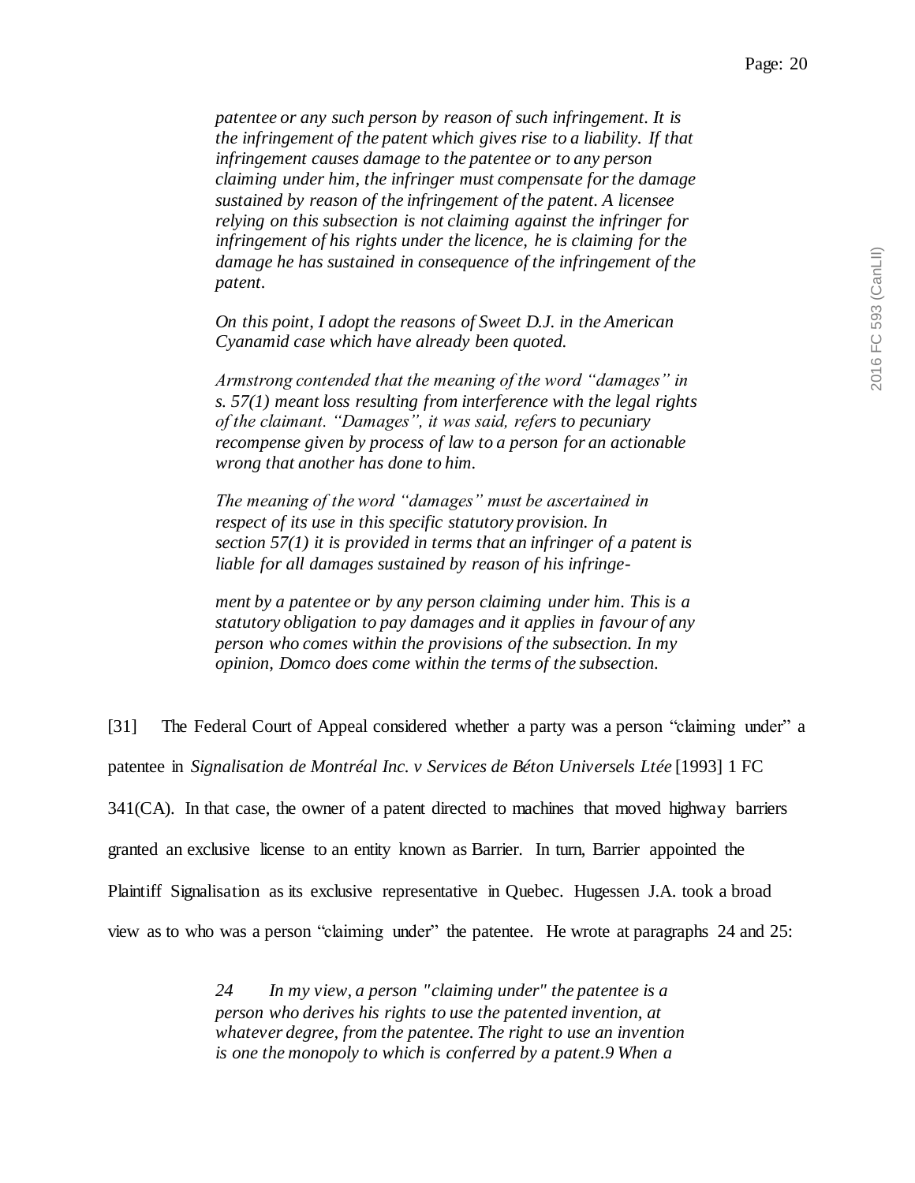> *patentee or any such person by reason of such infringement. It is the infringement of the patent which gives rise to a liability. If that infringement causes damage to the patentee or to any person claiming under him, the infringer must compensate for the damage sustained by reason of the infringement of the patent. A licensee relying on this subsection is not claiming against the infringer for infringement of his rights under the licence, he is claiming for the damage he has sustained in consequence of the infringement of the patent.*
>
> *On this point, I adopt the reasons of Sweet D.J. in the American Cyanamid case which have already been quoted.*
>
> *Armstrong contended that the meaning of the word "damages" in s. 57(1) meant loss resulting from interference with the legal rights of the claimant. "Damages", it was said, refers to pecuniary recompense given by process of law to a person for an actionable wrong that another has done to him.*
>
> *The meaning of the word "damages" must be ascertained in respect of its use in this specific statutory provision. In section 57(1) it is provided in terms that an infringer of a patent is liable for all damages sustained by reason of his infringement by a patentee or by any person claiming under him. This is a statutory obligation to pay damages and it applies in favour of any person who comes within the provisions of the subsection. In my opinion, Domco does come within the terms of the subsection.*

[31] The Federal Court of Appeal considered whether a party was a person "claiming under" a patentee in *Signalisation de Montréal Inc. v Services de Béton Universels Ltée* [1993] 1 FC 341(CA). In that case, the owner of a patent directed to machines that moved highway barriers granted an exclusive license to an entity known as Barrier. In turn, Barrier appointed the Plaintiff Signalisation as its exclusive representative in Quebec. Hugessen J.A. took a broad view as to who was a person "claiming under" the patentee. He wrote at paragraphs 24 and 25:

> *24 In my view, a person "claiming under" the patentee is a person who derives his rights to use the patented invention, at whatever degree, from the patentee. The right to use an invention is one the monopoly to which is conferred by a patent.9 When a*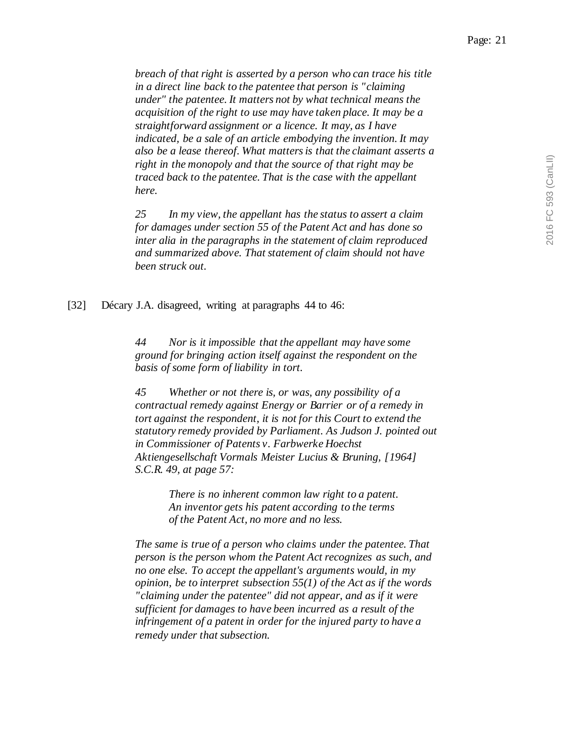*breach of that right is asserted by a person who can trace his title in a direct line back to the patentee that person is "claiming under" the patentee. It matters not by what technical means the acquisition of the right to use may have taken place. It may be a straightforward assignment or a licence. It may, as I have indicated, be a sale of an article embodying the invention. It may also be a lease thereof. What matters is that the claimant asserts a right in the monopoly and that the source of that right may be traced back to the patentee. That is the case with the appellant here.*

> *25 In my view, the appellant has the status to assert a claim for damages under section 55 of the Patent Act and has done so inter alia in the paragraphs in the statement of claim reproduced and summarized above. That statement of claim should not have been struck out.*

[32] Décary J.A. disagreed, writing at paragraphs 44 to 46:

> *44 Nor is it impossible that the appellant may have some ground for bringing action itself against the respondent on the basis of some form of liability in tort.*
>
> *45 Whether or not there is, or was, any possibility of a contractual remedy against Energy or Barrier or of a remedy in tort against the respondent, it is not for this Court to extend the statutory remedy provided by Parliament. As Judson J. pointed out in Commissioner of Patents v. Farbwerke Hoechst Aktiengesellschaft Vormals Meister Lucius & Bruning, [1964] S.C.R. 49, at page 57:*
>
> > *There is no inherent common law right to a patent. An inventor gets his patent according to the terms of the Patent Act, no more and no less.*
>
> *The same is true of a person who claims under the patentee. That person is the person whom the Patent Act recognizes as such, and no one else. To accept the appellant's arguments would, in my opinion, be to interpret subsection 55(1) of the Act as if the words "claiming under the patentee" did not appear, and as if it were sufficient for damages to have been incurred as a result of the infringement of a patent in order for the injured party to have a remedy under that subsection.*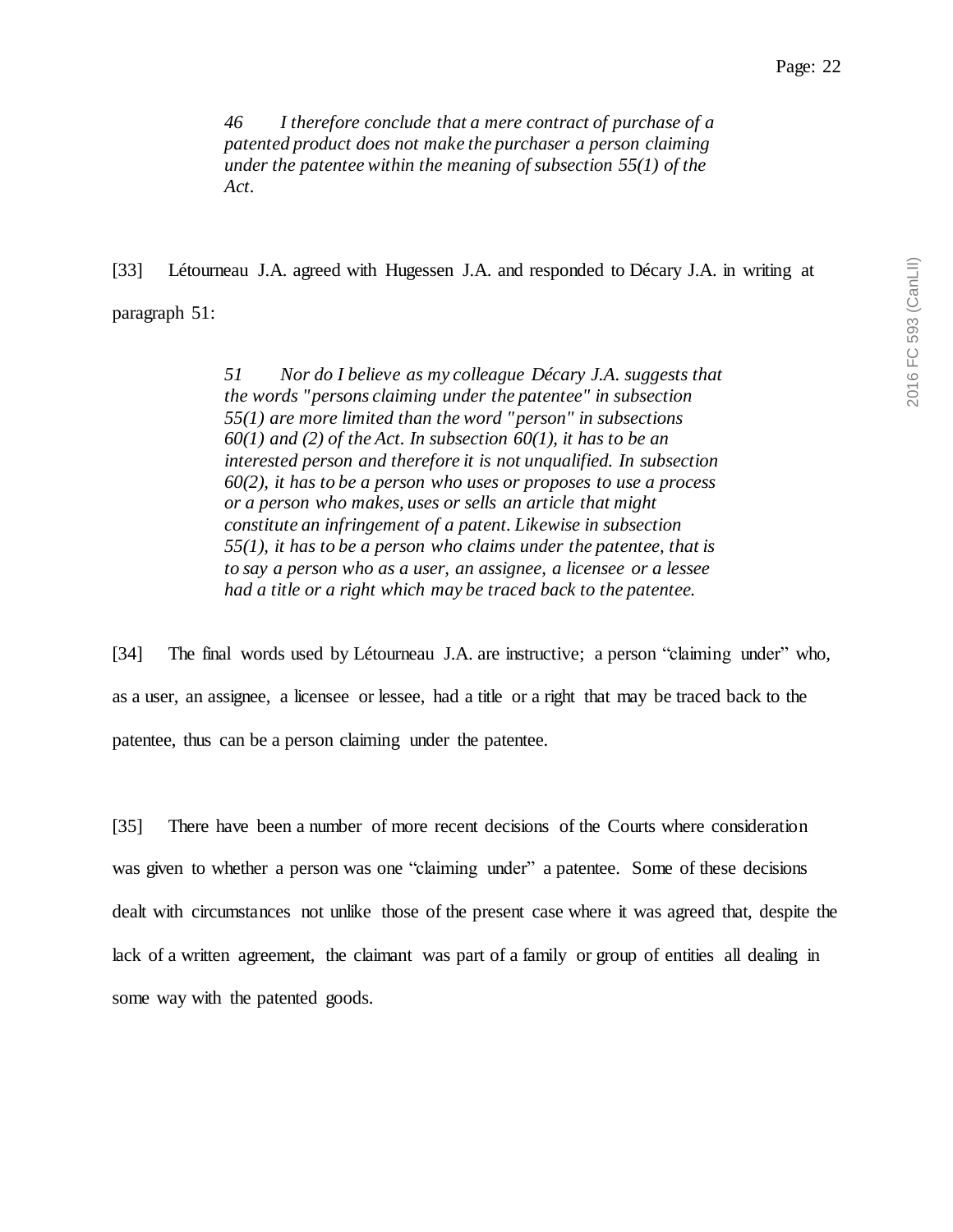> *46 I therefore conclude that a mere contract of purchase of a patented product does not make the purchaser a person claiming under the patentee within the meaning of subsection 55(1) of the Act.*

[33] Létourneau J.A. agreed with Hugessen J.A. and responded to Décary J.A. in writing at paragraph 51:

> *51 Nor do I believe as my colleague Décary J.A. suggests that the words "persons claiming under the patentee" in subsection 55(1) are more limited than the word "person" in subsections 60(1) and (2) of the Act. In subsection 60(1), it has to be an interested person and therefore it is not unqualified. In subsection 60(2), it has to be a person who uses or proposes to use a process or a person who makes, uses or sells an article that might constitute an infringement of a patent. Likewise in subsection 55(1), it has to be a person who claims under the patentee, that is to say a person who as a user, an assignee, a licensee or a lessee had a title or a right which may be traced back to the patentee.*

[34] The final words used by Létourneau J.A. are instructive; a person "claiming under" who, as a user, an assignee, a licensee or lessee, had a title or a right that may be traced back to the patentee, thus can be a person claiming under the patentee.

[35] There have been a number of more recent decisions of the Courts where consideration was given to whether a person was one "claiming under" a patentee. Some of these decisions dealt with circumstances not unlike those of the present case where it was agreed that, despite the lack of a written agreement, the claimant was part of a family or group of entities all dealing in some way with the patented goods.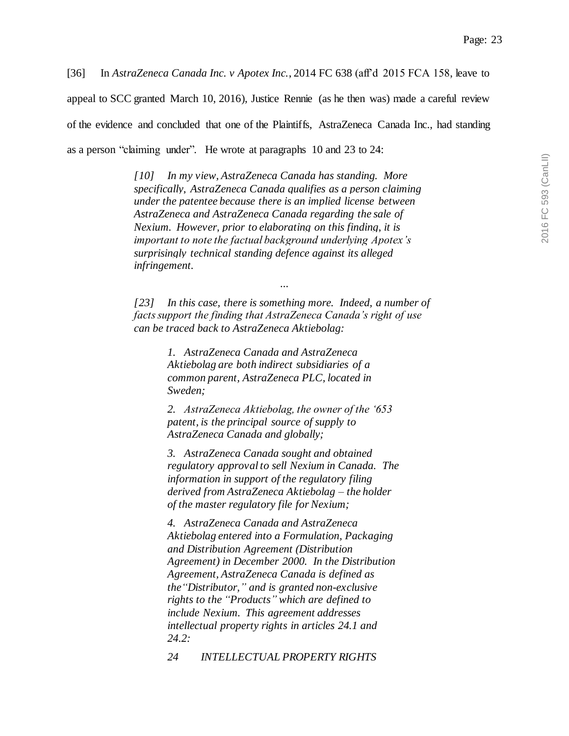[36] In *AstraZeneca Canada Inc. v Apotex Inc.*, 2014 FC 638 (aff'd 2015 FCA 158, leave to appeal to SCC granted March 10, 2016), Justice Rennie (as he then was) made a careful review of the evidence and concluded that one of the Plaintiffs, AstraZeneca Canada Inc., had standing as a person "claiming under". He wrote at paragraphs 10 and 23 to 24:

> *[10] In my view, AstraZeneca Canada has standing. More specifically, AstraZeneca Canada qualifies as a person claiming under the patentee because there is an implied license between AstraZeneca and AstraZeneca Canada regarding the sale of Nexium. However, prior to elaborating on this finding, it is important to note the factual background underlying Apotex's surprisingly technical standing defence against its alleged infringement.*
>
> ...
>
> *[23] In this case, there is something more. Indeed, a number of facts support the finding that AstraZeneca Canada's right of use can be traced back to AstraZeneca Aktiebolag:*
>
> > *1. AstraZeneca Canada and AstraZeneca Aktiebolag are both indirect subsidiaries of a common parent, AstraZeneca PLC, located in Sweden;*
> >
> > *2. AstraZeneca Aktiebolag, the owner of the '653 patent, is the principal source of supply to AstraZeneca Canada and globally;*
> >
> > *3. AstraZeneca Canada sought and obtained regulatory approval to sell Nexium in Canada. The information in support of the regulatory filing derived from AstraZeneca Aktiebolag – the holder of the master regulatory file for Nexium;*
> >
> > *4. AstraZeneca Canada and AstraZeneca Aktiebolag entered into a Formulation, Packaging and Distribution Agreement (Distribution Agreement) in December 2000. In the Distribution Agreement, AstraZeneca Canada is defined as the "Distributor," and is granted non-exclusive rights to the "Products" which are defined to include Nexium. This agreement addresses intellectual property rights in articles 24.1 and 24.2:*
> >
> > *24 INTELLECTUAL PROPERTY RIGHTS*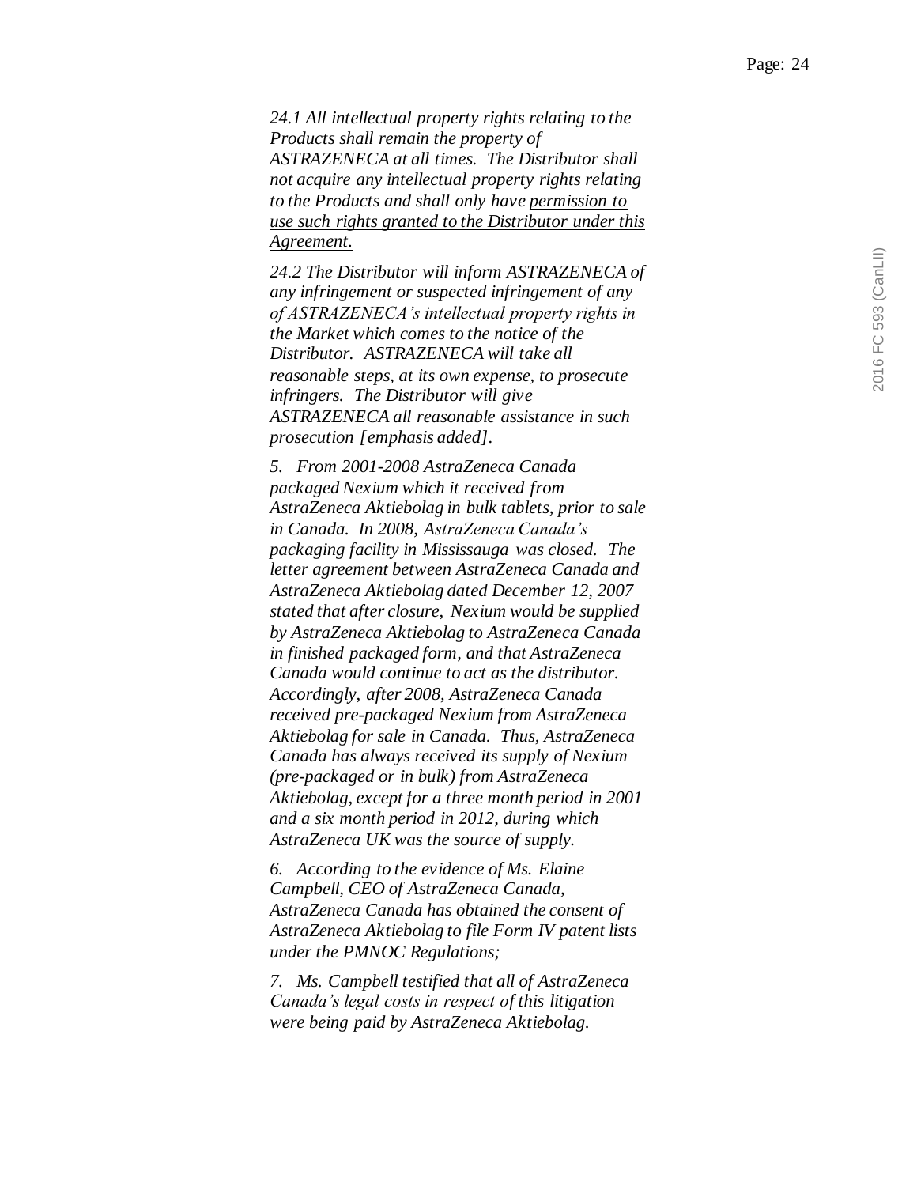*24.1 All intellectual property rights relating to the Products shall remain the property of ASTRAZENECA at all times. The Distributor shall not acquire any intellectual property rights relating to the Products and shall only have <u>permission to use such rights granted to the Distributor under this Agreement</u>.*

*24.2 The Distributor will inform ASTRAZENECA of any infringement or suspected infringement of any of ASTRAZENECA's intellectual property rights in the Market which comes to the notice of the Distributor. ASTRAZENECA will take all reasonable steps, at its own expense, to prosecute infringers. The Distributor will give ASTRAZENECA all reasonable assistance in such prosecution [emphasis added].*

*5. From 2001-2008 AstraZeneca Canada packaged Nexium which it received from AstraZeneca Aktiebolag in bulk tablets, prior to sale in Canada. In 2008, AstraZeneca Canada's packaging facility in Mississauga was closed. The letter agreement between AstraZeneca Canada and AstraZeneca Aktiebolag dated December 12, 2007 stated that after closure, Nexium would be supplied by AstraZeneca Aktiebolag to AstraZeneca Canada in finished packaged form, and that AstraZeneca Canada would continue to act as the distributor. Accordingly, after 2008, AstraZeneca Canada received pre-packaged Nexium from AstraZeneca Aktiebolag for sale in Canada. Thus, AstraZeneca Canada has always received its supply of Nexium (pre-packaged or in bulk) from AstraZeneca Aktiebolag, except for a three month period in 2001 and a six month period in 2012, during which AstraZeneca UK was the source of supply.*

*6. According to the evidence of Ms. Elaine Campbell, CEO of AstraZeneca Canada, AstraZeneca Canada has obtained the consent of AstraZeneca Aktiebolag to file Form IV patent lists under the PMNOC Regulations;*

*7. Ms. Campbell testified that all of AstraZeneca Canada's legal costs in respect of this litigation were being paid by AstraZeneca Aktiebolag.*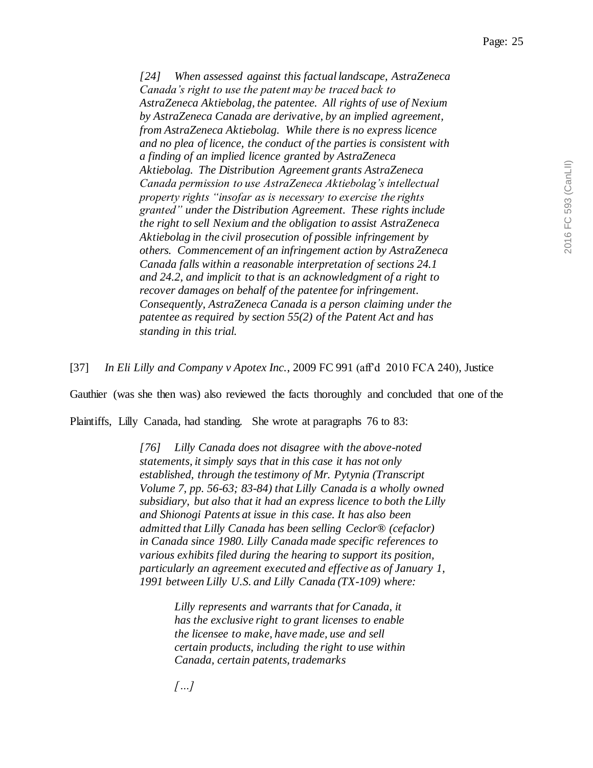> *[24] When assessed against this factual landscape, AstraZeneca Canada's right to use the patent may be traced back to AstraZeneca Aktiebolag, the patentee. All rights of use of Nexium by AstraZeneca Canada are derivative, by an implied agreement, from AstraZeneca Aktiebolag. While there is no express licence and no plea of licence, the conduct of the parties is consistent with a finding of an implied licence granted by AstraZeneca Aktiebolag. The Distribution Agreement grants AstraZeneca Canada permission to use AstraZeneca Aktiebolag's intellectual property rights "insofar as is necessary to exercise the rights granted" under the Distribution Agreement. These rights include the right to sell Nexium and the obligation to assist AstraZeneca Aktiebolag in the civil prosecution of possible infringement by others. Commencement of an infringement action by AstraZeneca Canada falls within a reasonable interpretation of sections 24.1 and 24.2, and implicit to that is an acknowledgment of a right to recover damages on behalf of the patentee for infringement. Consequently, AstraZeneca Canada is a person claiming under the patentee as required by section 55(2) of the Patent Act and has standing in this trial.*

[37] *In Eli Lilly and Company v Apotex Inc.*, 2009 FC 991 (aff'd 2010 FCA 240), Justice Gauthier (was she then was) also reviewed the facts thoroughly and concluded that one of the Plaintiffs, Lilly Canada, had standing. She wrote at paragraphs 76 to 83:

> *[76] Lilly Canada does not disagree with the above-noted statements, it simply says that in this case it has not only established, through the testimony of Mr. Pytynia (Transcript Volume 7, pp. 56-63; 83-84) that Lilly Canada is a wholly owned subsidiary, but also that it had an express licence to both the Lilly and Shionogi Patents at issue in this case. It has also been admitted that Lilly Canada has been selling Ceclor® (cefaclor) in Canada since 1980. Lilly Canada made specific references to various exhibits filed during the hearing to support its position, particularly an agreement executed and effective as of January 1, 1991 between Lilly U.S. and Lilly Canada (TX-109) where:*
>
> > *Lilly represents and warrants that for Canada, it has the exclusive right to grant licenses to enable the licensee to make, have made, use and sell certain products, including the right to use within Canada, certain patents, trademarks*
> >
> > *[...]*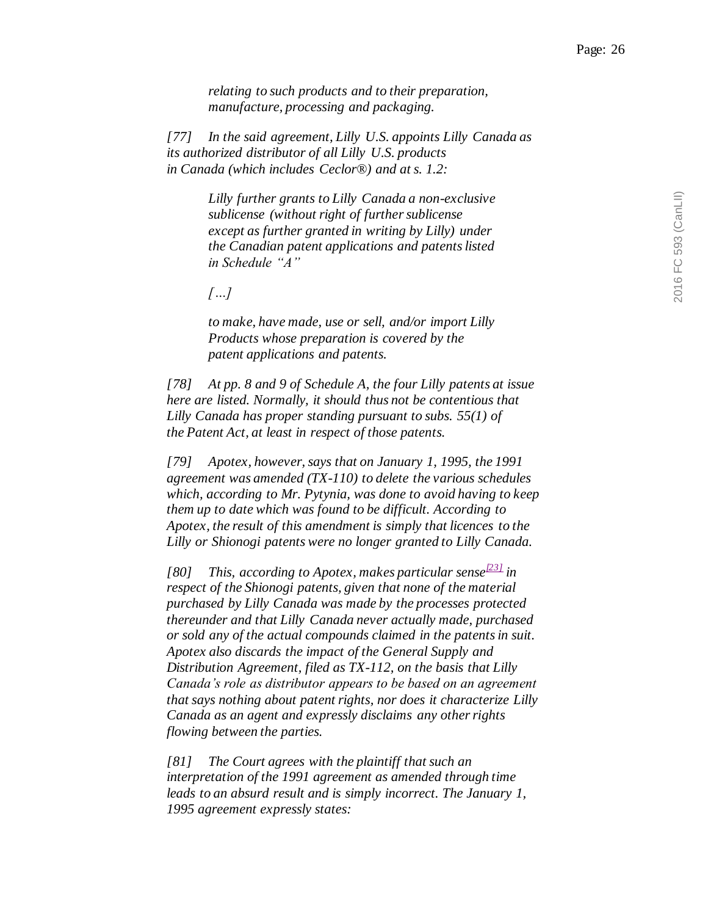*relating to such products and to their preparation, manufacture, processing and packaging.*

*[77] In the said agreement, Lilly U.S. appoints Lilly Canada as its authorized distributor of all Lilly U.S. products in Canada (which includes Ceclor®) and at s. 1.2:*

> *Lilly further grants to Lilly Canada a non-exclusive sublicense (without right of further sublicense except as further granted in writing by Lilly) under the Canadian patent applications and patents listed in Schedule "A"*
>
> *[…]*
>
> *to make, have made, use or sell, and/or import Lilly Products whose preparation is covered by the patent applications and patents.*

*[78] At pp. 8 and 9 of Schedule A, the four Lilly patents at issue here are listed. Normally, it should thus not be contentious that Lilly Canada has proper standing pursuant to subs. 55(1) of the Patent Act, at least in respect of those patents.*

*[79] Apotex, however, says that on January 1, 1995, the 1991 agreement was amended (TX-110) to delete the various schedules which, according to Mr. Pytynia, was done to avoid having to keep them up to date which was found to be difficult. According to Apotex, the result of this amendment is simply that licences to the Lilly or Shionogi patents were no longer granted to Lilly Canada.*

*[80] This, according to Apotex, makes particular sense[23] in respect of the Shionogi patents, given that none of the material purchased by Lilly Canada was made by the processes protected thereunder and that Lilly Canada never actually made, purchased or sold any of the actual compounds claimed in the patents in suit. Apotex also discards the impact of the General Supply and Distribution Agreement, filed as TX-112, on the basis that Lilly Canada's role as distributor appears to be based on an agreement that says nothing about patent rights, nor does it characterize Lilly Canada as an agent and expressly disclaims any other rights flowing between the parties.*

*[81] The Court agrees with the plaintiff that such an interpretation of the 1991 agreement as amended through time leads to an absurd result and is simply incorrect. The January 1, 1995 agreement expressly states:*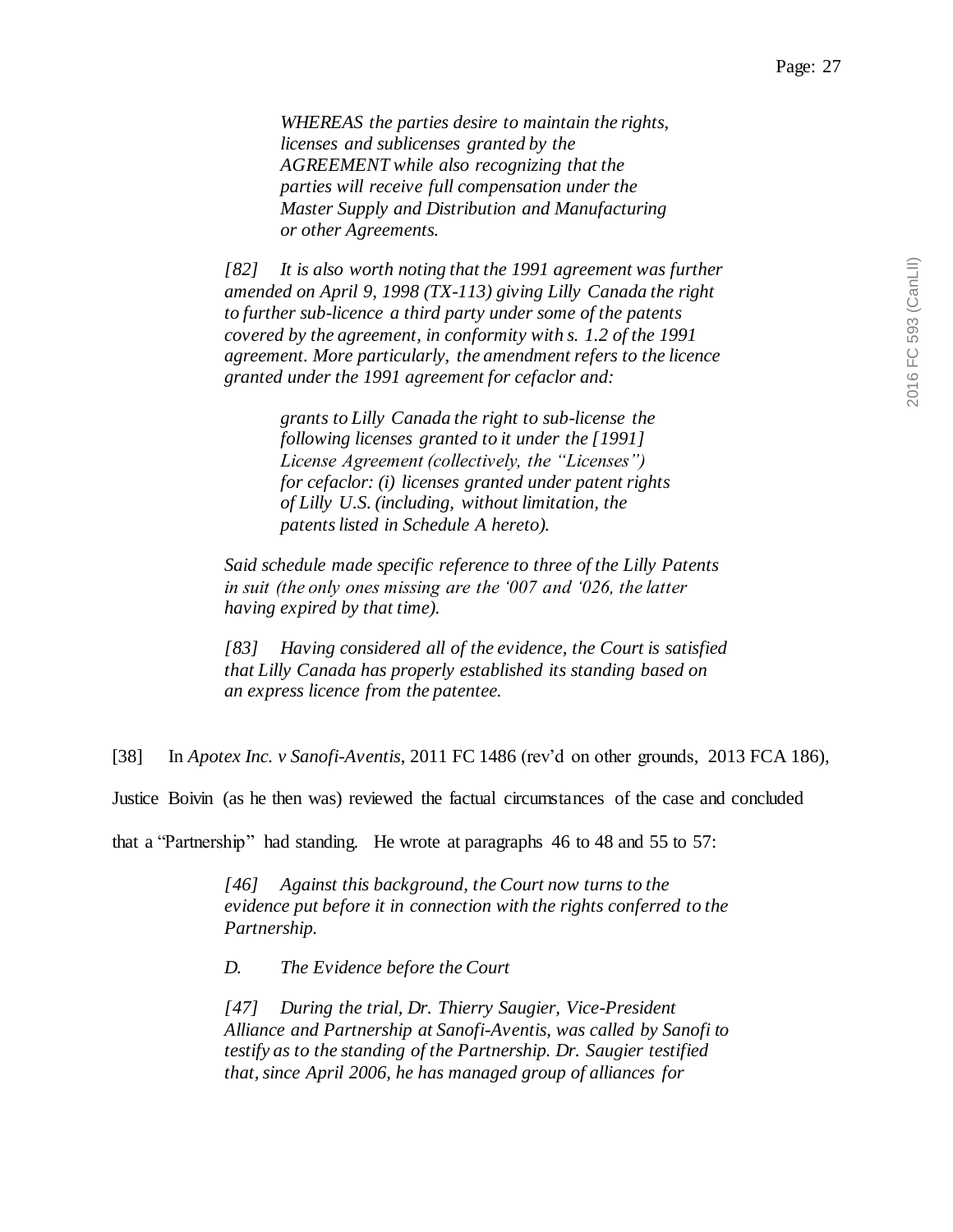> *WHEREAS the parties desire to maintain the rights, licenses and sublicenses granted by the AGREEMENT while also recognizing that the parties will receive full compensation under the Master Supply and Distribution and Manufacturing or other Agreements.*

> *[82] It is also worth noting that the 1991 agreement was further amended on April 9, 1998 (TX-113) giving Lilly Canada the right to further sub-licence a third party under some of the patents covered by the agreement, in conformity with s. 1.2 of the 1991 agreement. More particularly, the amendment refers to the licence granted under the 1991 agreement for cefaclor and:*
>
> > *grants to Lilly Canada the right to sub-license the following licenses granted to it under the [1991] License Agreement (collectively, the "Licenses") for cefaclor: (i) licenses granted under patent rights of Lilly U.S. (including, without limitation, the patents listed in Schedule A hereto).*
>
> *Said schedule made specific reference to three of the Lilly Patents in suit (the only ones missing are the '007 and '026, the latter having expired by that time).*
>
> *[83] Having considered all of the evidence, the Court is satisfied that Lilly Canada has properly established its standing based on an express licence from the patentee.*

[38] In *Apotex Inc. v Sanofi-Aventis*, 2011 FC 1486 (rev'd on other grounds, 2013 FCA 186), Justice Boivin (as he then was) reviewed the factual circumstances of the case and concluded that a "Partnership" had standing. He wrote at paragraphs 46 to 48 and 55 to 57:

> *[46] Against this background, the Court now turns to the evidence put before it in connection with the rights conferred to the Partnership.*
>
> *D. The Evidence before the Court*
>
> *[47] During the trial, Dr. Thierry Saugier, Vice-President Alliance and Partnership at Sanofi-Aventis, was called by Sanofi to testify as to the standing of the Partnership. Dr. Saugier testified that, since April 2006, he has managed group of alliances for*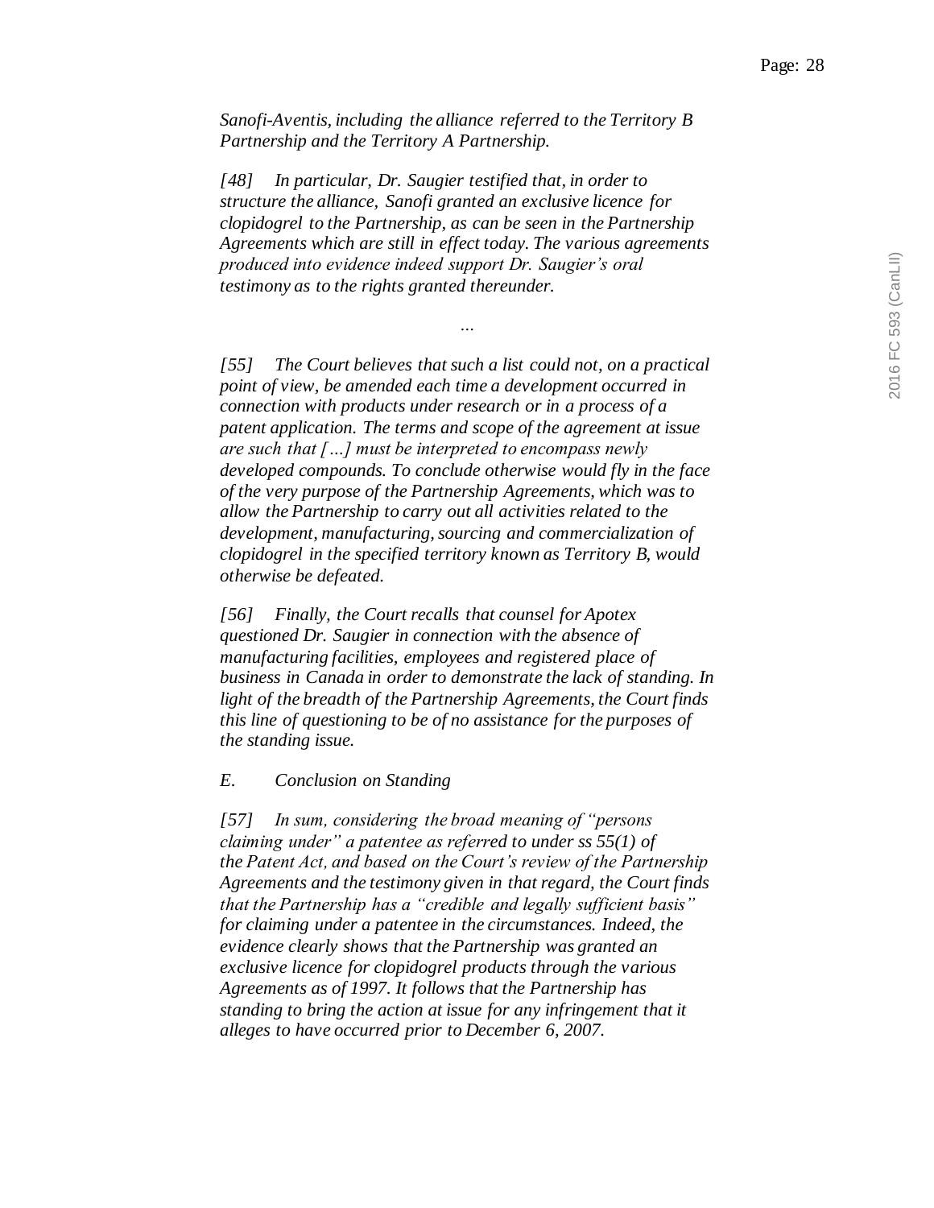*Sanofi-Aventis, including the alliance referred to the Territory B Partnership and the Territory A Partnership.*

*[48] In particular, Dr. Saugier testified that, in order to structure the alliance, Sanofi granted an exclusive licence for clopidogrel to the Partnership, as can be seen in the Partnership Agreements which are still in effect today. The various agreements produced into evidence indeed support Dr. Saugier's oral testimony as to the rights granted thereunder.*

*…*

*[55] The Court believes that such a list could not, on a practical point of view, be amended each time a development occurred in connection with products under research or in a process of a patent application. The terms and scope of the agreement at issue are such that […] must be interpreted to encompass newly developed compounds. To conclude otherwise would fly in the face of the very purpose of the Partnership Agreements, which was to allow the Partnership to carry out all activities related to the development, manufacturing, sourcing and commercialization of clopidogrel in the specified territory known as Territory B, would otherwise be defeated.*

*[56] Finally, the Court recalls that counsel for Apotex questioned Dr. Saugier in connection with the absence of manufacturing facilities, employees and registered place of business in Canada in order to demonstrate the lack of standing. In light of the breadth of the Partnership Agreements, the Court finds this line of questioning to be of no assistance for the purposes of the standing issue.*

*E. Conclusion on Standing*

*[57] In sum, considering the broad meaning of "persons claiming under" a patentee as referred to under ss 55(1) of the Patent Act, and based on the Court's review of the Partnership Agreements and the testimony given in that regard, the Court finds that the Partnership has a "credible and legally sufficient basis" for claiming under a patentee in the circumstances. Indeed, the evidence clearly shows that the Partnership was granted an exclusive licence for clopidogrel products through the various Agreements as of 1997. It follows that the Partnership has standing to bring the action at issue for any infringement that it alleges to have occurred prior to December 6, 2007.*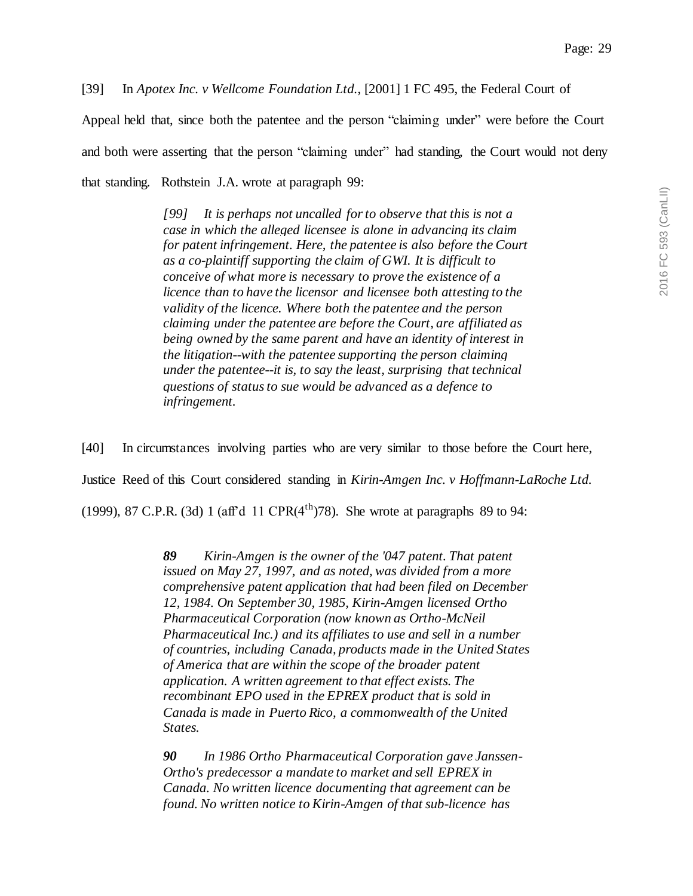[39] In *Apotex Inc. v Wellcome Foundation Ltd.*, [2001] 1 FC 495, the Federal Court of Appeal held that, since both the patentee and the person "claiming under" were before the Court and both were asserting that the person "claiming under" had standing, the Court would not deny that standing. Rothstein J.A. wrote at paragraph 99:

> *[99] It is perhaps not uncalled for to observe that this is not a case in which the alleged licensee is alone in advancing its claim for patent infringement. Here, the patentee is also before the Court as a co-plaintiff supporting the claim of GWI. It is difficult to conceive of what more is necessary to prove the existence of a licence than to have the licensor and licensee both attesting to the validity of the licence. Where both the patentee and the person claiming under the patentee are before the Court, are affiliated as being owned by the same parent and have an identity of interest in the litigation--with the patentee supporting the person claiming under the patentee--it is, to say the least, surprising that technical questions of status to sue would be advanced as a defence to infringement.*

[40] In circumstances involving parties who are very similar to those before the Court here, Justice Reed of this Court considered standing in *Kirin-Amgen Inc. v Hoffmann-LaRoche Ltd.* (1999), 87 C.P.R. (3d) 1 (aff'd 11 CPR(4th)78). She wrote at paragraphs 89 to 94:

> ***89*** *Kirin-Amgen is the owner of the '047 patent. That patent issued on May 27, 1997, and as noted, was divided from a more comprehensive patent application that had been filed on December 12, 1984. On September 30, 1985, Kirin-Amgen licensed Ortho Pharmaceutical Corporation (now known as Ortho-McNeil Pharmaceutical Inc.) and its affiliates to use and sell in a number of countries, including Canada, products made in the United States of America that are within the scope of the broader patent application. A written agreement to that effect exists. The recombinant EPO used in the EPREX product that is sold in Canada is made in Puerto Rico, a commonwealth of the United States.*
>
> ***90*** *In 1986 Ortho Pharmaceutical Corporation gave Janssen-Ortho's predecessor a mandate to market and sell EPREX in Canada. No written licence documenting that agreement can be found. No written notice to Kirin-Amgen of that sub-licence has*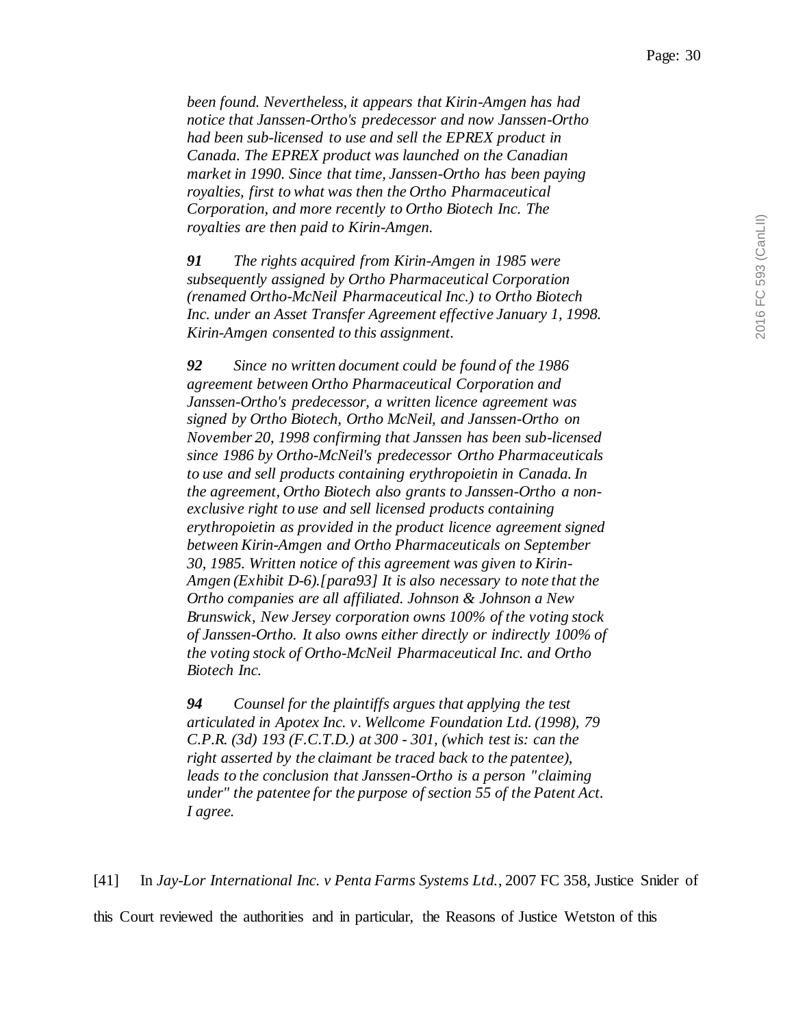*been found. Nevertheless, it appears that Kirin-Amgen has had notice that Janssen-Ortho's predecessor and now Janssen-Ortho had been sub-licensed to use and sell the EPREX product in Canada. The EPREX product was launched on the Canadian market in 1990. Since that time, Janssen-Ortho has been paying royalties, first to what was then the Ortho Pharmaceutical Corporation, and more recently to Ortho Biotech Inc. The royalties are then paid to Kirin-Amgen.*

***91*** *The rights acquired from Kirin-Amgen in 1985 were subsequently assigned by Ortho Pharmaceutical Corporation (renamed Ortho-McNeil Pharmaceutical Inc.) to Ortho Biotech Inc. under an Asset Transfer Agreement effective January 1, 1998. Kirin-Amgen consented to this assignment.*

***92*** *Since no written document could be found of the 1986 agreement between Ortho Pharmaceutical Corporation and Janssen-Ortho's predecessor, a written licence agreement was signed by Ortho Biotech, Ortho McNeil, and Janssen-Ortho on November 20, 1998 confirming that Janssen has been sub-licensed since 1986 by Ortho-McNeil's predecessor Ortho Pharmaceuticals to use and sell products containing erythropoietin in Canada. In the agreement, Ortho Biotech also grants to Janssen-Ortho a non-exclusive right to use and sell licensed products containing erythropoietin as provided in the product licence agreement signed between Kirin-Amgen and Ortho Pharmaceuticals on September 30, 1985. Written notice of this agreement was given to Kirin-Amgen (Exhibit D-6).[para93] It is also necessary to note that the Ortho companies are all affiliated. Johnson & Johnson a New Brunswick, New Jersey corporation owns 100% of the voting stock of Janssen-Ortho. It also owns either directly or indirectly 100% of the voting stock of Ortho-McNeil Pharmaceutical Inc. and Ortho Biotech Inc.*

***94*** *Counsel for the plaintiffs argues that applying the test articulated in Apotex Inc. v. Wellcome Foundation Ltd. (1998), 79 C.P.R. (3d) 193 (F.C.T.D.) at 300 - 301, (which test is: can the right asserted by the claimant be traced back to the patentee), leads to the conclusion that Janssen-Ortho is a person "claiming under" the patentee for the purpose of section 55 of the Patent Act. I agree.*

[41] In *Jay-Lor International Inc. v Penta Farms Systems Ltd.*, 2007 FC 358, Justice Snider of this Court reviewed the authorities and in particular, the Reasons of Justice Wetston of this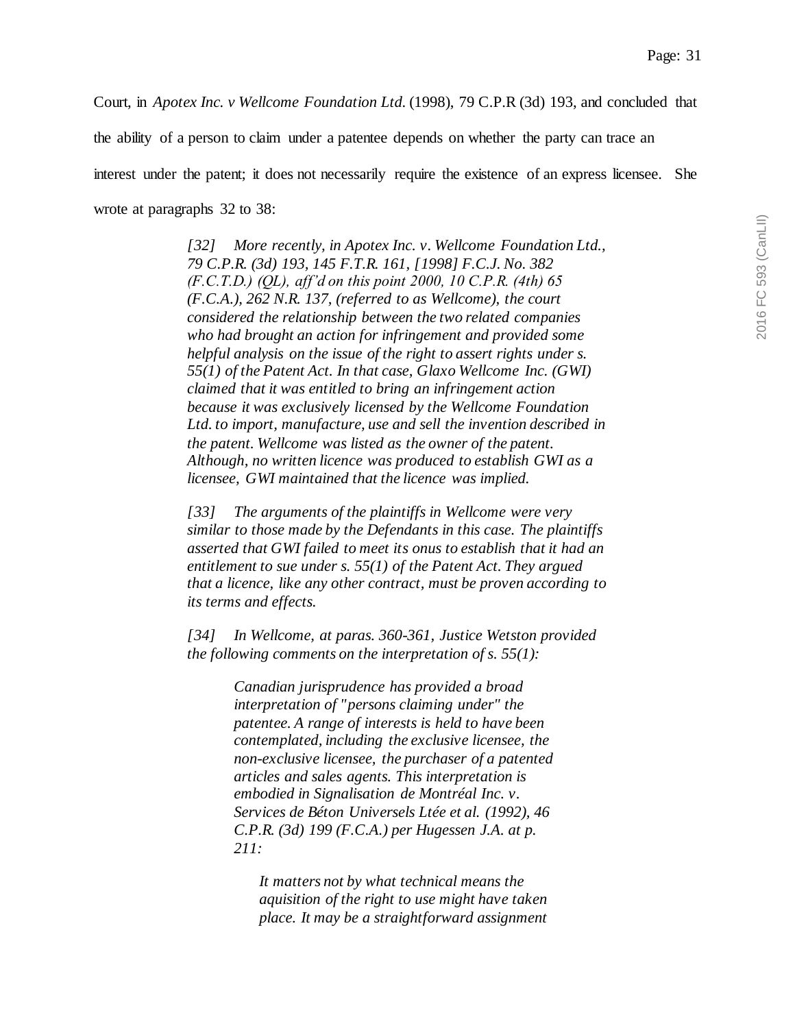Court, in *Apotex Inc. v Wellcome Foundation Ltd.* (1998), 79 C.P.R (3d) 193, and concluded that the ability of a person to claim under a patentee depends on whether the party can trace an interest under the patent; it does not necessarily require the existence of an express licensee. She wrote at paragraphs 32 to 38:

> *[32] More recently, in Apotex Inc. v. Wellcome Foundation Ltd., 79 C.P.R. (3d) 193, 145 F.T.R. 161, [1998] F.C.J. No. 382 (F.C.T.D.) (QL), aff'd on this point 2000, 10 C.P.R. (4th) 65 (F.C.A.), 262 N.R. 137, (referred to as Wellcome), the court considered the relationship between the two related companies who had brought an action for infringement and provided some helpful analysis on the issue of the right to assert rights under s. 55(1) of the Patent Act. In that case, Glaxo Wellcome Inc. (GWI) claimed that it was entitled to bring an infringement action because it was exclusively licensed by the Wellcome Foundation Ltd. to import, manufacture, use and sell the invention described in the patent. Wellcome was listed as the owner of the patent. Although, no written licence was produced to establish GWI as a licensee, GWI maintained that the licence was implied.*
>
> *[33] The arguments of the plaintiffs in Wellcome were very similar to those made by the Defendants in this case. The plaintiffs asserted that GWI failed to meet its onus to establish that it had an entitlement to sue under s. 55(1) of the Patent Act. They argued that a licence, like any other contract, must be proven according to its terms and effects.*
>
> *[34] In Wellcome, at paras. 360-361, Justice Wetston provided the following comments on the interpretation of s. 55(1):*
>
> > *Canadian jurisprudence has provided a broad interpretation of "persons claiming under" the patentee. A range of interests is held to have been contemplated, including the exclusive licensee, the non-exclusive licensee, the purchaser of a patented articles and sales agents. This interpretation is embodied in Signalisation de Montréal Inc. v. Services de Béton Universels Ltée et al. (1992), 46 C.P.R. (3d) 199 (F.C.A.) per Hugessen J.A. at p. 211:*
> >
> > > *It matters not by what technical means the aquisition of the right to use might have taken place. It may be a straightforward assignment*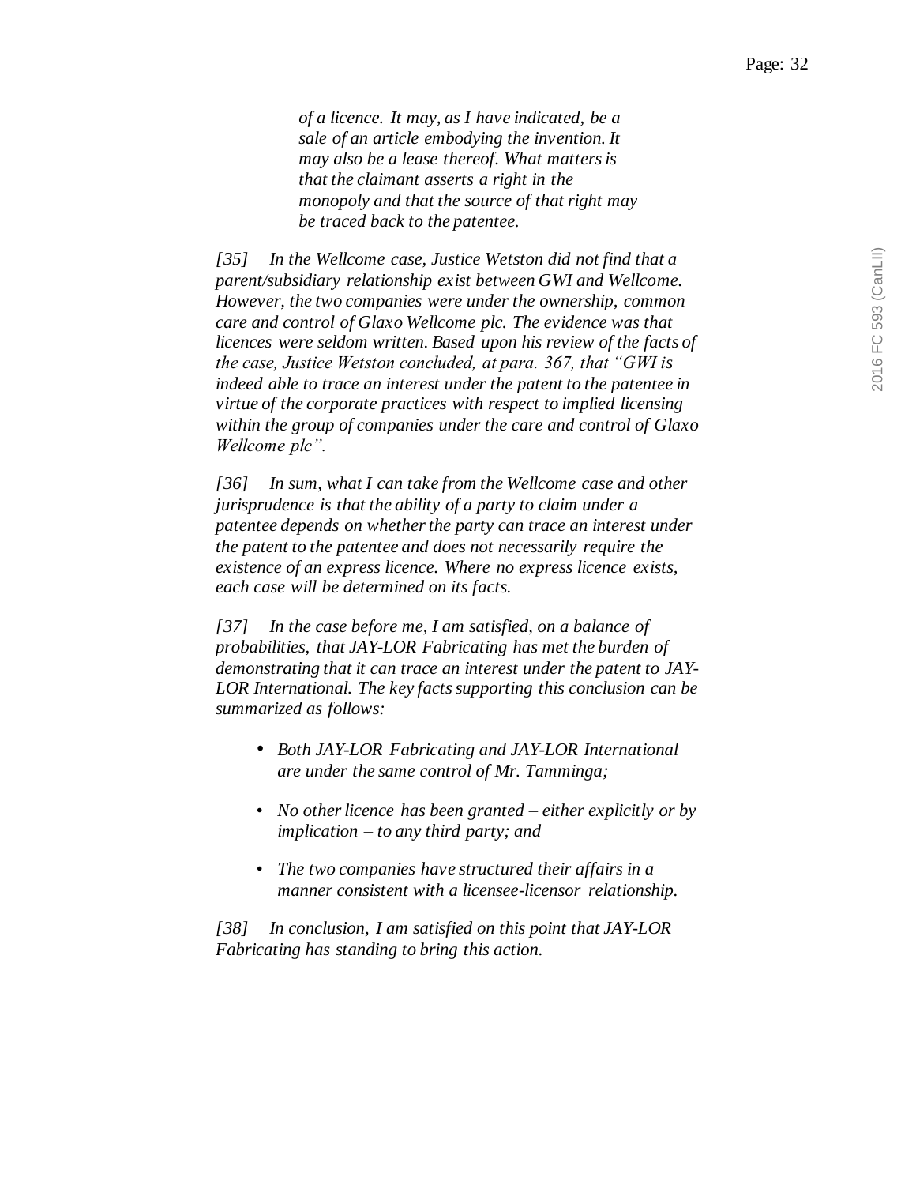> *of a licence. It may, as I have indicated, be a sale of an article embodying the invention. It may also be a lease thereof. What matters is that the claimant asserts a right in the monopoly and that the source of that right may be traced back to the patentee.*

*[35] In the Wellcome case, Justice Wetston did not find that a parent/subsidiary relationship exist between GWI and Wellcome. However, the two companies were under the ownership, common care and control of Glaxo Wellcome plc. The evidence was that licences were seldom written. Based upon his review of the facts of the case, Justice Wetston concluded, at para. 367, that "GWI is indeed able to trace an interest under the patent to the patentee in virtue of the corporate practices with respect to implied licensing within the group of companies under the care and control of Glaxo Wellcome plc".*

*[36] In sum, what I can take from the Wellcome case and other jurisprudence is that the ability of a party to claim under a patentee depends on whether the party can trace an interest under the patent to the patentee and does not necessarily require the existence of an express licence. Where no express licence exists, each case will be determined on its facts.*

*[37] In the case before me, I am satisfied, on a balance of probabilities, that JAY-LOR Fabricating has met the burden of demonstrating that it can trace an interest under the patent to JAY-LOR International. The key facts supporting this conclusion can be summarized as follows:*

- *Both JAY-LOR Fabricating and JAY-LOR International are under the same control of Mr. Tamminga;*
- *No other licence has been granted – either explicitly or by implication – to any third party; and*
- *The two companies have structured their affairs in a manner consistent with a licensee-licensor relationship.*

*[38] In conclusion, I am satisfied on this point that JAY-LOR Fabricating has standing to bring this action.*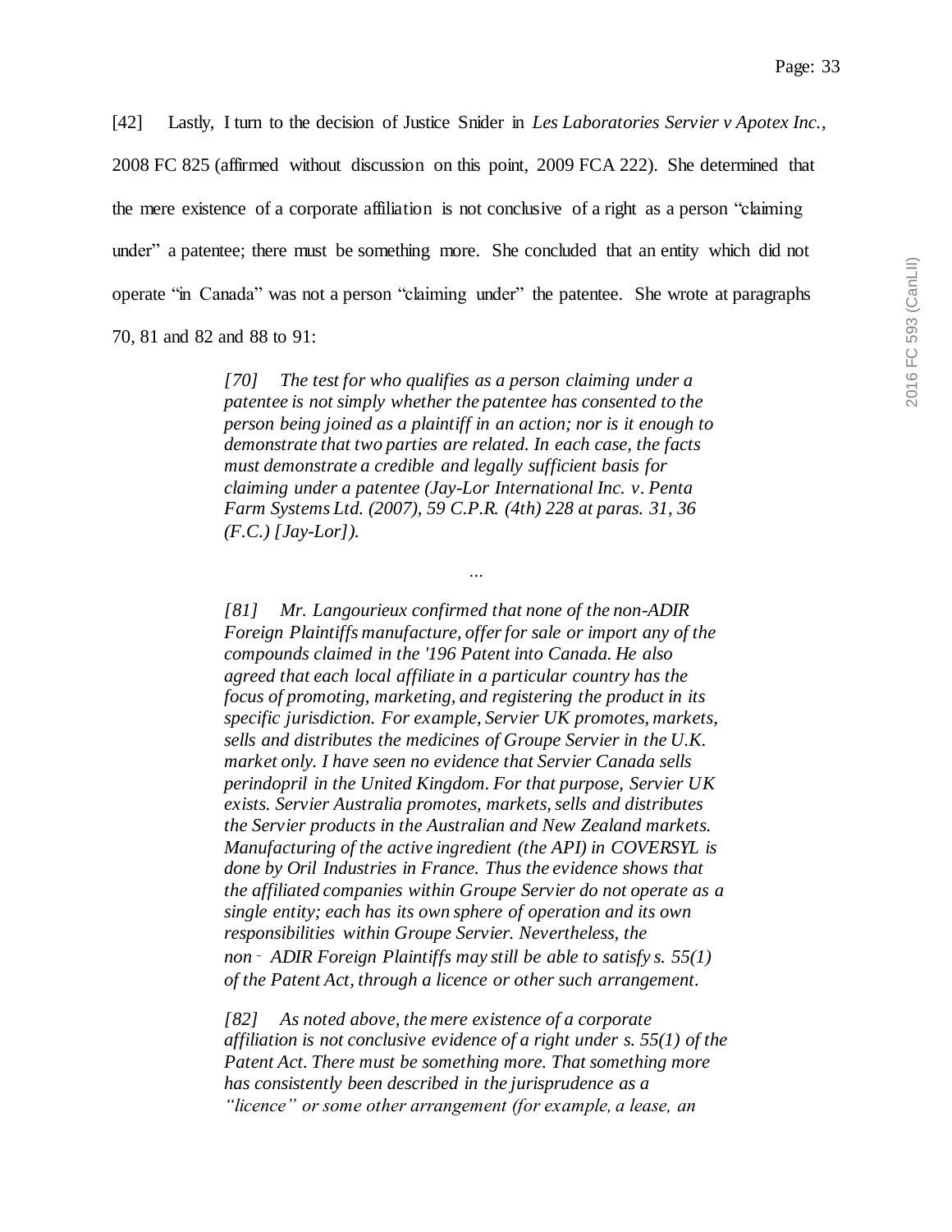[42] Lastly, I turn to the decision of Justice Snider in *Les Laboratories Servier v Apotex Inc.*, 2008 FC 825 (affirmed without discussion on this point, 2009 FCA 222). She determined that the mere existence of a corporate affiliation is not conclusive of a right as a person "claiming under" a patentee; there must be something more. She concluded that an entity which did not operate "in Canada" was not a person "claiming under" the patentee. She wrote at paragraphs 70, 81 and 82 and 88 to 91:

> *[70] The test for who qualifies as a person claiming under a patentee is not simply whether the patentee has consented to the person being joined as a plaintiff in an action; nor is it enough to demonstrate that two parties are related. In each case, the facts must demonstrate a credible and legally sufficient basis for claiming under a patentee (Jay-Lor International Inc. v. Penta Farm Systems Ltd. (2007), 59 C.P.R. (4th) 228 at paras. 31, 36 (F.C.) [Jay-Lor]).*
>
> ...
>
> *[81] Mr. Langourieux confirmed that none of the non-ADIR Foreign Plaintiffs manufacture, offer for sale or import any of the compounds claimed in the '196 Patent into Canada. He also agreed that each local affiliate in a particular country has the focus of promoting, marketing, and registering the product in its specific jurisdiction. For example, Servier UK promotes, markets, sells and distributes the medicines of Groupe Servier in the U.K. market only. I have seen no evidence that Servier Canada sells perindopril in the United Kingdom. For that purpose, Servier UK exists. Servier Australia promotes, markets, sells and distributes the Servier products in the Australian and New Zealand markets. Manufacturing of the active ingredient (the API) in COVERSYL is done by Oril Industries in France. Thus the evidence shows that the affiliated companies within Groupe Servier do not operate as a single entity; each has its own sphere of operation and its own responsibilities within Groupe Servier. Nevertheless, the non‑ADIR Foreign Plaintiffs may still be able to satisfy s. 55(1) of the Patent Act, through a licence or other such arrangement.*
>
> *[82] As noted above, the mere existence of a corporate affiliation is not conclusive evidence of a right under s. 55(1) of the Patent Act. There must be something more. That something more has consistently been described in the jurisprudence as a "licence" or some other arrangement (for example, a lease, an*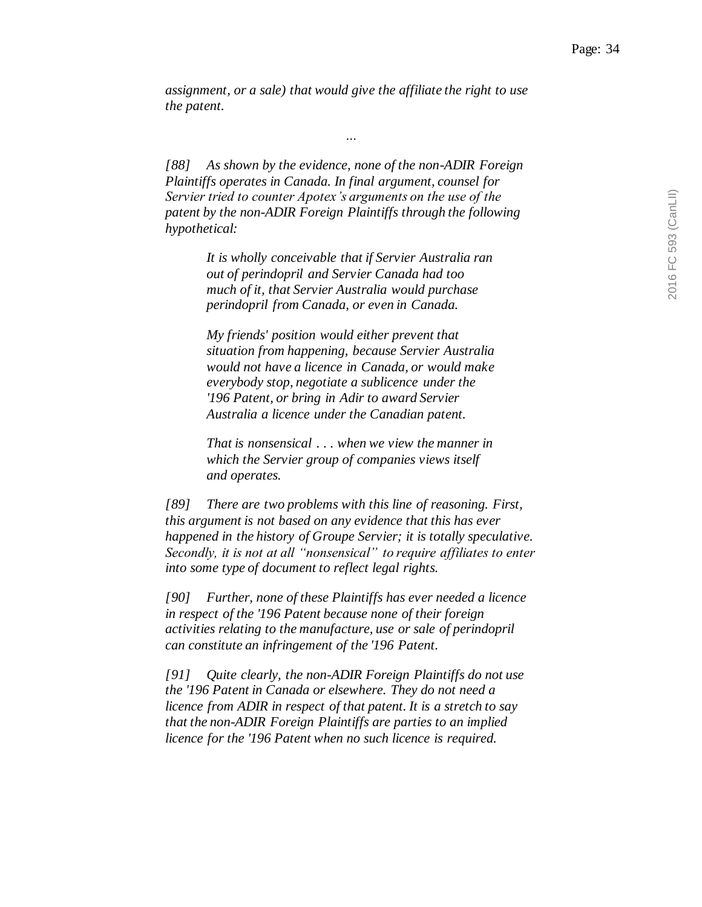*assignment, or a sale) that would give the affiliate the right to use the patent.*

*...*

*[88] As shown by the evidence, none of the non-ADIR Foreign Plaintiffs operates in Canada. In final argument, counsel for Servier tried to counter Apotex's arguments on the use of the patent by the non-ADIR Foreign Plaintiffs through the following hypothetical:*

> *It is wholly conceivable that if Servier Australia ran out of perindopril and Servier Canada had too much of it, that Servier Australia would purchase perindopril from Canada, or even in Canada.*
>
> *My friends' position would either prevent that situation from happening, because Servier Australia would not have a licence in Canada, or would make everybody stop, negotiate a sublicence under the '196 Patent, or bring in Adir to award Servier Australia a licence under the Canadian patent.*
>
> *That is nonsensical . . . when we view the manner in which the Servier group of companies views itself and operates.*

*[89] There are two problems with this line of reasoning. First, this argument is not based on any evidence that this has ever happened in the history of Groupe Servier; it is totally speculative. Secondly, it is not at all "nonsensical" to require affiliates to enter into some type of document to reflect legal rights.*

*[90] Further, none of these Plaintiffs has ever needed a licence in respect of the '196 Patent because none of their foreign activities relating to the manufacture, use or sale of perindopril can constitute an infringement of the '196 Patent.*

*[91] Quite clearly, the non-ADIR Foreign Plaintiffs do not use the '196 Patent in Canada or elsewhere. They do not need a licence from ADIR in respect of that patent. It is a stretch to say that the non-ADIR Foreign Plaintiffs are parties to an implied licence for the '196 Patent when no such licence is required.*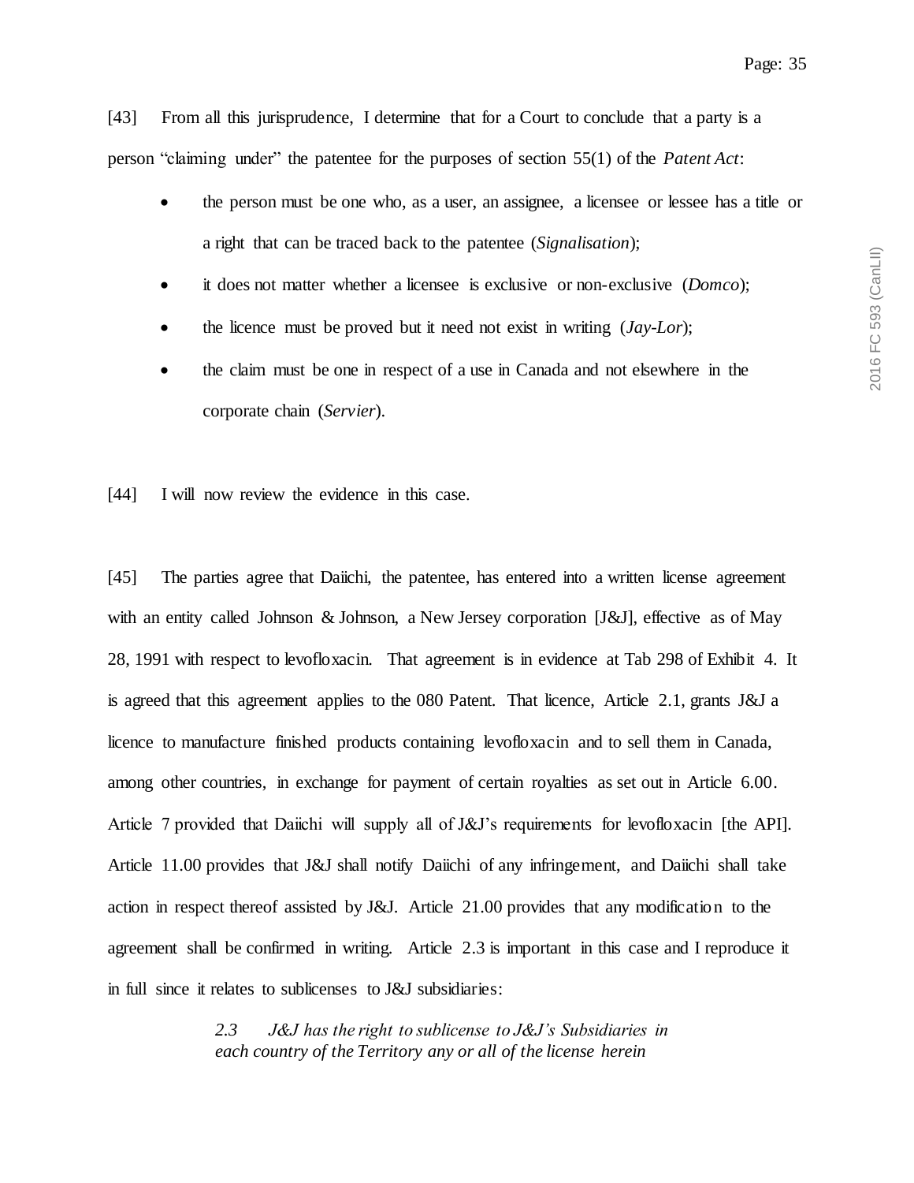[43] From all this jurisprudence, I determine that for a Court to conclude that a party is a person "claiming under" the patentee for the purposes of section 55(1) of the *Patent Act*:

- the person must be one who, as a user, an assignee, a licensee or lessee has a title or a right that can be traced back to the patentee (*Signalisation*);
- it does not matter whether a licensee is exclusive or non-exclusive (*Domco*);
- the licence must be proved but it need not exist in writing (*Jay-Lor*);
- the claim must be one in respect of a use in Canada and not elsewhere in the corporate chain (*Servier*).

[44] I will now review the evidence in this case.

[45] The parties agree that Daiichi, the patentee, has entered into a written license agreement with an entity called Johnson & Johnson, a New Jersey corporation [J&J], effective as of May 28, 1991 with respect to levofloxacin. That agreement is in evidence at Tab 298 of Exhibit 4. It is agreed that this agreement applies to the 080 Patent. That licence, Article 2.1, grants J&J a licence to manufacture finished products containing levofloxacin and to sell them in Canada, among other countries, in exchange for payment of certain royalties as set out in Article 6.00. Article 7 provided that Daiichi will supply all of J&J's requirements for levofloxacin [the API]. Article 11.00 provides that J&J shall notify Daiichi of any infringement, and Daiichi shall take action in respect thereof assisted by J&J. Article 21.00 provides that any modification to the agreement shall be confirmed in writing. Article 2.3 is important in this case and I reproduce it in full since it relates to sublicenses to J&J subsidiaries:

> *2.3 J&J has the right to sublicense to J&J's Subsidiaries in each country of the Territory any or all of the license herein*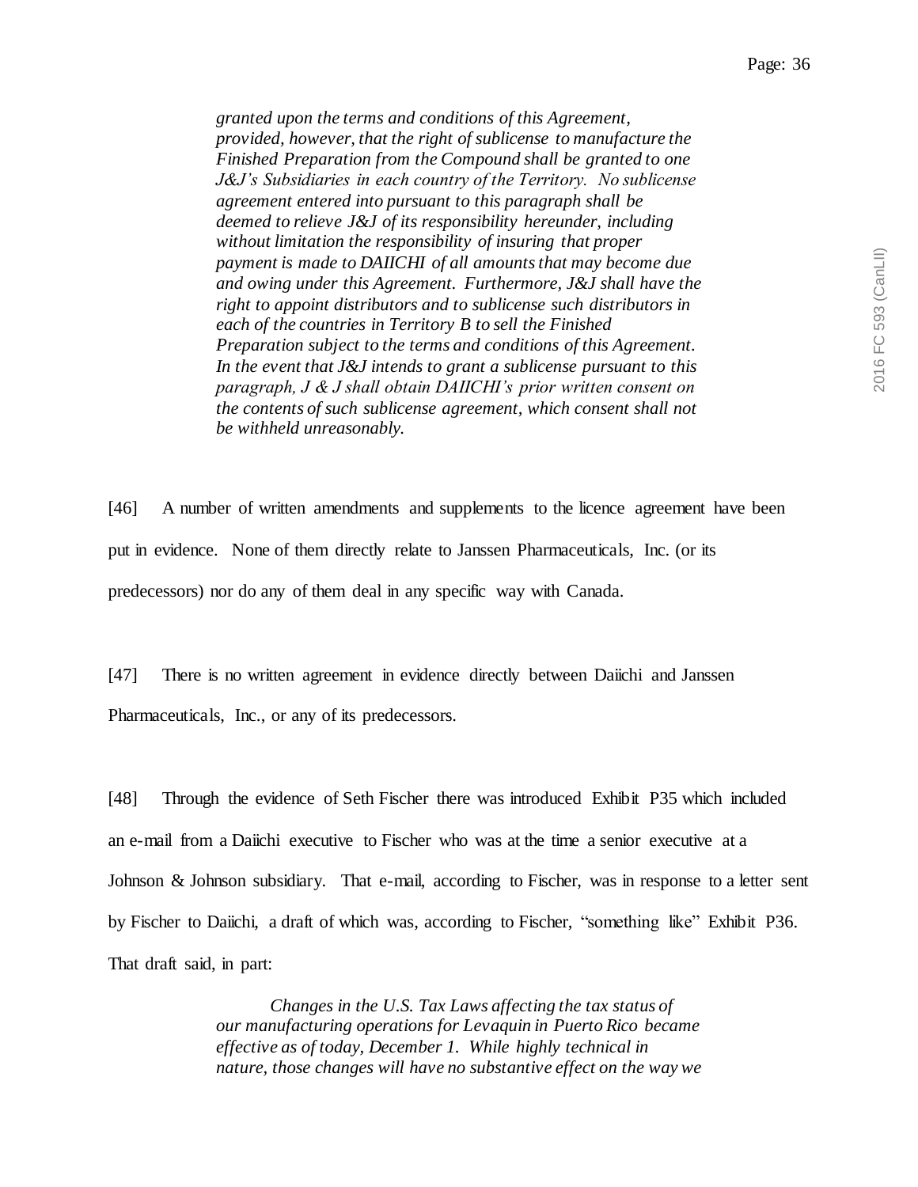> *granted upon the terms and conditions of this Agreement, provided, however, that the right of sublicense to manufacture the Finished Preparation from the Compound shall be granted to one J&J's Subsidiaries in each country of the Territory. No sublicense agreement entered into pursuant to this paragraph shall be deemed to relieve J&J of its responsibility hereunder, including without limitation the responsibility of insuring that proper payment is made to DAIICHI of all amounts that may become due and owing under this Agreement. Furthermore, J&J shall have the right to appoint distributors and to sublicense such distributors in each of the countries in Territory B to sell the Finished Preparation subject to the terms and conditions of this Agreement. In the event that J&J intends to grant a sublicense pursuant to this paragraph, J & J shall obtain DAIICHI's prior written consent on the contents of such sublicense agreement, which consent shall not be withheld unreasonably.*

[46] A number of written amendments and supplements to the licence agreement have been put in evidence. None of them directly relate to Janssen Pharmaceuticals, Inc. (or its predecessors) nor do any of them deal in any specific way with Canada.

[47] There is no written agreement in evidence directly between Daiichi and Janssen Pharmaceuticals, Inc., or any of its predecessors.

[48] Through the evidence of Seth Fischer there was introduced Exhibit P35 which included an e-mail from a Daiichi executive to Fischer who was at the time a senior executive at a Johnson & Johnson subsidiary. That e-mail, according to Fischer, was in response to a letter sent by Fischer to Daiichi, a draft of which was, according to Fischer, "something like" Exhibit P36. That draft said, in part:

> *Changes in the U.S. Tax Laws affecting the tax status of our manufacturing operations for Levaquin in Puerto Rico became effective as of today, December 1. While highly technical in nature, those changes will have no substantive effect on the way we*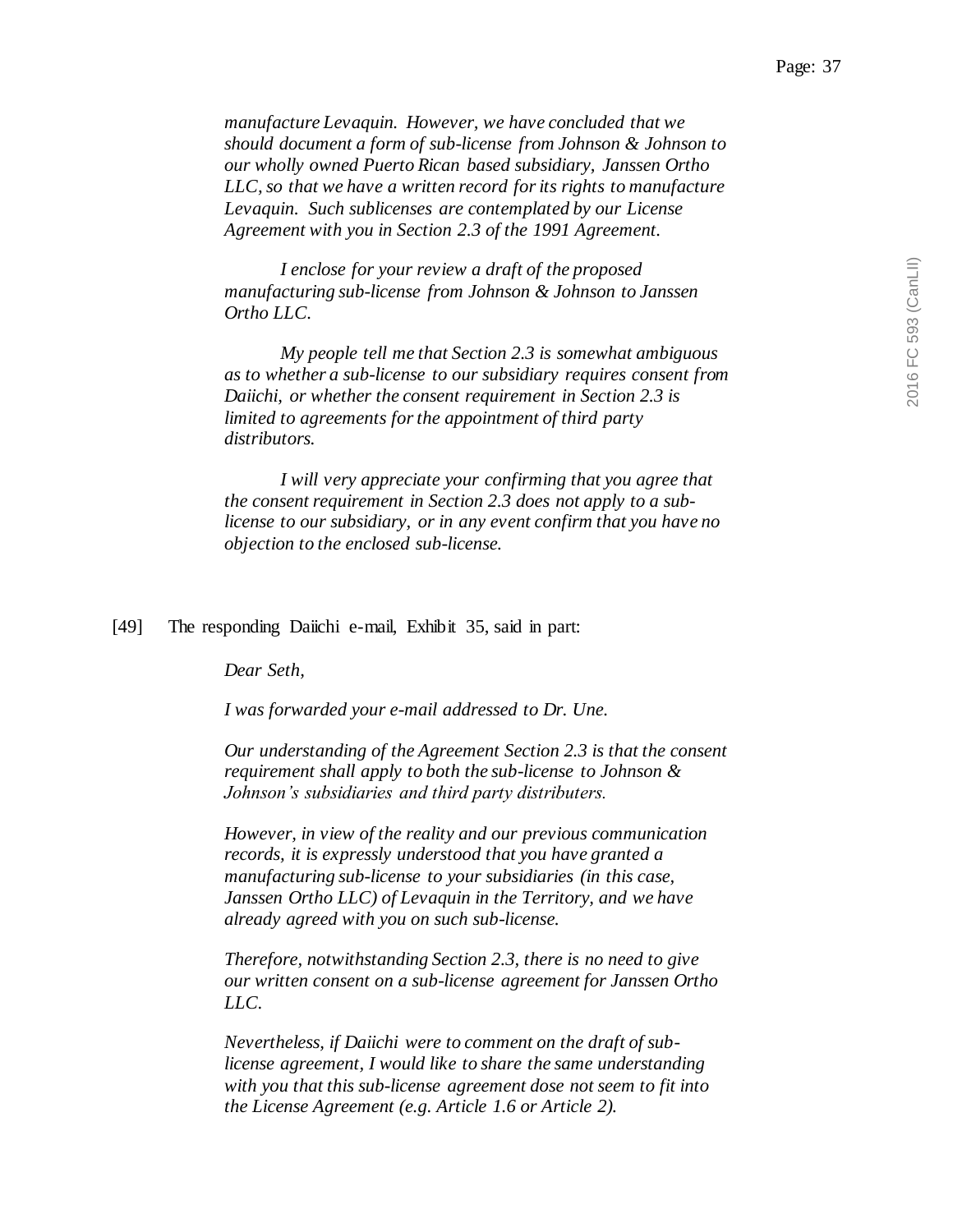*manufacture Levaquin. However, we have concluded that we should document a form of sub-license from Johnson & Johnson to our wholly owned Puerto Rican based subsidiary, Janssen Ortho LLC, so that we have a written record for its rights to manufacture Levaquin. Such sublicenses are contemplated by our License Agreement with you in Section 2.3 of the 1991 Agreement.*

> *I enclose for your review a draft of the proposed manufacturing sub-license from Johnson & Johnson to Janssen Ortho LLC.*
>
> *My people tell me that Section 2.3 is somewhat ambiguous as to whether a sub-license to our subsidiary requires consent from Daiichi, or whether the consent requirement in Section 2.3 is limited to agreements for the appointment of third party distributors.*
>
> *I will very appreciate your confirming that you agree that the consent requirement in Section 2.3 does not apply to a sub-license to our subsidiary, or in any event confirm that you have no objection to the enclosed sub-license.*

[49] The responding Daiichi e-mail, Exhibit 35, said in part:

> *Dear Seth,*
>
> *I was forwarded your e-mail addressed to Dr. Une.*
>
> *Our understanding of the Agreement Section 2.3 is that the consent requirement shall apply to both the sub-license to Johnson & Johnson's subsidiaries and third party distributers.*
>
> *However, in view of the reality and our previous communication records, it is expressly understood that you have granted a manufacturing sub-license to your subsidiaries (in this case, Janssen Ortho LLC) of Levaquin in the Territory, and we have already agreed with you on such sub-license.*
>
> *Therefore, notwithstanding Section 2.3, there is no need to give our written consent on a sub-license agreement for Janssen Ortho LLC.*
>
> *Nevertheless, if Daiichi were to comment on the draft of sub-license agreement, I would like to share the same understanding with you that this sub-license agreement dose not seem to fit into the License Agreement (e.g. Article 1.6 or Article 2).*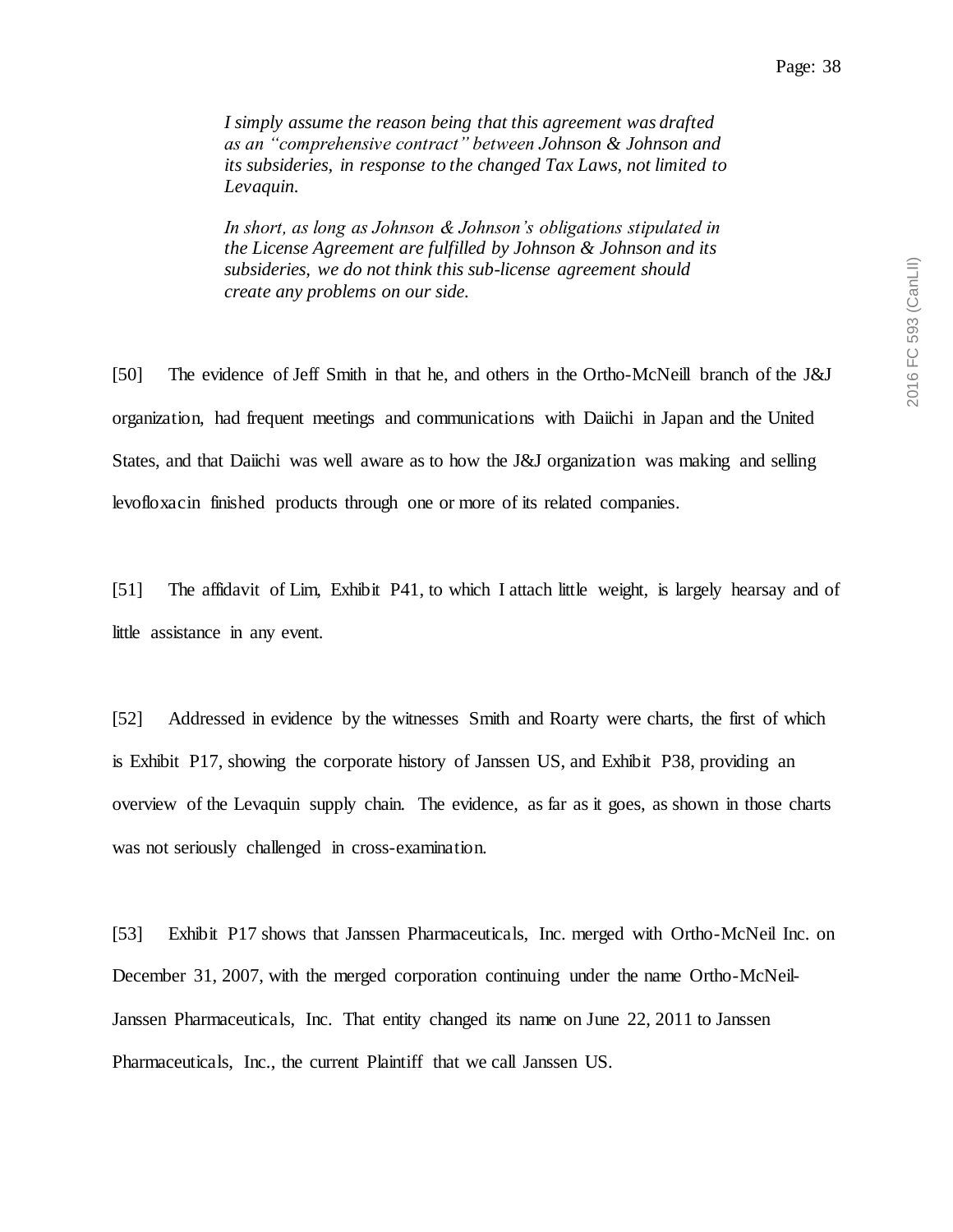*I simply assume the reason being that this agreement was drafted as an "comprehensive contract" between Johnson & Johnson and its subsideries, in response to the changed Tax Laws, not limited to Levaquin.*

*In short, as long as Johnson & Johnson's obligations stipulated in the License Agreement are fulfilled by Johnson & Johnson and its subsideries, we do not think this sub-license agreement should create any problems on our side.*

[50] The evidence of Jeff Smith in that he, and others in the Ortho-McNeill branch of the J&J organization, had frequent meetings and communications with Daiichi in Japan and the United States, and that Daiichi was well aware as to how the J&J organization was making and selling levofloxacin finished products through one or more of its related companies.

[51] The affidavit of Lim, Exhibit P41, to which I attach little weight, is largely hearsay and of little assistance in any event.

[52] Addressed in evidence by the witnesses Smith and Roarty were charts, the first of which is Exhibit P17, showing the corporate history of Janssen US, and Exhibit P38, providing an overview of the Levaquin supply chain. The evidence, as far as it goes, as shown in those charts was not seriously challenged in cross-examination.

[53] Exhibit P17 shows that Janssen Pharmaceuticals, Inc. merged with Ortho-McNeil Inc. on December 31, 2007, with the merged corporation continuing under the name Ortho-McNeil-Janssen Pharmaceuticals, Inc. That entity changed its name on June 22, 2011 to Janssen Pharmaceuticals, Inc., the current Plaintiff that we call Janssen US.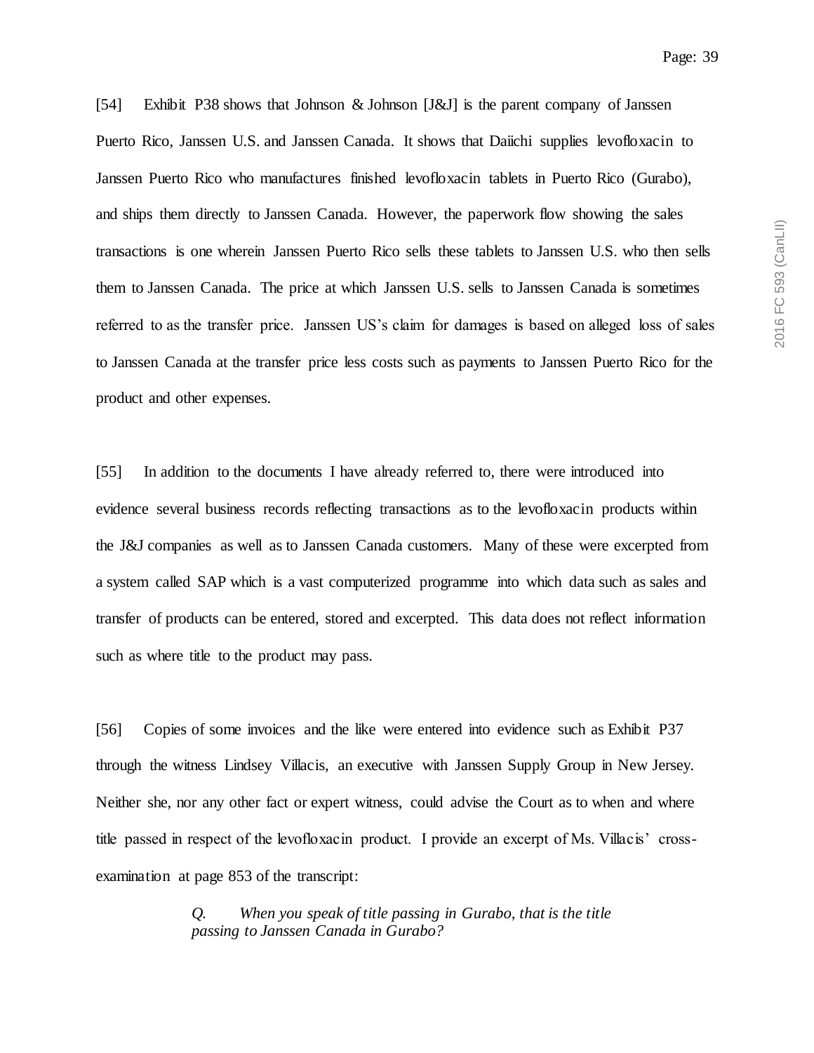[54] Exhibit P38 shows that Johnson & Johnson [J&J] is the parent company of Janssen Puerto Rico, Janssen U.S. and Janssen Canada. It shows that Daiichi supplies levofloxacin to Janssen Puerto Rico who manufactures finished levofloxacin tablets in Puerto Rico (Gurabo), and ships them directly to Janssen Canada. However, the paperwork flow showing the sales transactions is one wherein Janssen Puerto Rico sells these tablets to Janssen U.S. who then sells them to Janssen Canada. The price at which Janssen U.S. sells to Janssen Canada is sometimes referred to as the transfer price. Janssen US's claim for damages is based on alleged loss of sales to Janssen Canada at the transfer price less costs such as payments to Janssen Puerto Rico for the product and other expenses.

[55] In addition to the documents I have already referred to, there were introduced into evidence several business records reflecting transactions as to the levofloxacin products within the J&J companies as well as to Janssen Canada customers. Many of these were excerpted from a system called SAP which is a vast computerized programme into which data such as sales and transfer of products can be entered, stored and excerpted. This data does not reflect information such as where title to the product may pass.

[56] Copies of some invoices and the like were entered into evidence such as Exhibit P37 through the witness Lindsey Villacis, an executive with Janssen Supply Group in New Jersey. Neither she, nor any other fact or expert witness, could advise the Court as to when and where title passed in respect of the levofloxacin product. I provide an excerpt of Ms. Villacis' cross-examination at page 853 of the transcript:

> *Q. When you speak of title passing in Gurabo, that is the title passing to Janssen Canada in Gurabo?*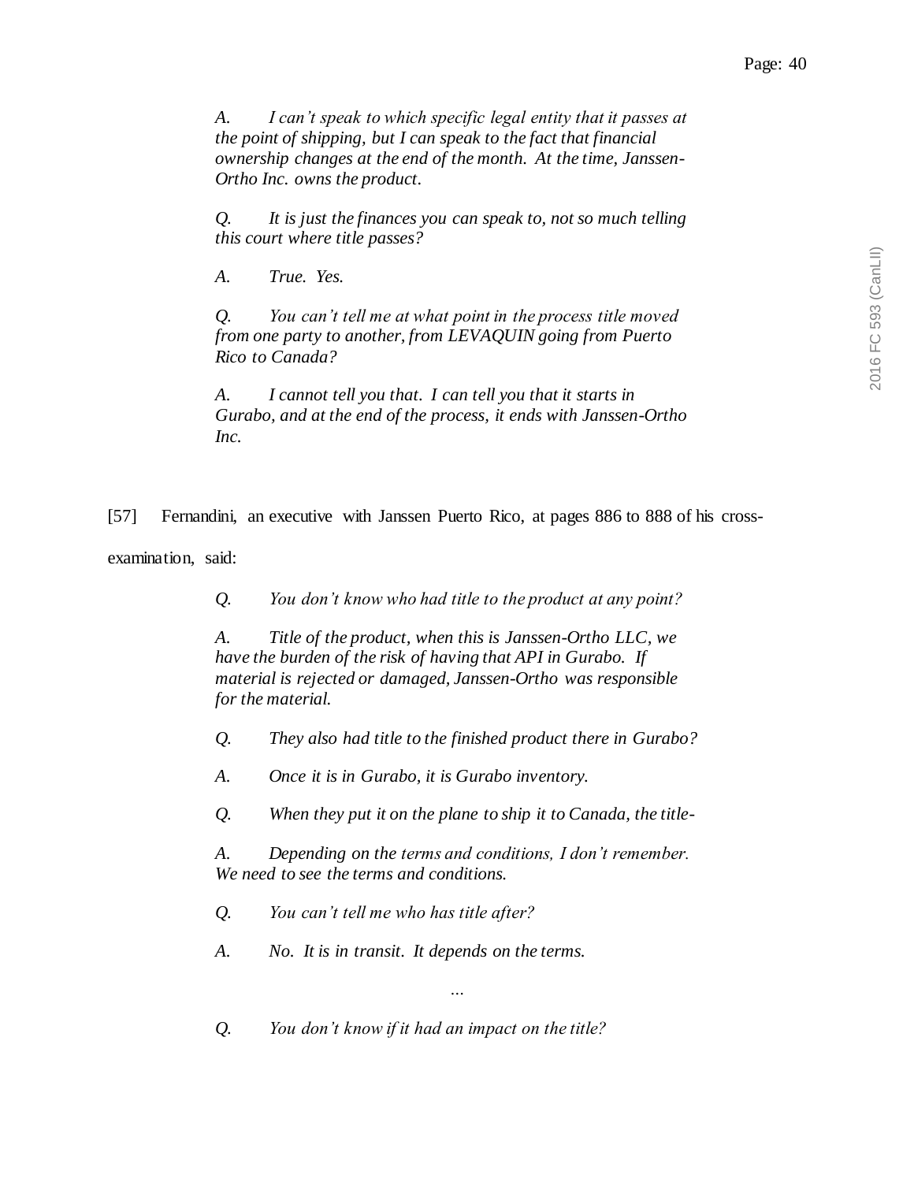*A. I can't speak to which specific legal entity that it passes at the point of shipping, but I can speak to the fact that financial ownership changes at the end of the month. At the time, Janssen-Ortho Inc. owns the product.*

*Q. It is just the finances you can speak to, not so much telling this court where title passes?*

*A. True. Yes.*

*Q. You can't tell me at what point in the process title moved from one party to another, from LEVAQUIN going from Puerto Rico to Canada?*

*A. I cannot tell you that. I can tell you that it starts in Gurabo, and at the end of the process, it ends with Janssen-Ortho Inc.*

[57] Fernandini, an executive with Janssen Puerto Rico, at pages 886 to 888 of his cross-examination, said:

*Q. You don't know who had title to the product at any point?*

*A. Title of the product, when this is Janssen-Ortho LLC, we have the burden of the risk of having that API in Gurabo. If material is rejected or damaged, Janssen-Ortho was responsible for the material.*

*Q. They also had title to the finished product there in Gurabo?*

*A. Once it is in Gurabo, it is Gurabo inventory.*

*Q. When they put it on the plane to ship it to Canada, the title-*

*A. Depending on the terms and conditions, I don't remember. We need to see the terms and conditions.*

*Q. You can't tell me who has title after?*

*A. No. It is in transit. It depends on the terms.*

*...*

*Q. You don't know if it had an impact on the title?*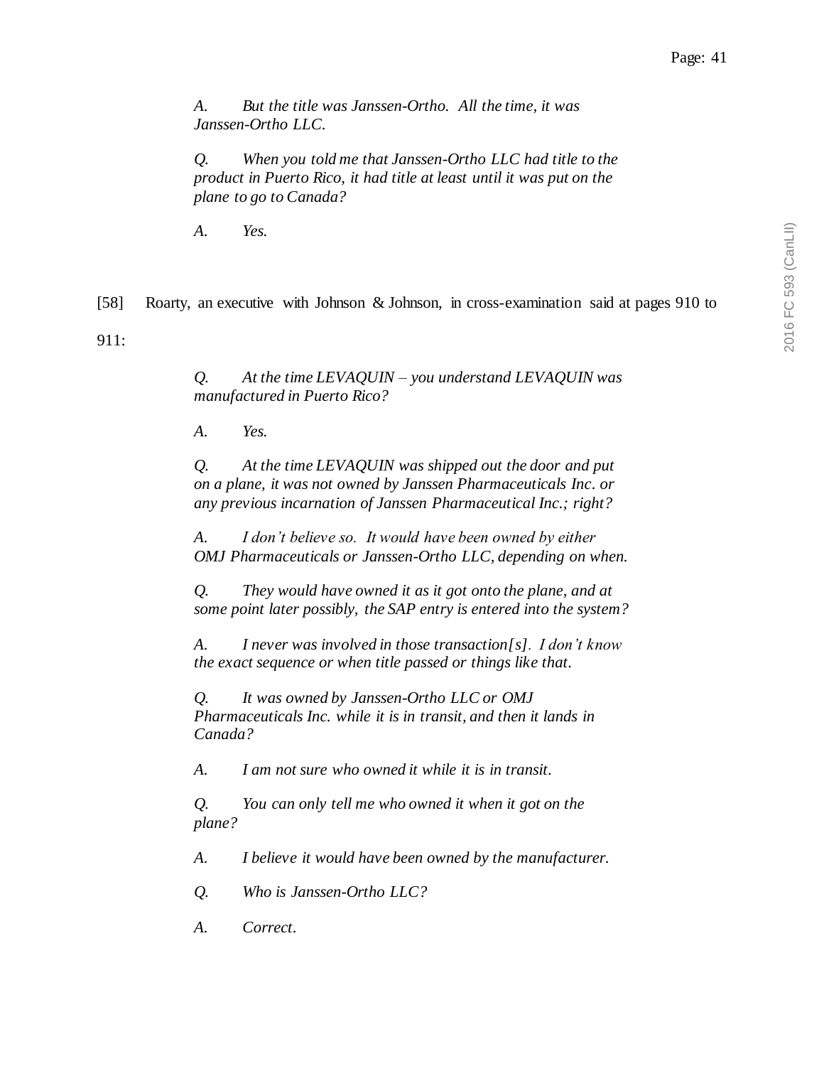*A. But the title was Janssen-Ortho. All the time, it was Janssen-Ortho LLC.*

*Q. When you told me that Janssen-Ortho LLC had title to the product in Puerto Rico, it had title at least until it was put on the plane to go to Canada?*

*A. Yes.*

[58] Roarty, an executive with Johnson & Johnson, in cross-examination said at pages 910 to 911:

*Q. At the time LEVAQUIN – you understand LEVAQUIN was manufactured in Puerto Rico?*

*A. Yes.*

*Q. At the time LEVAQUIN was shipped out the door and put on a plane, it was not owned by Janssen Pharmaceuticals Inc. or any previous incarnation of Janssen Pharmaceutical Inc.; right?*

*A. I don't believe so. It would have been owned by either OMJ Pharmaceuticals or Janssen-Ortho LLC, depending on when.*

*Q. They would have owned it as it got onto the plane, and at some point later possibly, the SAP entry is entered into the system?*

*A. I never was involved in those transaction[s]. I don't know the exact sequence or when title passed or things like that.*

*Q. It was owned by Janssen-Ortho LLC or OMJ Pharmaceuticals Inc. while it is in transit, and then it lands in Canada?*

*A. I am not sure who owned it while it is in transit.*

*Q. You can only tell me who owned it when it got on the plane?*

*A. I believe it would have been owned by the manufacturer.*

*Q. Who is Janssen-Ortho LLC?*

*A. Correct.*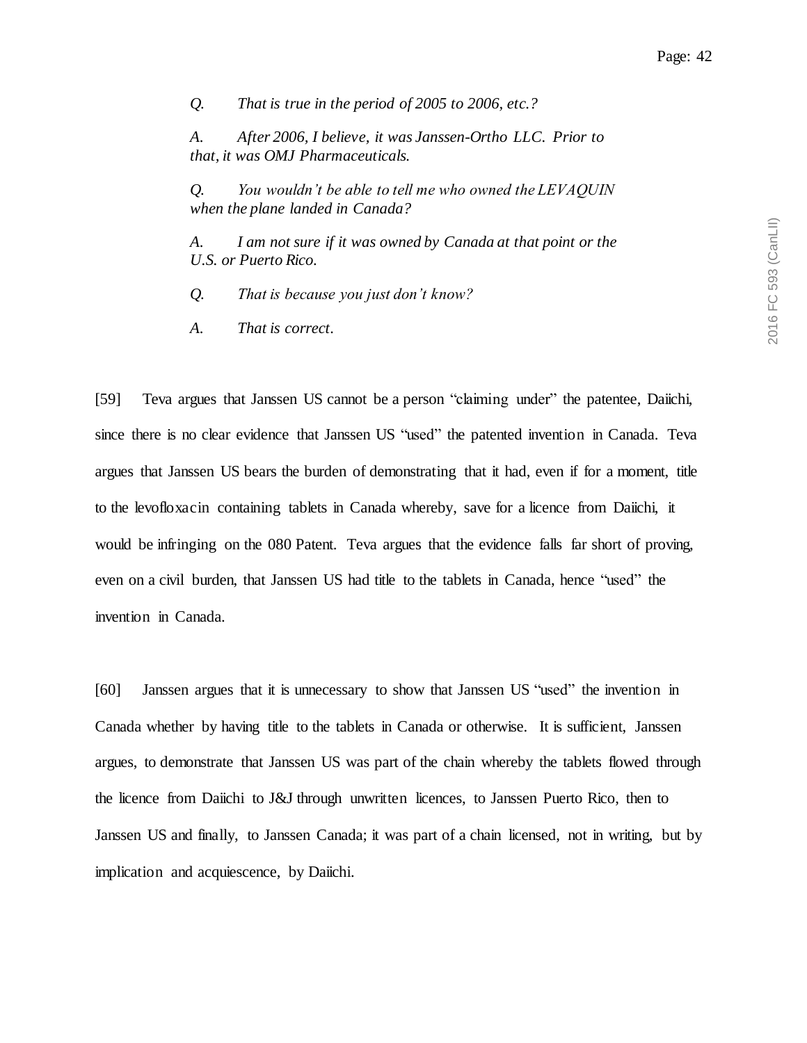*Q. That is true in the period of 2005 to 2006, etc.?*

*A. After 2006, I believe, it was Janssen-Ortho LLC. Prior to that, it was OMJ Pharmaceuticals.*

*Q. You wouldn't be able to tell me who owned the LEVAQUIN when the plane landed in Canada?*

*A. I am not sure if it was owned by Canada at that point or the U.S. or Puerto Rico.*

*Q. That is because you just don't know?*

*A. That is correct.*

[59] Teva argues that Janssen US cannot be a person "claiming under" the patentee, Daiichi, since there is no clear evidence that Janssen US "used" the patented invention in Canada. Teva argues that Janssen US bears the burden of demonstrating that it had, even if for a moment, title to the levofloxacin containing tablets in Canada whereby, save for a licence from Daiichi, it would be infringing on the 080 Patent. Teva argues that the evidence falls far short of proving, even on a civil burden, that Janssen US had title to the tablets in Canada, hence "used" the invention in Canada.

[60] Janssen argues that it is unnecessary to show that Janssen US "used" the invention in Canada whether by having title to the tablets in Canada or otherwise. It is sufficient, Janssen argues, to demonstrate that Janssen US was part of the chain whereby the tablets flowed through the licence from Daiichi to J&J through unwritten licences, to Janssen Puerto Rico, then to Janssen US and finally, to Janssen Canada; it was part of a chain licensed, not in writing, but by implication and acquiescence, by Daiichi.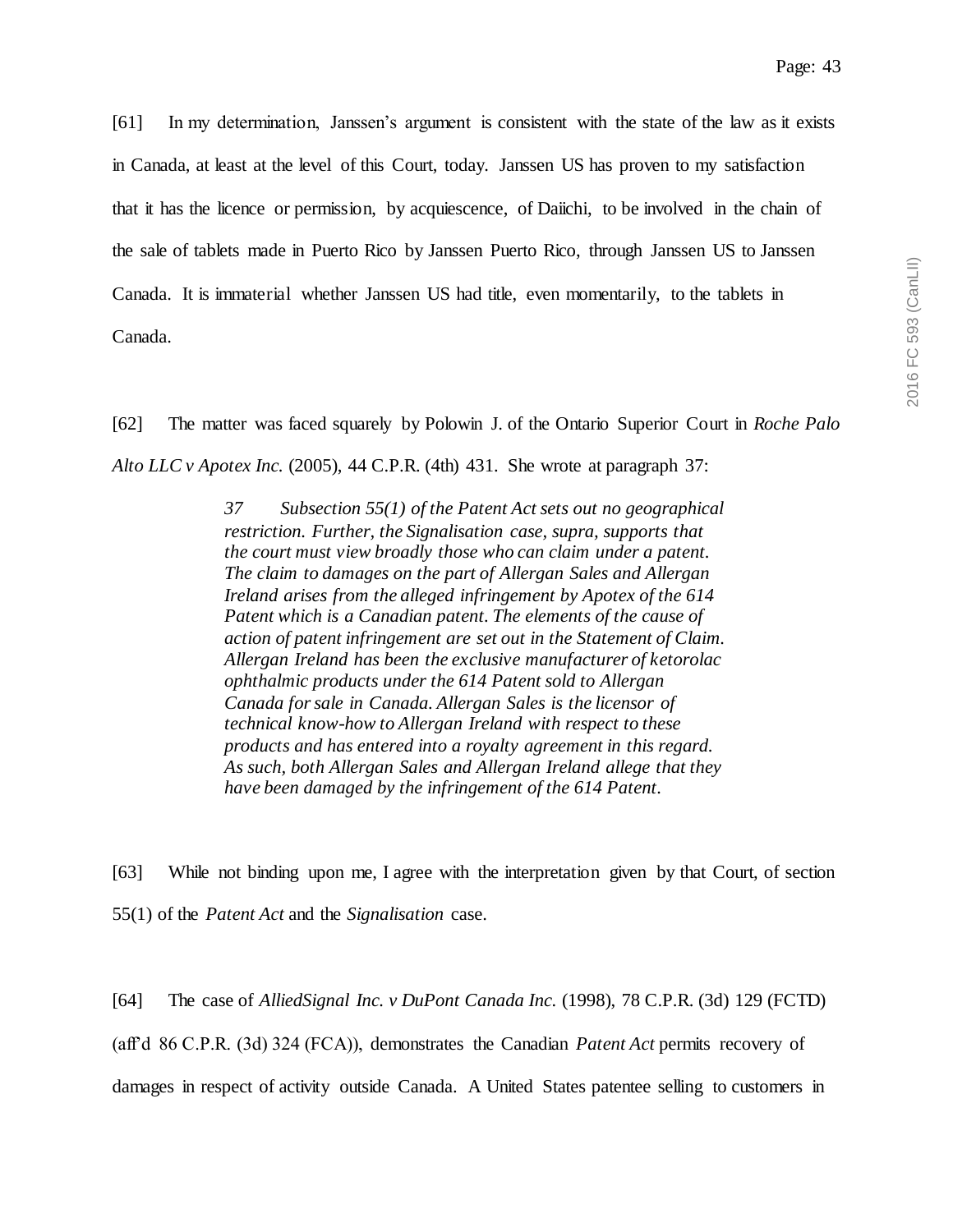[61] In my determination, Janssen's argument is consistent with the state of the law as it exists in Canada, at least at the level of this Court, today. Janssen US has proven to my satisfaction that it has the licence or permission, by acquiescence, of Daiichi, to be involved in the chain of the sale of tablets made in Puerto Rico by Janssen Puerto Rico, through Janssen US to Janssen Canada. It is immaterial whether Janssen US had title, even momentarily, to the tablets in Canada.

[62] The matter was faced squarely by Polowin J. of the Ontario Superior Court in *Roche Palo Alto LLC v Apotex Inc.* (2005), 44 C.P.R. (4th) 431. She wrote at paragraph 37:

> *37 Subsection 55(1) of the Patent Act sets out no geographical restriction. Further, the Signalisation case, supra, supports that the court must view broadly those who can claim under a patent. The claim to damages on the part of Allergan Sales and Allergan Ireland arises from the alleged infringement by Apotex of the 614 Patent which is a Canadian patent. The elements of the cause of action of patent infringement are set out in the Statement of Claim. Allergan Ireland has been the exclusive manufacturer of ketorolac ophthalmic products under the 614 Patent sold to Allergan Canada for sale in Canada. Allergan Sales is the licensor of technical know-how to Allergan Ireland with respect to these products and has entered into a royalty agreement in this regard. As such, both Allergan Sales and Allergan Ireland allege that they have been damaged by the infringement of the 614 Patent.*

[63] While not binding upon me, I agree with the interpretation given by that Court, of section 55(1) of the *Patent Act* and the *Signalisation* case.

[64] The case of *AlliedSignal Inc. v DuPont Canada Inc.* (1998), 78 C.P.R. (3d) 129 (FCTD) (aff'd 86 C.P.R. (3d) 324 (FCA)), demonstrates the Canadian *Patent Act* permits recovery of damages in respect of activity outside Canada. A United States patentee selling to customers in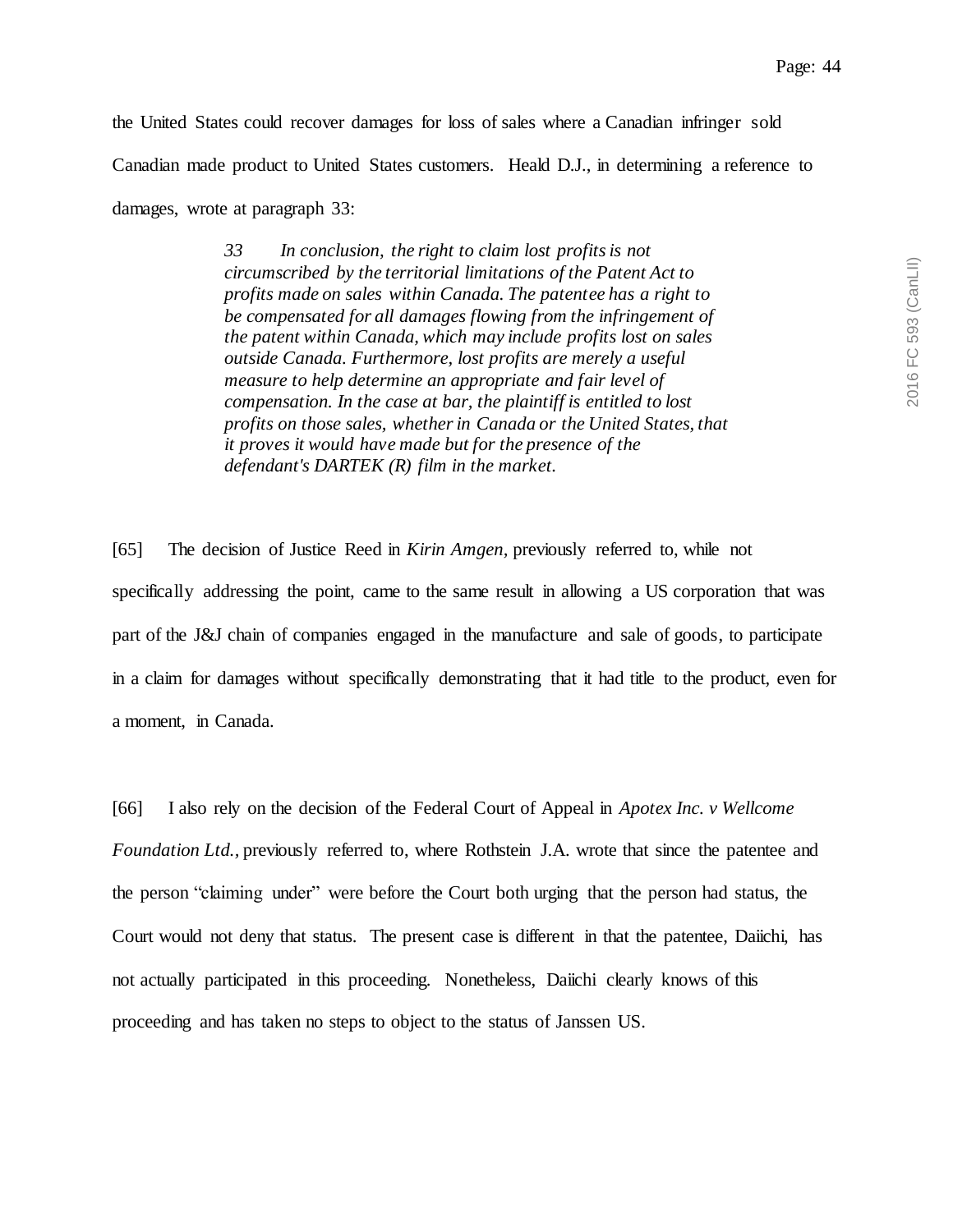the United States could recover damages for loss of sales where a Canadian infringer sold Canadian made product to United States customers. Heald D.J., in determining a reference to damages, wrote at paragraph 33:

> *33 In conclusion, the right to claim lost profits is not circumscribed by the territorial limitations of the Patent Act to profits made on sales within Canada. The patentee has a right to be compensated for all damages flowing from the infringement of the patent within Canada, which may include profits lost on sales outside Canada. Furthermore, lost profits are merely a useful measure to help determine an appropriate and fair level of compensation. In the case at bar, the plaintiff is entitled to lost profits on those sales, whether in Canada or the United States, that it proves it would have made but for the presence of the defendant's DARTEK (R) film in the market.*

[65] The decision of Justice Reed in *Kirin Amgen*, previously referred to, while not specifically addressing the point, came to the same result in allowing a US corporation that was part of the J&J chain of companies engaged in the manufacture and sale of goods, to participate in a claim for damages without specifically demonstrating that it had title to the product, even for a moment, in Canada.

[66] I also rely on the decision of the Federal Court of Appeal in *Apotex Inc. v Wellcome Foundation Ltd.*, previously referred to, where Rothstein J.A. wrote that since the patentee and the person "claiming under" were before the Court both urging that the person had status, the Court would not deny that status. The present case is different in that the patentee, Daiichi, has not actually participated in this proceeding. Nonetheless, Daiichi clearly knows of this proceeding and has taken no steps to object to the status of Janssen US.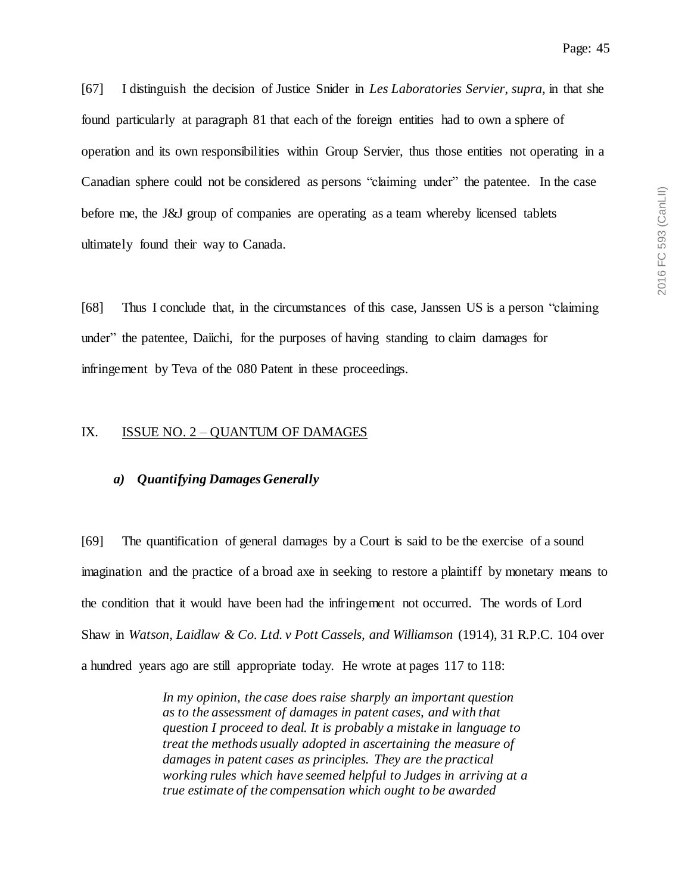[67] I distinguish the decision of Justice Snider in *Les Laboratories Servier*, *supra*, in that she found particularly at paragraph 81 that each of the foreign entities had to own a sphere of operation and its own responsibilities within Group Servier, thus those entities not operating in a Canadian sphere could not be considered as persons "claiming under" the patentee. In the case before me, the J&J group of companies are operating as a team whereby licensed tablets ultimately found their way to Canada.

[68] Thus I conclude that, in the circumstances of this case, Janssen US is a person "claiming under" the patentee, Daiichi, for the purposes of having standing to claim damages for infringement by Teva of the 080 Patent in these proceedings.

## IX. ISSUE NO. 2 – QUANTUM OF DAMAGES

### *a) Quantifying Damages Generally*

[69] The quantification of general damages by a Court is said to be the exercise of a sound imagination and the practice of a broad axe in seeking to restore a plaintiff by monetary means to the condition that it would have been had the infringement not occurred. The words of Lord Shaw in *Watson, Laidlaw & Co. Ltd. v Pott Cassels, and Williamson* (1914), 31 R.P.C. 104 over a hundred years ago are still appropriate today. He wrote at pages 117 to 118:

> *In my opinion, the case does raise sharply an important question as to the assessment of damages in patent cases, and with that question I proceed to deal. It is probably a mistake in language to treat the methods usually adopted in ascertaining the measure of damages in patent cases as principles. They are the practical working rules which have seemed helpful to Judges in arriving at a true estimate of the compensation which ought to be awarded*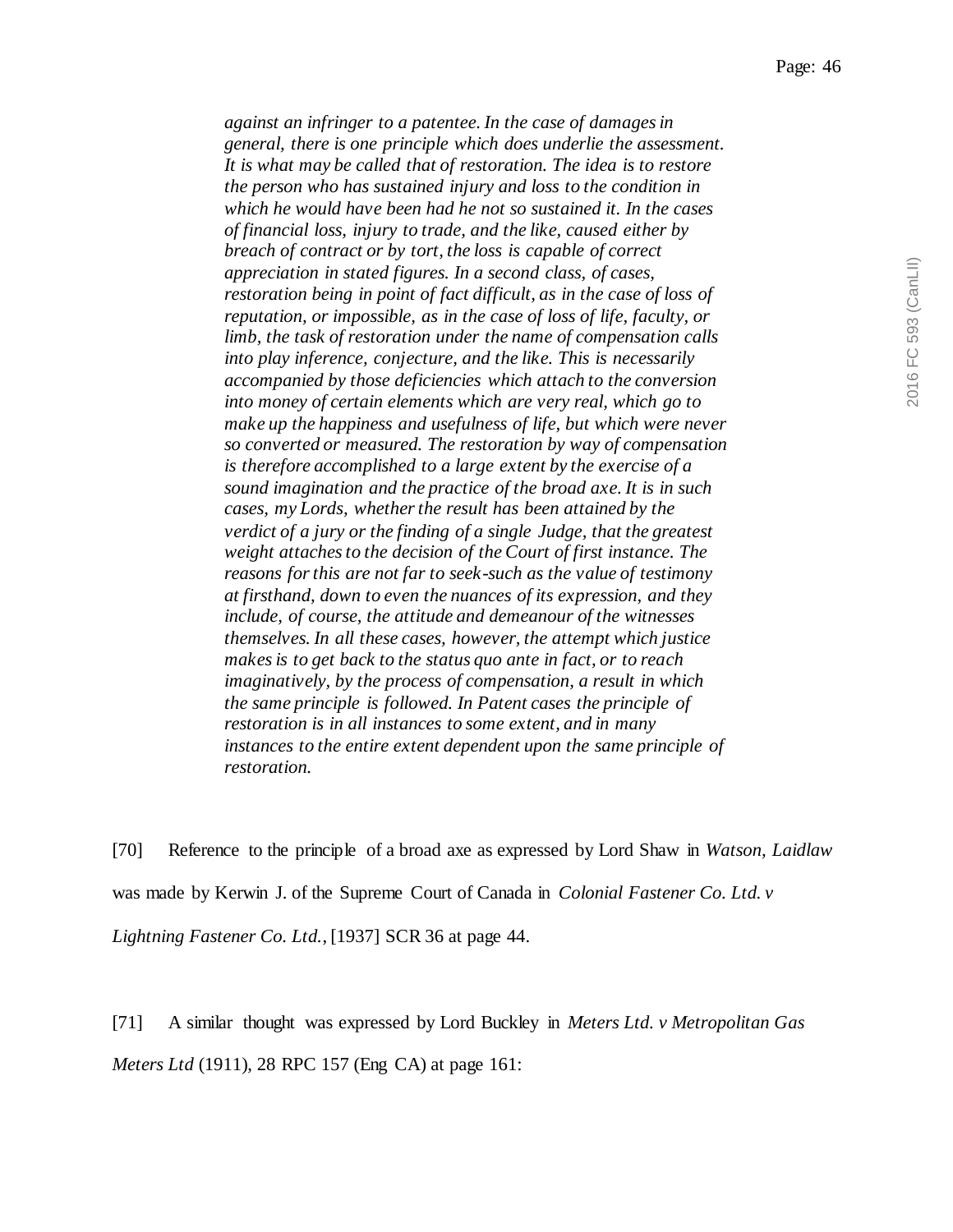> *against an infringer to a patentee. In the case of damages in general, there is one principle which does underlie the assessment. It is what may be called that of restoration. The idea is to restore the person who has sustained injury and loss to the condition in which he would have been had he not so sustained it. In the cases of financial loss, injury to trade, and the like, caused either by breach of contract or by tort, the loss is capable of correct appreciation in stated figures. In a second class, of cases, restoration being in point of fact difficult, as in the case of loss of reputation, or impossible, as in the case of loss of life, faculty, or limb, the task of restoration under the name of compensation calls into play inference, conjecture, and the like. This is necessarily accompanied by those deficiencies which attach to the conversion into money of certain elements which are very real, which go to make up the happiness and usefulness of life, but which were never so converted or measured. The restoration by way of compensation is therefore accomplished to a large extent by the exercise of a sound imagination and the practice of the broad axe. It is in such cases, my Lords, whether the result has been attained by the verdict of a jury or the finding of a single Judge, that the greatest weight attaches to the decision of the Court of first instance. The reasons for this are not far to seek-such as the value of testimony at firsthand, down to even the nuances of its expression, and they include, of course, the attitude and demeanour of the witnesses themselves. In all these cases, however, the attempt which justice makes is to get back to the status quo ante in fact, or to reach imaginatively, by the process of compensation, a result in which the same principle is followed. In Patent cases the principle of restoration is in all instances to some extent, and in many instances to the entire extent dependent upon the same principle of restoration.*

[70] Reference to the principle of a broad axe as expressed by Lord Shaw in *Watson, Laidlaw* was made by Kerwin J. of the Supreme Court of Canada in *Colonial Fastener Co. Ltd. v Lightning Fastener Co. Ltd.*, [1937] SCR 36 at page 44.

[71] A similar thought was expressed by Lord Buckley in *Meters Ltd. v Metropolitan Gas Meters Ltd* (1911), 28 RPC 157 (Eng CA) at page 161: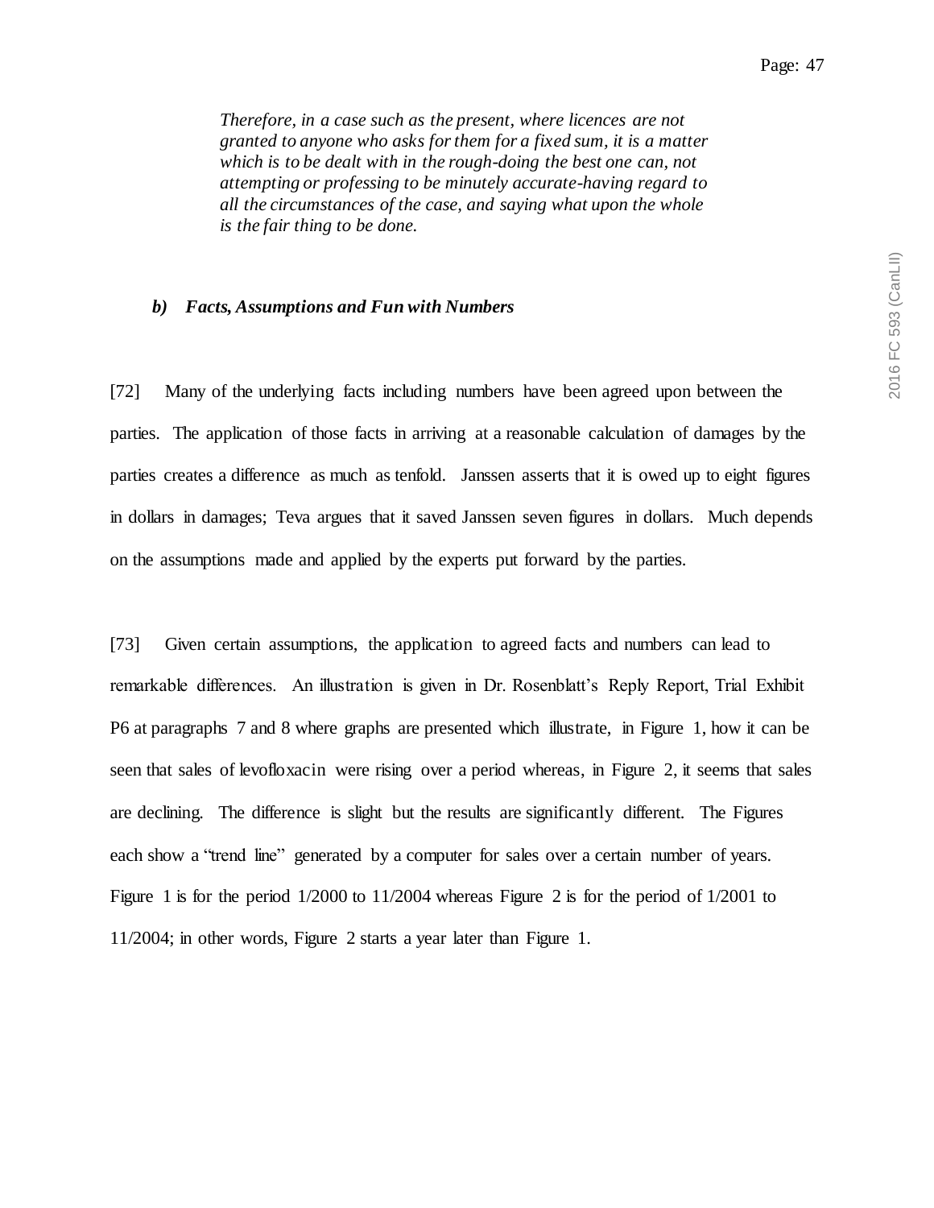> *Therefore, in a case such as the present, where licences are not granted to anyone who asks for them for a fixed sum, it is a matter which is to be dealt with in the rough-doing the best one can, not attempting or professing to be minutely accurate-having regard to all the circumstances of the case, and saying what upon the whole is the fair thing to be done.*

### *b) Facts, Assumptions and Fun with Numbers*

[72] Many of the underlying facts including numbers have been agreed upon between the parties. The application of those facts in arriving at a reasonable calculation of damages by the parties creates a difference as much as tenfold. Janssen asserts that it is owed up to eight figures in dollars in damages; Teva argues that it saved Janssen seven figures in dollars. Much depends on the assumptions made and applied by the experts put forward by the parties.

[73] Given certain assumptions, the application to agreed facts and numbers can lead to remarkable differences. An illustration is given in Dr. Rosenblatt's Reply Report, Trial Exhibit P6 at paragraphs 7 and 8 where graphs are presented which illustrate, in Figure 1, how it can be seen that sales of levofloxacin were rising over a period whereas, in Figure 2, it seems that sales are declining. The difference is slight but the results are significantly different. The Figures each show a "trend line" generated by a computer for sales over a certain number of years. Figure 1 is for the period 1/2000 to 11/2004 whereas Figure 2 is for the period of 1/2001 to 11/2004; in other words, Figure 2 starts a year later than Figure 1.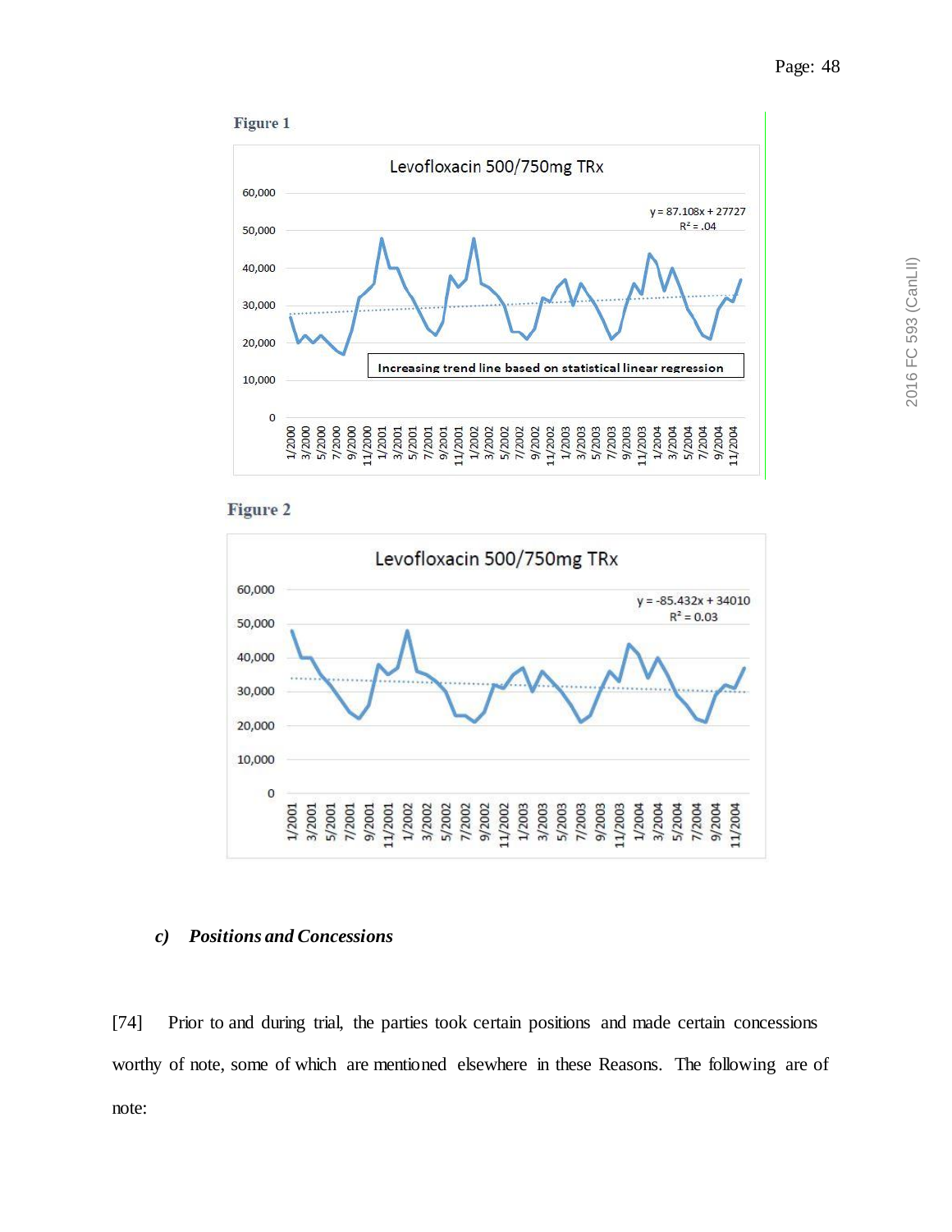**Figure 1**

Levofloxacin 500/750mg TRx

$y = 87.108x + 27727$
$R^2 = .04$

Increasing trend line based on statistical linear regression

**Figure 2**

Levofloxacin 500/750mg TRx

$y = -85.432x + 34010$
$R^2 = 0.03$

### *c) Positions and Concessions*

[74] Prior to and during trial, the parties took certain positions and made certain concessions worthy of note, some of which are mentioned elsewhere in these Reasons. The following are of note: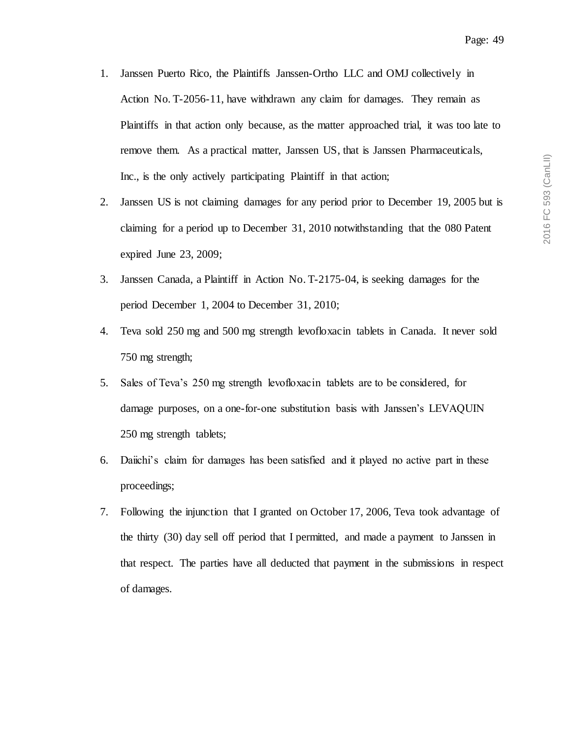1. Janssen Puerto Rico, the Plaintiffs Janssen-Ortho LLC and OMJ collectively in Action No. T-2056-11, have withdrawn any claim for damages. They remain as Plaintiffs in that action only because, as the matter approached trial, it was too late to remove them. As a practical matter, Janssen US, that is Janssen Pharmaceuticals, Inc., is the only actively participating Plaintiff in that action;
2. Janssen US is not claiming damages for any period prior to December 19, 2005 but is claiming for a period up to December 31, 2010 notwithstanding that the 080 Patent expired June 23, 2009;
3. Janssen Canada, a Plaintiff in Action No. T-2175-04, is seeking damages for the period December 1, 2004 to December 31, 2010;
4. Teva sold 250 mg and 500 mg strength levofloxacin tablets in Canada. It never sold 750 mg strength;
5. Sales of Teva's 250 mg strength levofloxacin tablets are to be considered, for damage purposes, on a one-for-one substitution basis with Janssen's LEVAQUIN 250 mg strength tablets;
6. Daiichi's claim for damages has been satisfied and it played no active part in these proceedings;
7. Following the injunction that I granted on October 17, 2006, Teva took advantage of the thirty (30) day sell off period that I permitted, and made a payment to Janssen in that respect. The parties have all deducted that payment in the submissions in respect of damages.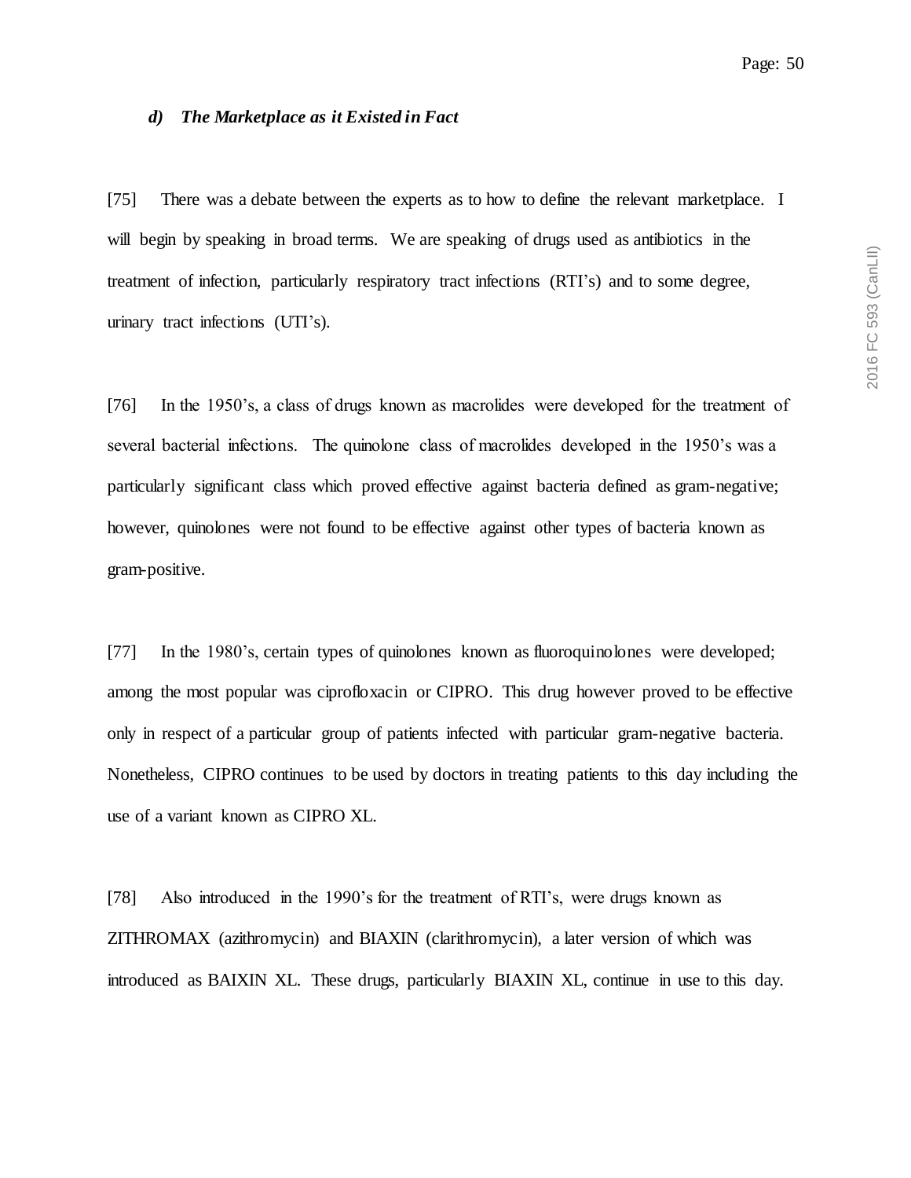### *d) The Marketplace as it Existed in Fact*

[75] There was a debate between the experts as to how to define the relevant marketplace. I will begin by speaking in broad terms. We are speaking of drugs used as antibiotics in the treatment of infection, particularly respiratory tract infections (RTI's) and to some degree, urinary tract infections (UTI's).

[76] In the 1950's, a class of drugs known as macrolides were developed for the treatment of several bacterial infections. The quinolone class of macrolides developed in the 1950's was a particularly significant class which proved effective against bacteria defined as gram-negative; however, quinolones were not found to be effective against other types of bacteria known as gram-positive.

[77] In the 1980's, certain types of quinolones known as fluoroquinolones were developed; among the most popular was ciprofloxacin or CIPRO. This drug however proved to be effective only in respect of a particular group of patients infected with particular gram-negative bacteria. Nonetheless, CIPRO continues to be used by doctors in treating patients to this day including the use of a variant known as CIPRO XL.

[78] Also introduced in the 1990's for the treatment of RTI's, were drugs known as ZITHROMAX (azithromycin) and BIAXIN (clarithromycin), a later version of which was introduced as BAIXIN XL. These drugs, particularly BIAXIN XL, continue in use to this day.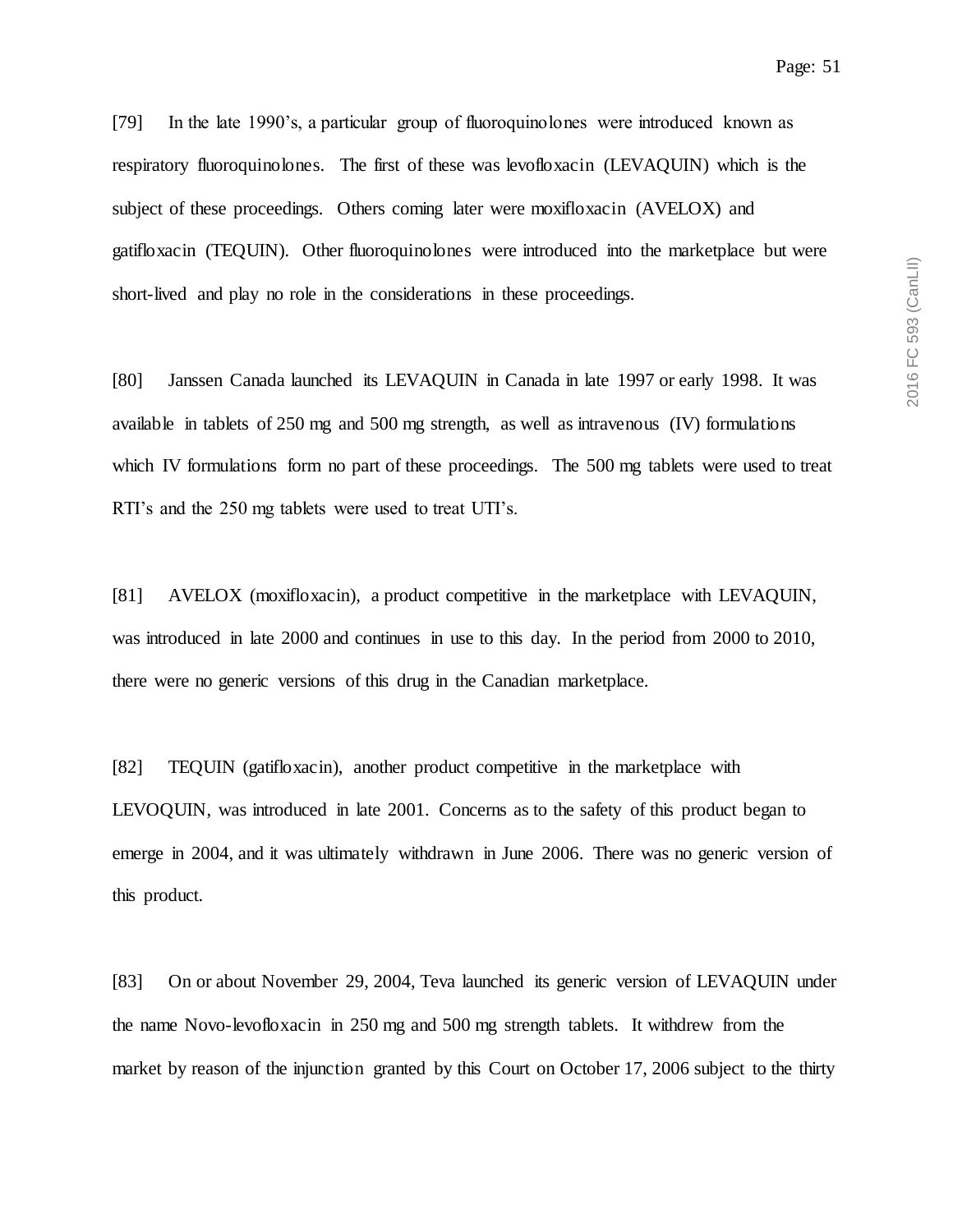[79] In the late 1990's, a particular group of fluoroquinolones were introduced known as respiratory fluoroquinolones. The first of these was levofloxacin (LEVAQUIN) which is the subject of these proceedings. Others coming later were moxifloxacin (AVELOX) and gatifloxacin (TEQUIN). Other fluoroquinolones were introduced into the marketplace but were short-lived and play no role in the considerations in these proceedings.

[80] Janssen Canada launched its LEVAQUIN in Canada in late 1997 or early 1998. It was available in tablets of 250 mg and 500 mg strength, as well as intravenous (IV) formulations which IV formulations form no part of these proceedings. The 500 mg tablets were used to treat RTI's and the 250 mg tablets were used to treat UTI's.

[81] AVELOX (moxifloxacin), a product competitive in the marketplace with LEVAQUIN, was introduced in late 2000 and continues in use to this day. In the period from 2000 to 2010, there were no generic versions of this drug in the Canadian marketplace.

[82] TEQUIN (gatifloxacin), another product competitive in the marketplace with LEVOQUIN, was introduced in late 2001. Concerns as to the safety of this product began to emerge in 2004, and it was ultimately withdrawn in June 2006. There was no generic version of this product.

[83] On or about November 29, 2004, Teva launched its generic version of LEVAQUIN under the name Novo-levofloxacin in 250 mg and 500 mg strength tablets. It withdrew from the market by reason of the injunction granted by this Court on October 17, 2006 subject to the thirty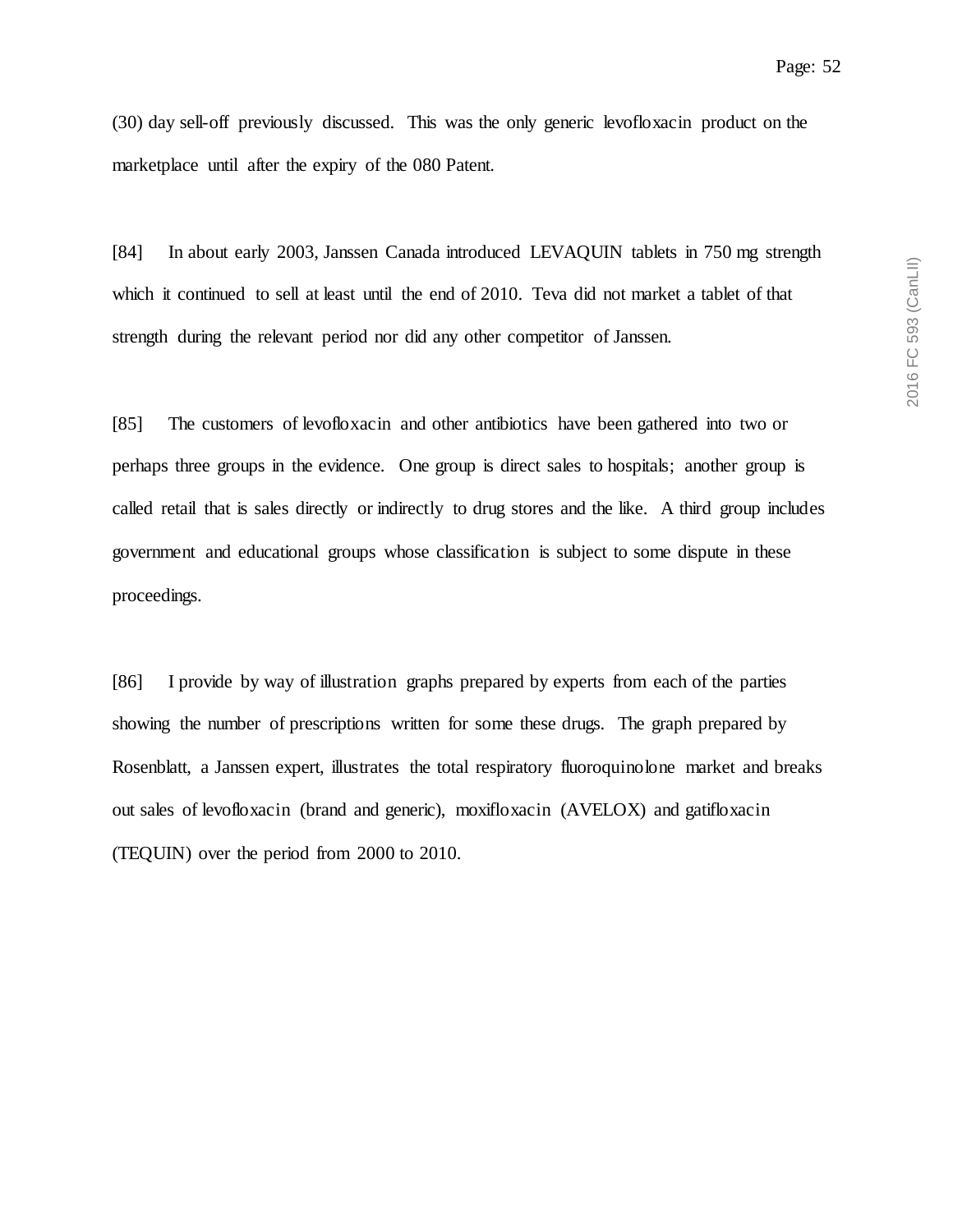(30) day sell-off previously discussed. This was the only generic levofloxacin product on the marketplace until after the expiry of the 080 Patent.

[84] In about early 2003, Janssen Canada introduced LEVAQUIN tablets in 750 mg strength which it continued to sell at least until the end of 2010. Teva did not market a tablet of that strength during the relevant period nor did any other competitor of Janssen.

[85] The customers of levofloxacin and other antibiotics have been gathered into two or perhaps three groups in the evidence. One group is direct sales to hospitals; another group is called retail that is sales directly or indirectly to drug stores and the like. A third group includes government and educational groups whose classification is subject to some dispute in these proceedings.

[86] I provide by way of illustration graphs prepared by experts from each of the parties showing the number of prescriptions written for some these drugs. The graph prepared by Rosenblatt, a Janssen expert, illustrates the total respiratory fluoroquinolone market and breaks out sales of levofloxacin (brand and generic), moxifloxacin (AVELOX) and gatifloxacin (TEQUIN) over the period from 2000 to 2010.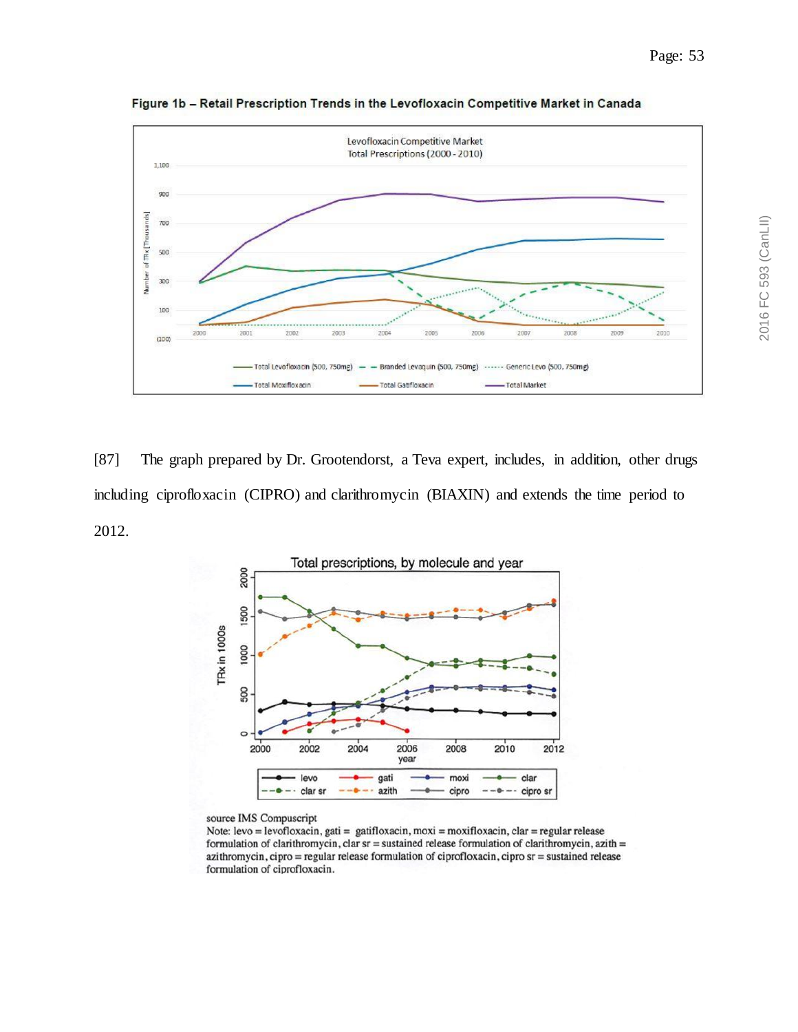**Figure 1b – Retail Prescription Trends in the Levofloxacin Competitive Market in Canada**

[87] The graph prepared by Dr. Grootendorst, a Teva expert, includes, in addition, other drugs including ciprofloxacin (CIPRO) and clarithromycin (BIAXIN) and extends the time period to 2012.

source IMS Compuscript
Note: levo = levofloxacin, gati = gatifloxacin, moxi = moxifloxacin, clar = regular release formulation of clarithromycin, clar sr = sustained release formulation of clarithromycin, azith = azithromycin, cipro = regular release formulation of ciprofloxacin, cipro sr = sustained release formulation of ciprofloxacin.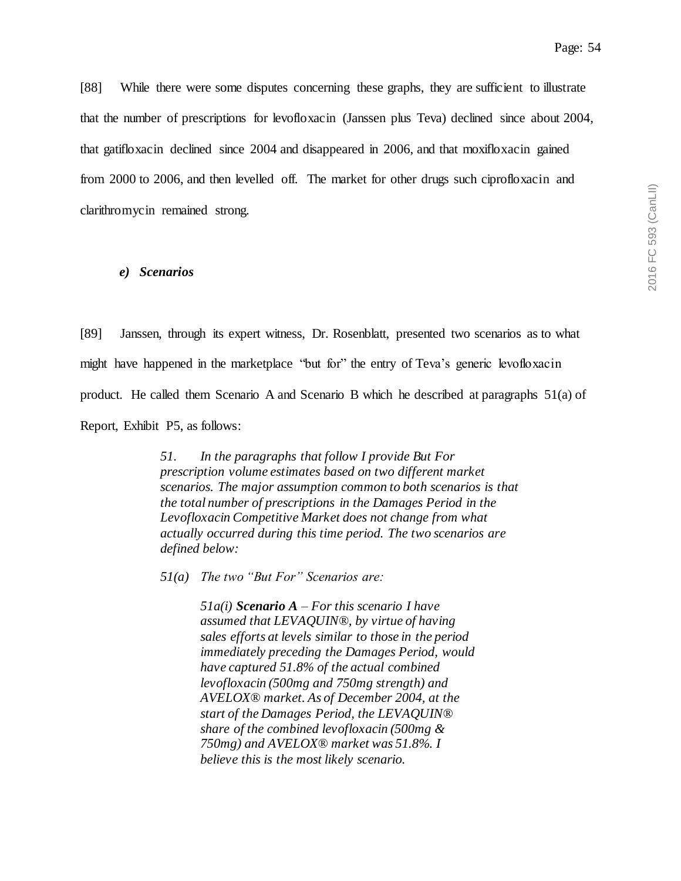[88] While there were some disputes concerning these graphs, they are sufficient to illustrate that the number of prescriptions for levofloxacin (Janssen plus Teva) declined since about 2004, that gatifloxacin declined since 2004 and disappeared in 2006, and that moxifloxacin gained from 2000 to 2006, and then levelled off. The market for other drugs such ciprofloxacin and clarithromycin remained strong.

### *e) Scenarios*

[89] Janssen, through its expert witness, Dr. Rosenblatt, presented two scenarios as to what might have happened in the marketplace "but for" the entry of Teva's generic levofloxacin product. He called them Scenario A and Scenario B which he described at paragraphs 51(a) of Report, Exhibit P5, as follows:

> *51. In the paragraphs that follow I provide But For prescription volume estimates based on two different market scenarios. The major assumption common to both scenarios is that the total number of prescriptions in the Damages Period in the Levofloxacin Competitive Market does not change from what actually occurred during this time period. The two scenarios are defined below:*
>
> *51(a) The two "But For" Scenarios are:*
>
> > *51a(i)* ***Scenario A*** *– For this scenario I have assumed that LEVAQUIN®, by virtue of having sales efforts at levels similar to those in the period immediately preceding the Damages Period, would have captured 51.8% of the actual combined levofloxacin (500mg and 750mg strength) and AVELOX® market. As of December 2004, at the start of the Damages Period, the LEVAQUIN® share of the combined levofloxacin (500mg & 750mg) and AVELOX® market was 51.8%. I believe this is the most likely scenario.*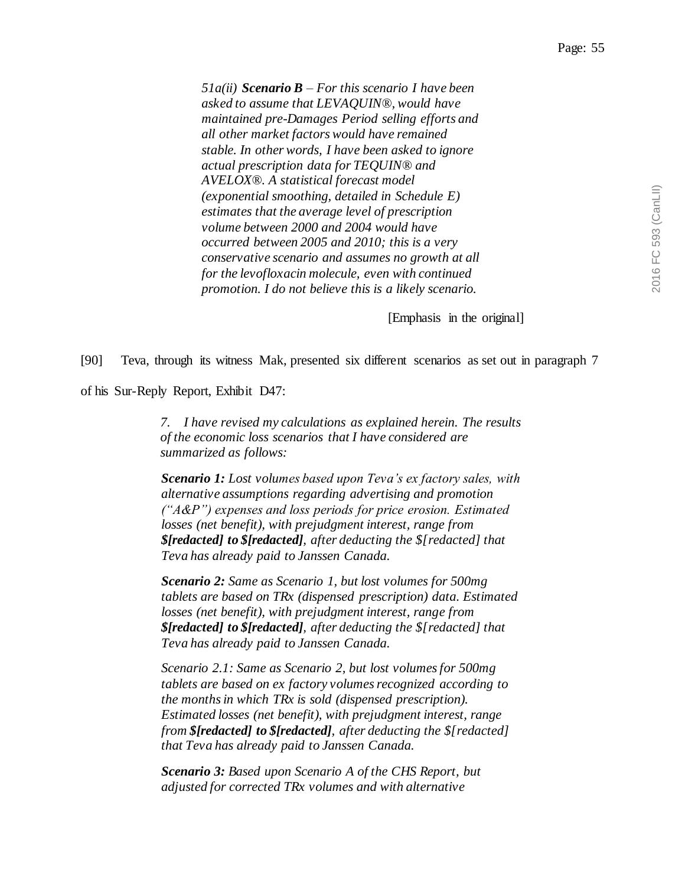> *51a(ii)* ***Scenario B*** *– For this scenario I have been asked to assume that LEVAQUIN®, would have maintained pre-Damages Period selling efforts and all other market factors would have remained stable. In other words, I have been asked to ignore actual prescription data for TEQUIN® and AVELOX®. A statistical forecast model (exponential smoothing, detailed in Schedule E) estimates that the average level of prescription volume between 2000 and 2004 would have occurred between 2005 and 2010; this is a very conservative scenario and assumes no growth at all for the levofloxacin molecule, even with continued promotion. I do not believe this is a likely scenario.*
>
> [Emphasis in the original]

[90] Teva, through its witness Mak, presented six different scenarios as set out in paragraph 7 of his Sur-Reply Report, Exhibit D47:

> *7. I have revised my calculations as explained herein. The results of the economic loss scenarios that I have considered are summarized as follows:*
>
> ***Scenario 1:*** *Lost volumes based upon Teva's ex factory sales, with alternative assumptions regarding advertising and promotion ("A&P") expenses and loss periods for price erosion. Estimated losses (net benefit), with prejudgment interest, range from* ***$[redacted] to $[redacted]****, after deducting the $[redacted] that Teva has already paid to Janssen Canada.*
>
> ***Scenario 2:*** *Same as Scenario 1, but lost volumes for 500mg tablets are based on TRx (dispensed prescription) data. Estimated losses (net benefit), with prejudgment interest, range from* ***$[redacted] to $[redacted]****, after deducting the $[redacted] that Teva has already paid to Janssen Canada.*
>
> *Scenario 2.1: Same as Scenario 2, but lost volumes for 500mg tablets are based on ex factory volumes recognized according to the months in which TRx is sold (dispensed prescription). Estimated losses (net benefit), with prejudgment interest, range from* ***$[redacted] to $[redacted]****, after deducting the $[redacted] that Teva has already paid to Janssen Canada.*
>
> ***Scenario 3:*** *Based upon Scenario A of the CHS Report, but adjusted for corrected TRx volumes and with alternative*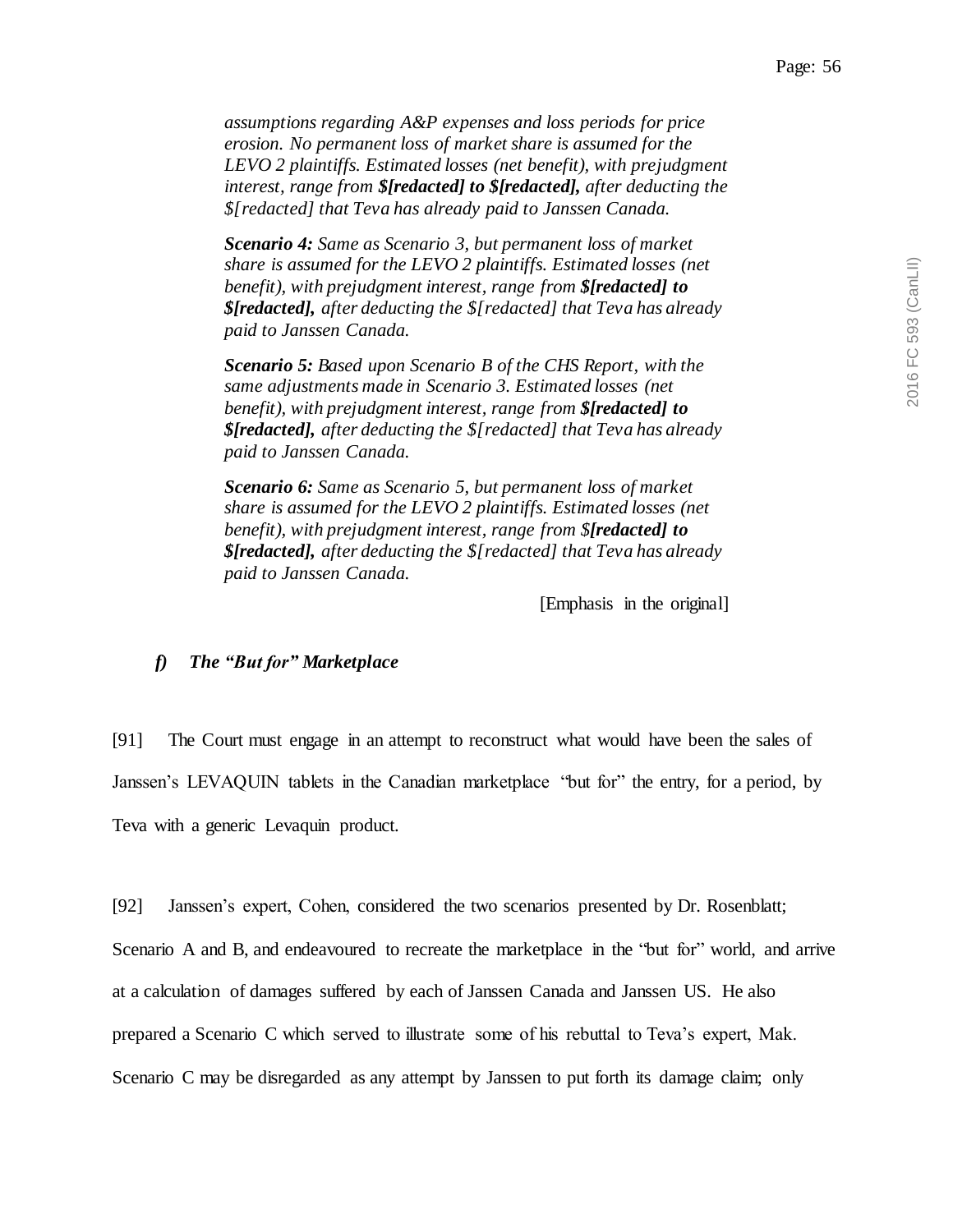*assumptions regarding A&P expenses and loss periods for price erosion. No permanent loss of market share is assumed for the LEVO 2 plaintiffs. Estimated losses (net benefit), with prejudgment interest, range from **$[redacted] to $[redacted],** after deducting the $[redacted] that Teva has already paid to Janssen Canada.*

***Scenario 4:** Same as Scenario 3, but permanent loss of market share is assumed for the LEVO 2 plaintiffs. Estimated losses (net benefit), with prejudgment interest, range from **$[redacted] to $[redacted],** after deducting the $[redacted] that Teva has already paid to Janssen Canada.*

***Scenario 5:** Based upon Scenario B of the CHS Report, with the same adjustments made in Scenario 3. Estimated losses (net benefit), with prejudgment interest, range from **$[redacted] to $[redacted],** after deducting the $[redacted] that Teva has already paid to Janssen Canada.*

***Scenario 6:** Same as Scenario 5, but permanent loss of market share is assumed for the LEVO 2 plaintiffs. Estimated losses (net benefit), with prejudgment interest, range from $**[redacted] to $[redacted],** after deducting the $[redacted] that Teva has already paid to Janssen Canada.*

[Emphasis in the original]

### *f) The "But for" Marketplace*

[91] The Court must engage in an attempt to reconstruct what would have been the sales of Janssen's LEVAQUIN tablets in the Canadian marketplace "but for" the entry, for a period, by Teva with a generic Levaquin product.

[92] Janssen's expert, Cohen, considered the two scenarios presented by Dr. Rosenblatt; Scenario A and B, and endeavoured to recreate the marketplace in the "but for" world, and arrive at a calculation of damages suffered by each of Janssen Canada and Janssen US. He also prepared a Scenario C which served to illustrate some of his rebuttal to Teva's expert, Mak. Scenario C may be disregarded as any attempt by Janssen to put forth its damage claim; only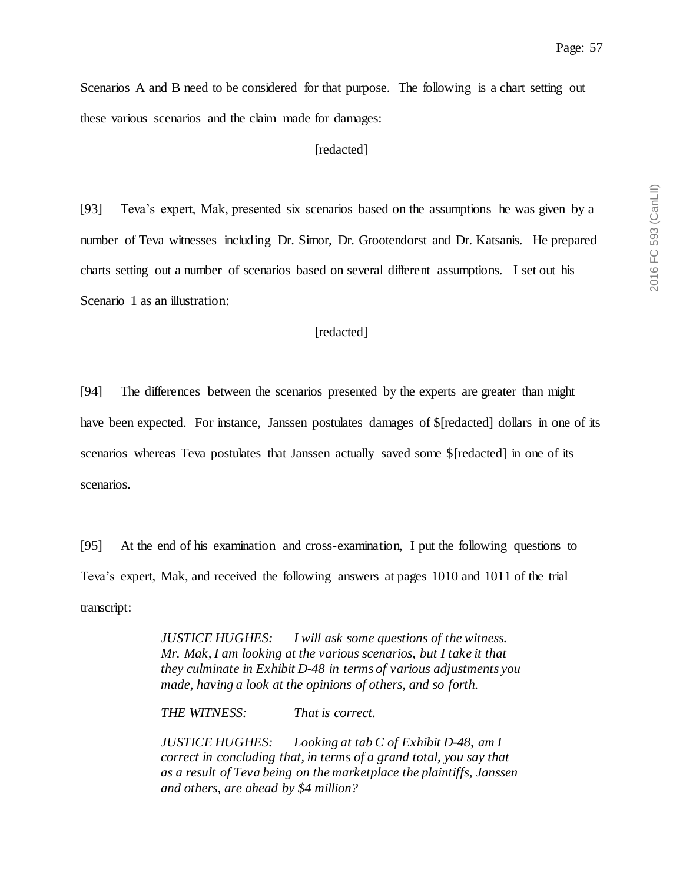Scenarios A and B need to be considered for that purpose. The following is a chart setting out these various scenarios and the claim made for damages:

[redacted]

[93] Teva's expert, Mak, presented six scenarios based on the assumptions he was given by a number of Teva witnesses including Dr. Simor, Dr. Grootendorst and Dr. Katsanis. He prepared charts setting out a number of scenarios based on several different assumptions. I set out his Scenario 1 as an illustration:

[redacted]

[94] The differences between the scenarios presented by the experts are greater than might have been expected. For instance, Janssen postulates damages of $[redacted] dollars in one of its scenarios whereas Teva postulates that Janssen actually saved some $[redacted] in one of its scenarios.

[95] At the end of his examination and cross-examination, I put the following questions to Teva's expert, Mak, and received the following answers at pages 1010 and 1011 of the trial transcript:

> *JUSTICE HUGHES: I will ask some questions of the witness. Mr. Mak, I am looking at the various scenarios, but I take it that they culminate in Exhibit D-48 in terms of various adjustments you made, having a look at the opinions of others, and so forth.*
>
> *THE WITNESS: That is correct.*
>
> *JUSTICE HUGHES: Looking at tab C of Exhibit D-48, am I correct in concluding that, in terms of a grand total, you say that as a result of Teva being on the marketplace the plaintiffs, Janssen and others, are ahead by $4 million?*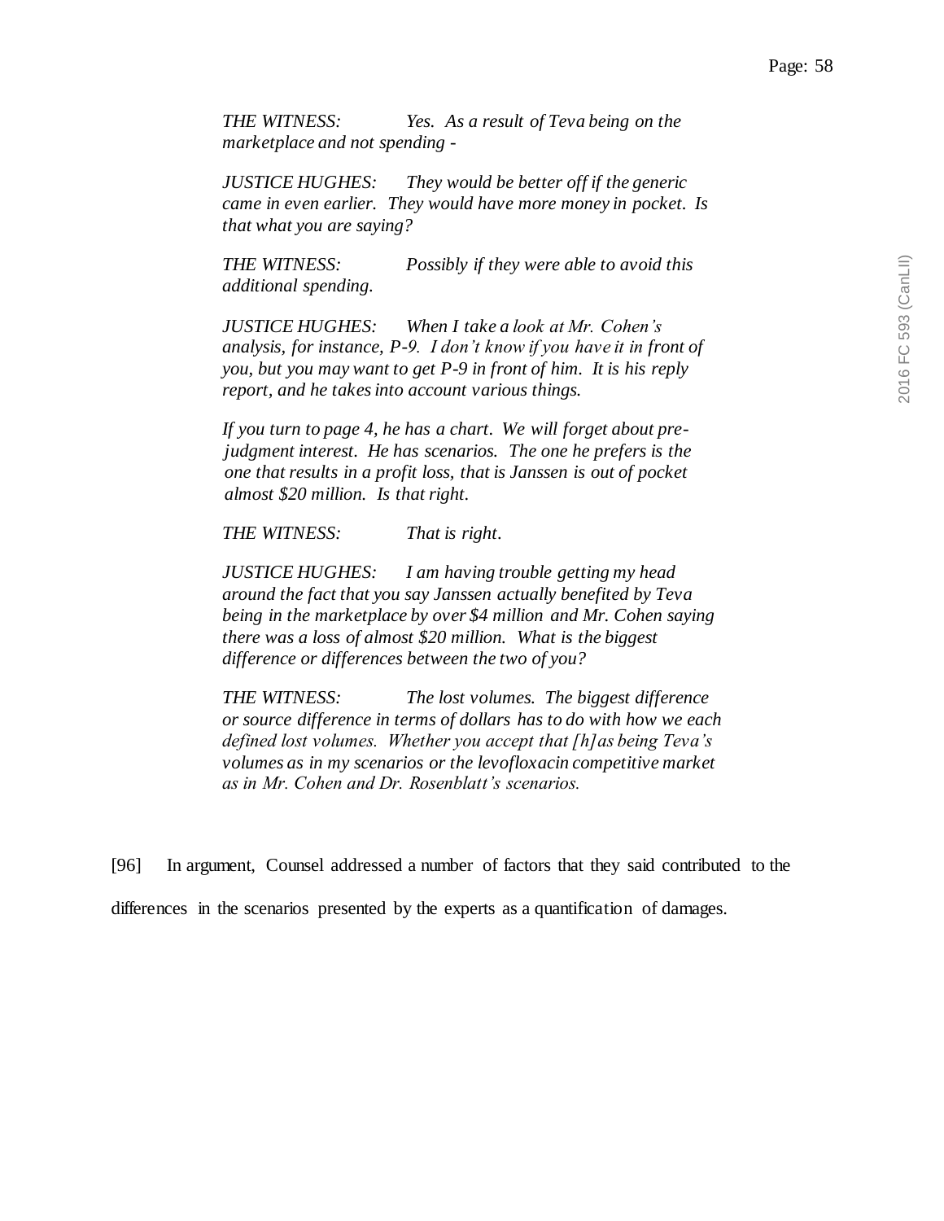*THE WITNESS: Yes. As a result of Teva being on the marketplace and not spending -*

*JUSTICE HUGHES: They would be better off if the generic came in even earlier. They would have more money in pocket. Is that what you are saying?*

*THE WITNESS: Possibly if they were able to avoid this additional spending.*

*JUSTICE HUGHES: When I take a look at Mr. Cohen's analysis, for instance, P-9. I don't know if you have it in front of you, but you may want to get P-9 in front of him. It is his reply report, and he takes into account various things.*

*If you turn to page 4, he has a chart. We will forget about pre-judgment interest. He has scenarios. The one he prefers is the one that results in a profit loss, that is Janssen is out of pocket almost $20 million. Is that right.*

*THE WITNESS: That is right.*

*JUSTICE HUGHES: I am having trouble getting my head around the fact that you say Janssen actually benefited by Teva being in the marketplace by over $4 million and Mr. Cohen saying there was a loss of almost $20 million. What is the biggest difference or differences between the two of you?*

*THE WITNESS: The lost volumes. The biggest difference or source difference in terms of dollars has to do with how we each defined lost volumes. Whether you accept that [h]as being Teva's volumes as in my scenarios or the levofloxacin competitive market as in Mr. Cohen and Dr. Rosenblatt's scenarios.*

[96] In argument, Counsel addressed a number of factors that they said contributed to the differences in the scenarios presented by the experts as a quantification of damages.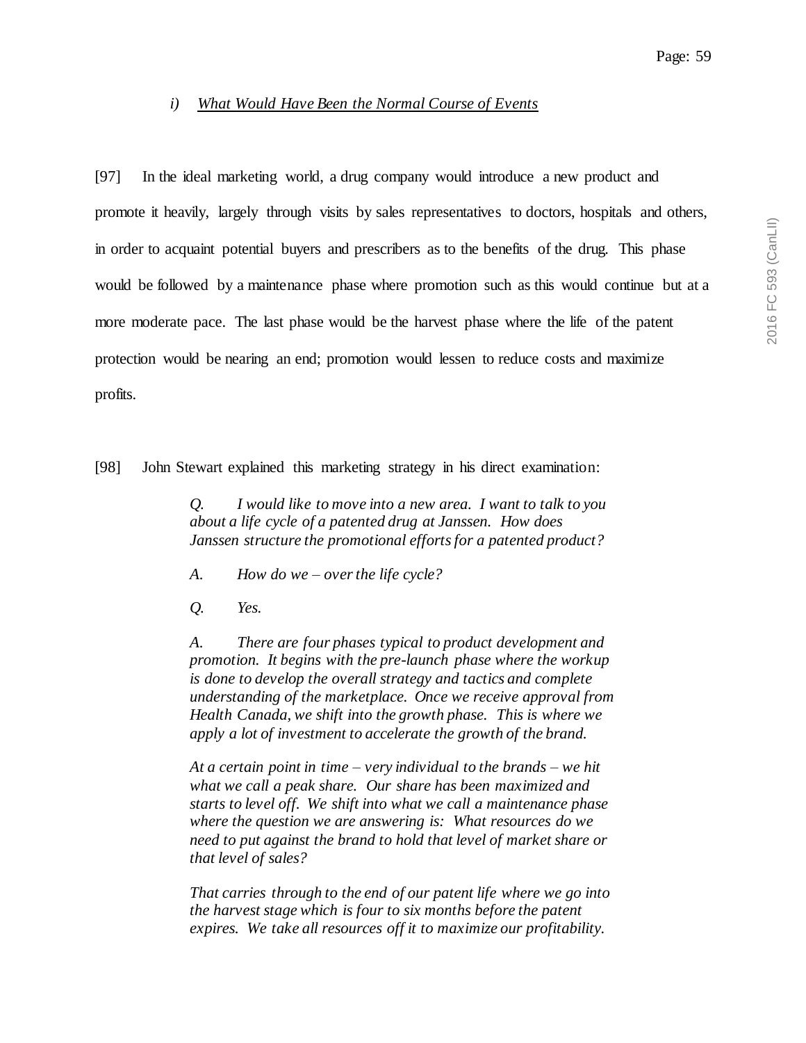### *i) What Would Have Been the Normal Course of Events*

[97] In the ideal marketing world, a drug company would introduce a new product and promote it heavily, largely through visits by sales representatives to doctors, hospitals and others, in order to acquaint potential buyers and prescribers as to the benefits of the drug. This phase would be followed by a maintenance phase where promotion such as this would continue but at a more moderate pace. The last phase would be the harvest phase where the life of the patent protection would be nearing an end; promotion would lessen to reduce costs and maximize profits.

[98] John Stewart explained this marketing strategy in his direct examination:

> *Q. I would like to move into a new area. I want to talk to you about a life cycle of a patented drug at Janssen. How does Janssen structure the promotional efforts for a patented product?*
>
> *A. How do we – over the life cycle?*
>
> *Q. Yes.*
>
> *A. There are four phases typical to product development and promotion. It begins with the pre-launch phase where the workup is done to develop the overall strategy and tactics and complete understanding of the marketplace. Once we receive approval from Health Canada, we shift into the growth phase. This is where we apply a lot of investment to accelerate the growth of the brand.*
>
> *At a certain point in time – very individual to the brands – we hit what we call a peak share. Our share has been maximized and starts to level off. We shift into what we call a maintenance phase where the question we are answering is: What resources do we need to put against the brand to hold that level of market share or that level of sales?*
>
> *That carries through to the end of our patent life where we go into the harvest stage which is four to six months before the patent expires. We take all resources off it to maximize our profitability.*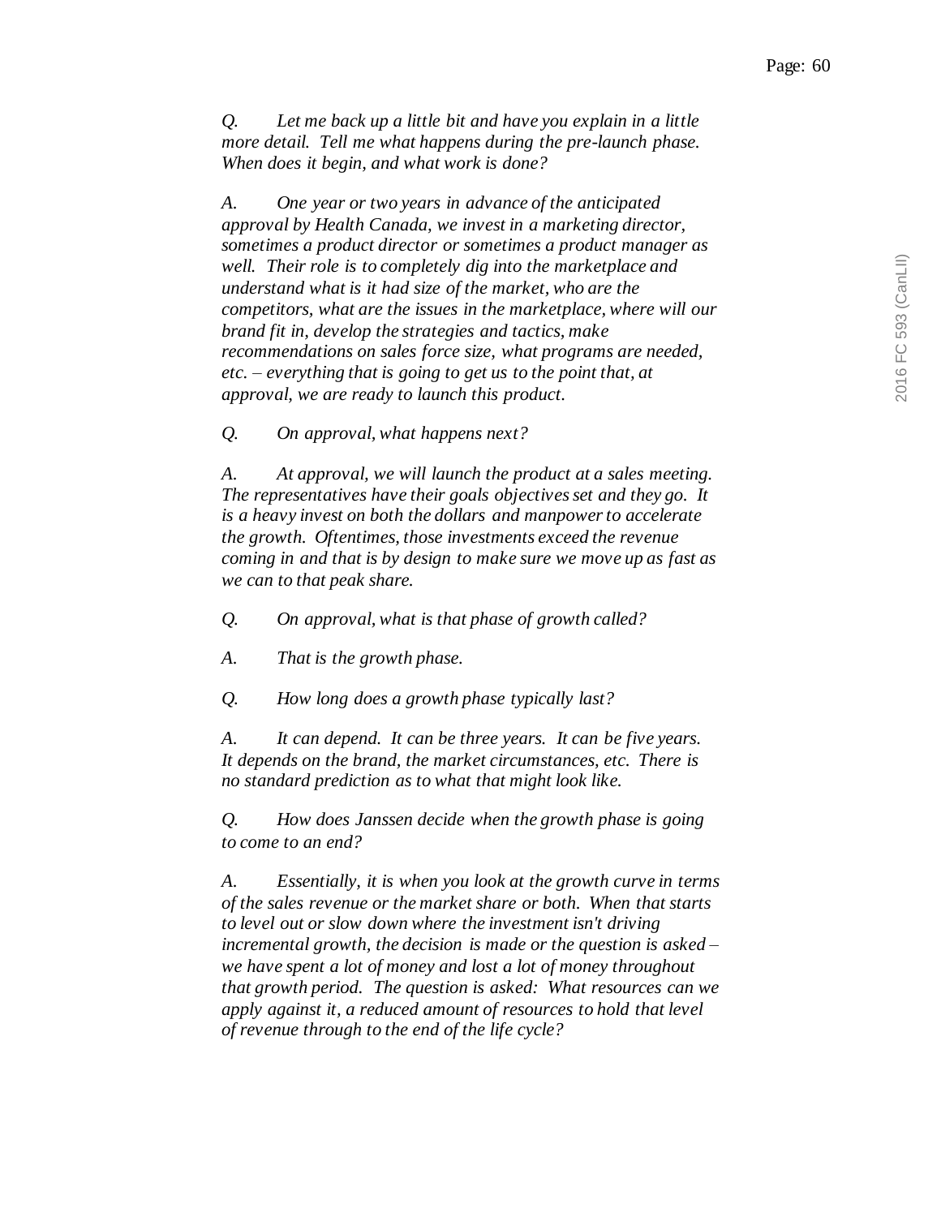*Q. Let me back up a little bit and have you explain in a little more detail. Tell me what happens during the pre-launch phase. When does it begin, and what work is done?*

*A. One year or two years in advance of the anticipated approval by Health Canada, we invest in a marketing director, sometimes a product director or sometimes a product manager as well. Their role is to completely dig into the marketplace and understand what is it had size of the market, who are the competitors, what are the issues in the marketplace, where will our brand fit in, develop the strategies and tactics, make recommendations on sales force size, what programs are needed, etc. – everything that is going to get us to the point that, at approval, we are ready to launch this product.*

*Q. On approval, what happens next?*

*A. At approval, we will launch the product at a sales meeting. The representatives have their goals objectives set and they go. It is a heavy invest on both the dollars and manpower to accelerate the growth. Oftentimes, those investments exceed the revenue coming in and that is by design to make sure we move up as fast as we can to that peak share.*

*Q. On approval, what is that phase of growth called?*

*A. That is the growth phase.*

*Q. How long does a growth phase typically last?*

*A. It can depend. It can be three years. It can be five years. It depends on the brand, the market circumstances, etc. There is no standard prediction as to what that might look like.*

*Q. How does Janssen decide when the growth phase is going to come to an end?*

*A. Essentially, it is when you look at the growth curve in terms of the sales revenue or the market share or both. When that starts to level out or slow down where the investment isn't driving incremental growth, the decision is made or the question is asked – we have spent a lot of money and lost a lot of money throughout that growth period. The question is asked: What resources can we apply against it, a reduced amount of resources to hold that level of revenue through to the end of the life cycle?*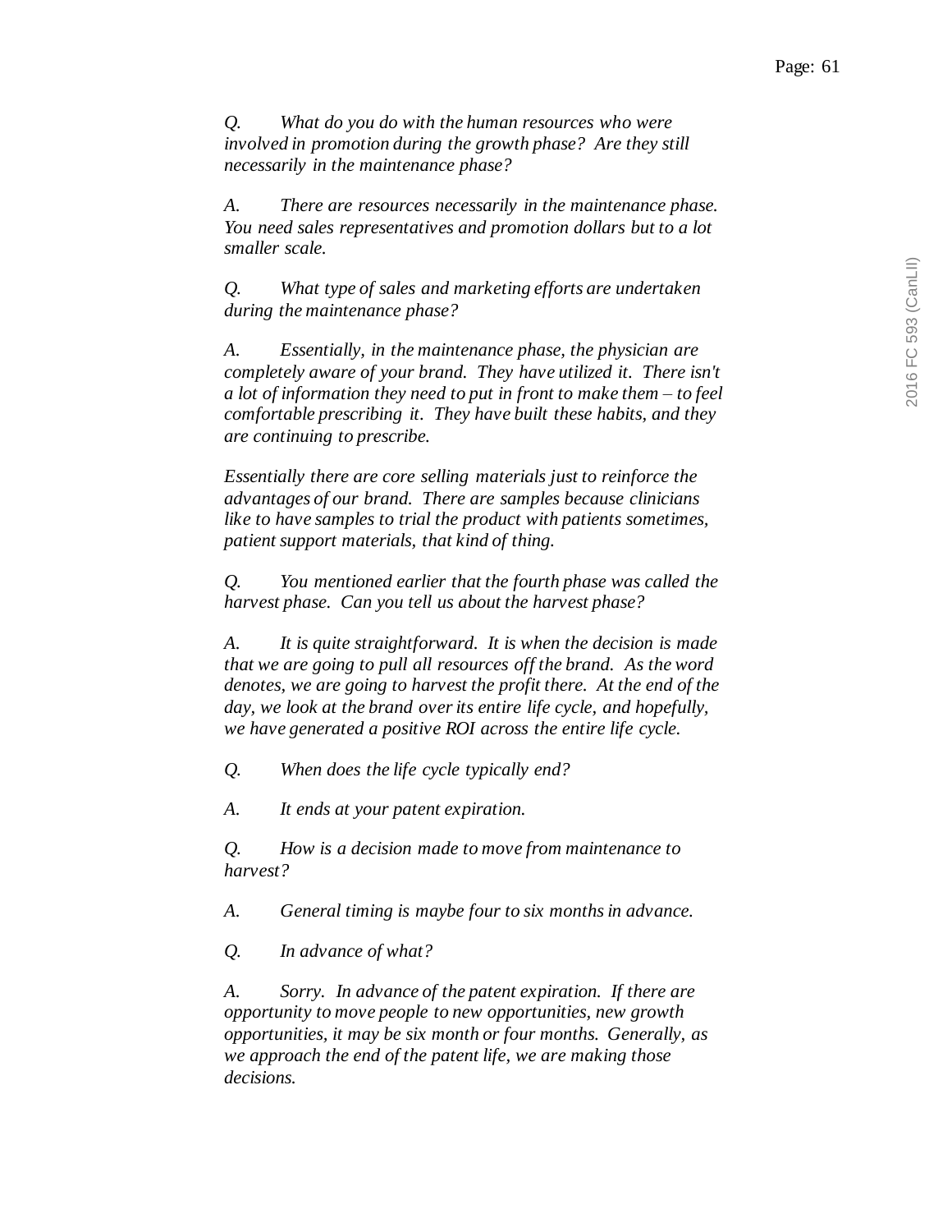*Q. What do you do with the human resources who were involved in promotion during the growth phase? Are they still necessarily in the maintenance phase?*

*A. There are resources necessarily in the maintenance phase. You need sales representatives and promotion dollars but to a lot smaller scale.*

*Q. What type of sales and marketing efforts are undertaken during the maintenance phase?*

*A. Essentially, in the maintenance phase, the physician are completely aware of your brand. They have utilized it. There isn't a lot of information they need to put in front to make them – to feel comfortable prescribing it. They have built these habits, and they are continuing to prescribe.*

*Essentially there are core selling materials just to reinforce the advantages of our brand. There are samples because clinicians like to have samples to trial the product with patients sometimes, patient support materials, that kind of thing.*

*Q. You mentioned earlier that the fourth phase was called the harvest phase. Can you tell us about the harvest phase?*

*A. It is quite straightforward. It is when the decision is made that we are going to pull all resources off the brand. As the word denotes, we are going to harvest the profit there. At the end of the day, we look at the brand over its entire life cycle, and hopefully, we have generated a positive ROI across the entire life cycle.*

*Q. When does the life cycle typically end?*

*A. It ends at your patent expiration.*

*Q. How is a decision made to move from maintenance to harvest?*

*A. General timing is maybe four to six months in advance.*

*Q. In advance of what?*

*A. Sorry. In advance of the patent expiration. If there are opportunity to move people to new opportunities, new growth opportunities, it may be six month or four months. Generally, as we approach the end of the patent life, we are making those decisions.*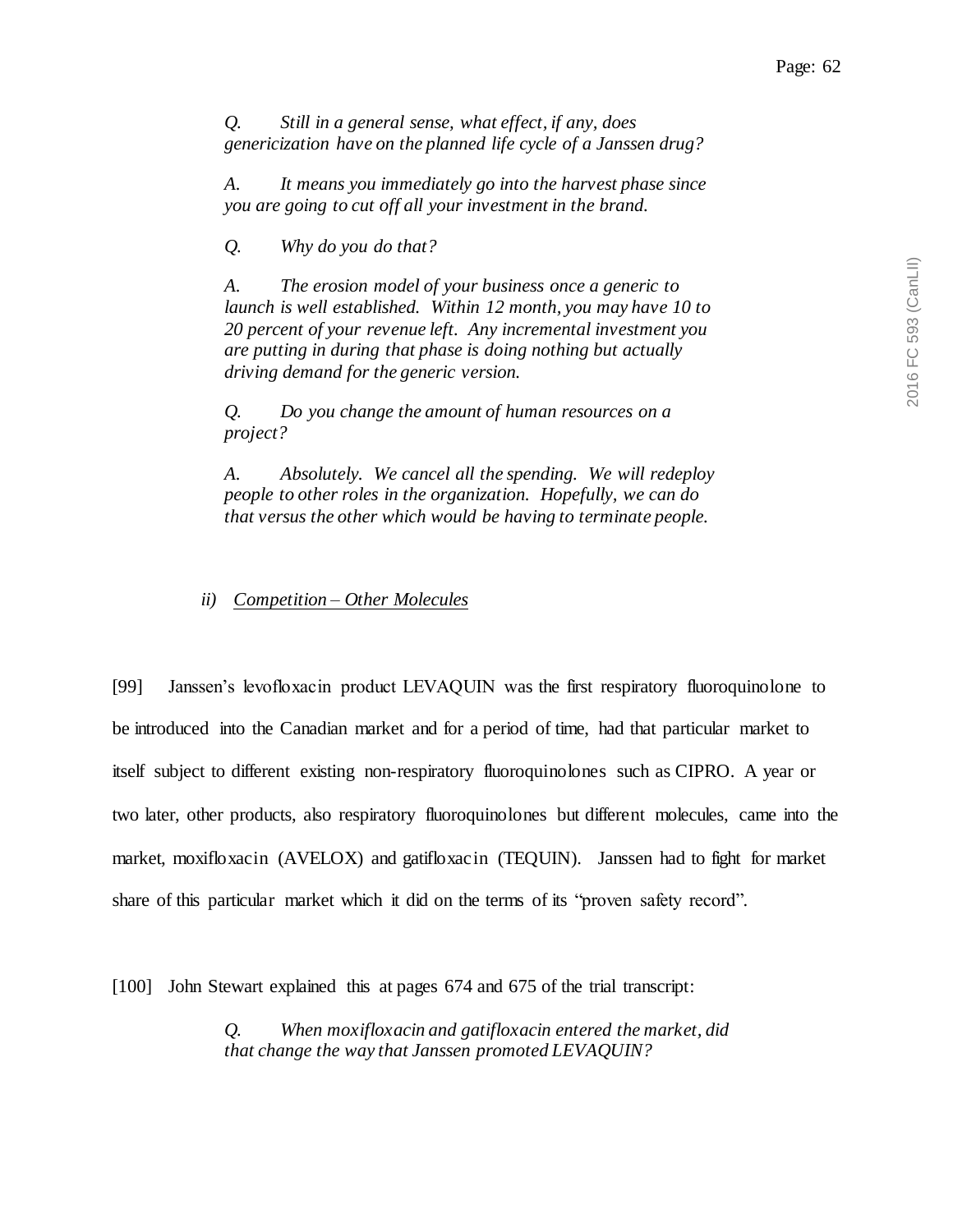*Q. Still in a general sense, what effect, if any, does genericization have on the planned life cycle of a Janssen drug?*

*A. It means you immediately go into the harvest phase since you are going to cut off all your investment in the brand.*

*Q. Why do you do that?*

*A. The erosion model of your business once a generic to launch is well established. Within 12 month, you may have 10 to 20 percent of your revenue left. Any incremental investment you are putting in during that phase is doing nothing but actually driving demand for the generic version.*

*Q. Do you change the amount of human resources on a project?*

*A. Absolutely. We cancel all the spending. We will redeploy people to other roles in the organization. Hopefully, we can do that versus the other which would be having to terminate people.*

*ii) Competition – Other Molecules*

[99] Janssen's levofloxacin product LEVAQUIN was the first respiratory fluoroquinolone to be introduced into the Canadian market and for a period of time, had that particular market to itself subject to different existing non-respiratory fluoroquinolones such as CIPRO. A year or two later, other products, also respiratory fluoroquinolones but different molecules, came into the market, moxifloxacin (AVELOX) and gatifloxacin (TEQUIN). Janssen had to fight for market share of this particular market which it did on the terms of its "proven safety record".

[100] John Stewart explained this at pages 674 and 675 of the trial transcript:

*Q. When moxifloxacin and gatifloxacin entered the market, did that change the way that Janssen promoted LEVAQUIN?*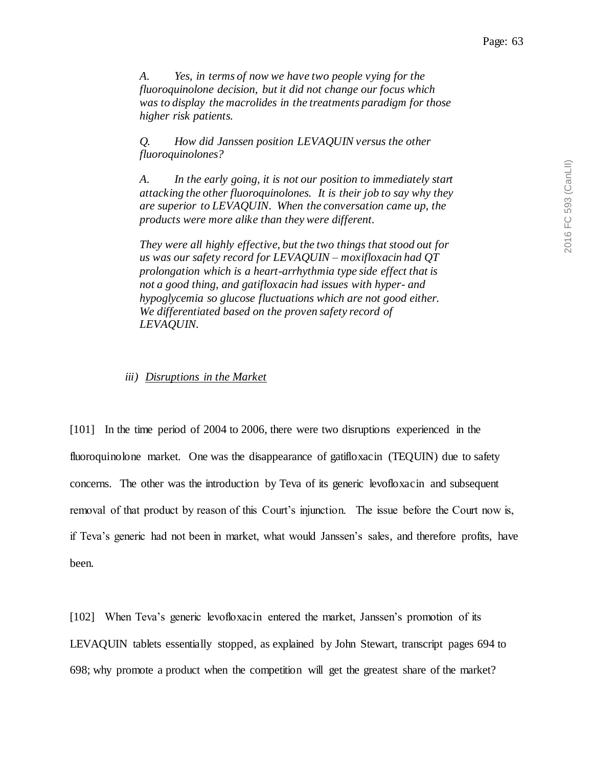*A. Yes, in terms of now we have two people vying for the fluoroquinolone decision, but it did not change our focus which was to display the macrolides in the treatments paradigm for those higher risk patients.*

*Q. How did Janssen position LEVAQUIN versus the other fluoroquinolones?*

*A. In the early going, it is not our position to immediately start attacking the other fluoroquinolones. It is their job to say why they are superior to LEVAQUIN. When the conversation came up, the products were more alike than they were different.*

*They were all highly effective, but the two things that stood out for us was our safety record for LEVAQUIN – moxifloxacin had QT prolongation which is a heart-arrhythmia type side effect that is not a good thing, and gatifloxacin had issues with hyper- and hypoglycemia so glucose fluctuations which are not good either. We differentiated based on the proven safety record of LEVAQUIN.*

### *iii) Disruptions in the Market*

[101] In the time period of 2004 to 2006, there were two disruptions experienced in the fluoroquinolone market. One was the disappearance of gatifloxacin (TEQUIN) due to safety concerns. The other was the introduction by Teva of its generic levofloxacin and subsequent removal of that product by reason of this Court's injunction. The issue before the Court now is, if Teva's generic had not been in market, what would Janssen's sales, and therefore profits, have been.

[102] When Teva's generic levofloxacin entered the market, Janssen's promotion of its LEVAQUIN tablets essentially stopped, as explained by John Stewart, transcript pages 694 to 698; why promote a product when the competition will get the greatest share of the market?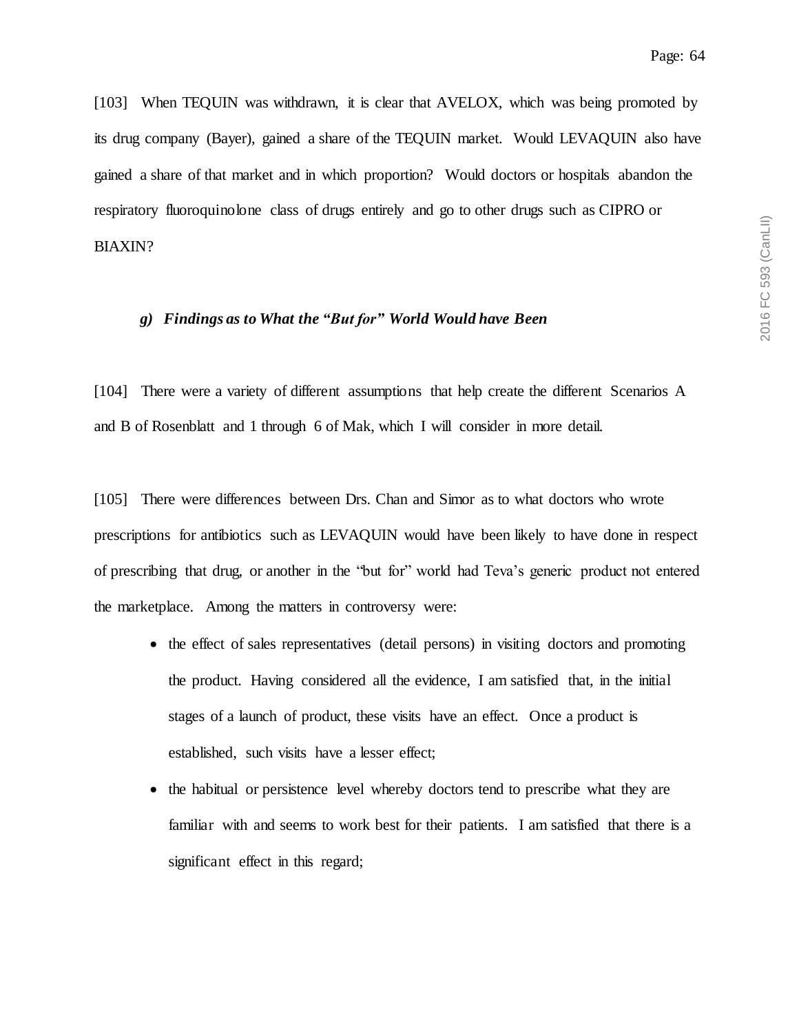[103] When TEQUIN was withdrawn, it is clear that AVELOX, which was being promoted by its drug company (Bayer), gained a share of the TEQUIN market. Would LEVAQUIN also have gained a share of that market and in which proportion? Would doctors or hospitals abandon the respiratory fluoroquinolone class of drugs entirely and go to other drugs such as CIPRO or BIAXIN?

### *g) Findings as to What the "But for" World Would have Been*

[104] There were a variety of different assumptions that help create the different Scenarios A and B of Rosenblatt and 1 through 6 of Mak, which I will consider in more detail.

[105] There were differences between Drs. Chan and Simor as to what doctors who wrote prescriptions for antibiotics such as LEVAQUIN would have been likely to have done in respect of prescribing that drug, or another in the "but for" world had Teva's generic product not entered the marketplace. Among the matters in controversy were:

- the effect of sales representatives (detail persons) in visiting doctors and promoting the product. Having considered all the evidence, I am satisfied that, in the initial stages of a launch of product, these visits have an effect. Once a product is established, such visits have a lesser effect;
- the habitual or persistence level whereby doctors tend to prescribe what they are familiar with and seems to work best for their patients. I am satisfied that there is a significant effect in this regard;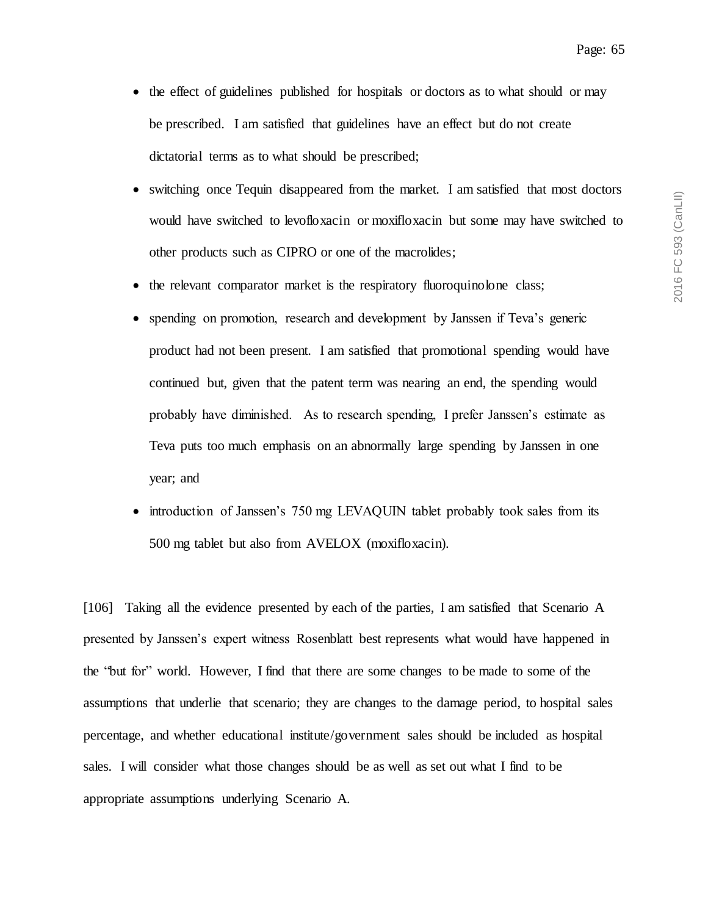- the effect of guidelines published for hospitals or doctors as to what should or may be prescribed. I am satisfied that guidelines have an effect but do not create dictatorial terms as to what should be prescribed;
- switching once Tequin disappeared from the market. I am satisfied that most doctors would have switched to levofloxacin or moxifloxacin but some may have switched to other products such as CIPRO or one of the macrolides;
- the relevant comparator market is the respiratory fluoroquinolone class;
- spending on promotion, research and development by Janssen if Teva's generic product had not been present. I am satisfied that promotional spending would have continued but, given that the patent term was nearing an end, the spending would probably have diminished. As to research spending, I prefer Janssen's estimate as Teva puts too much emphasis on an abnormally large spending by Janssen in one year; and
- introduction of Janssen's 750 mg LEVAQUIN tablet probably took sales from its 500 mg tablet but also from AVELOX (moxifloxacin).

[106] Taking all the evidence presented by each of the parties, I am satisfied that Scenario A presented by Janssen's expert witness Rosenblatt best represents what would have happened in the "but for" world. However, I find that there are some changes to be made to some of the assumptions that underlie that scenario; they are changes to the damage period, to hospital sales percentage, and whether educational institute/government sales should be included as hospital sales. I will consider what those changes should be as well as set out what I find to be appropriate assumptions underlying Scenario A.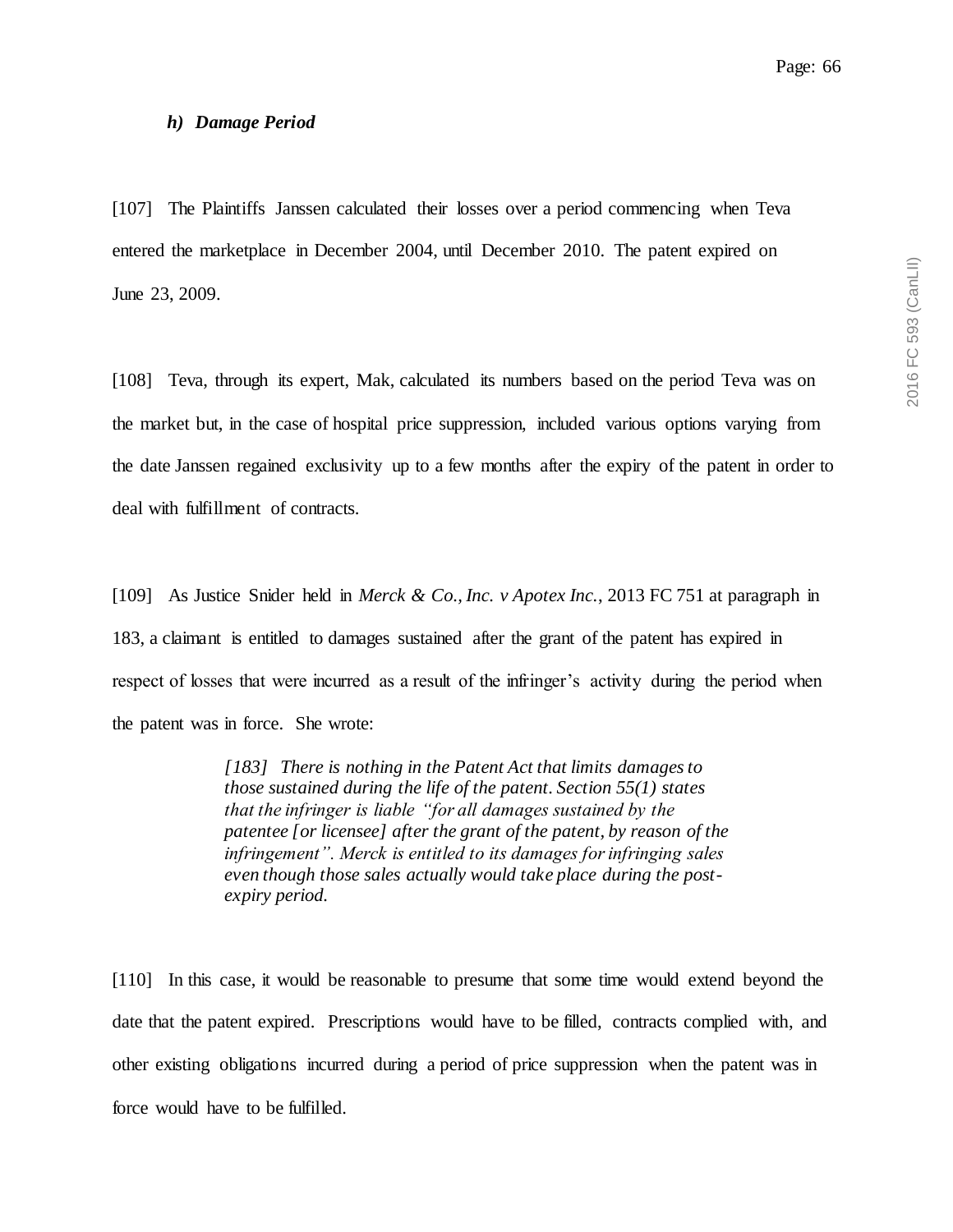### *h) Damage Period*

[107] The Plaintiffs Janssen calculated their losses over a period commencing when Teva entered the marketplace in December 2004, until December 2010. The patent expired on June 23, 2009.

[108] Teva, through its expert, Mak, calculated its numbers based on the period Teva was on the market but, in the case of hospital price suppression, included various options varying from the date Janssen regained exclusivity up to a few months after the expiry of the patent in order to deal with fulfillment of contracts.

[109] As Justice Snider held in *Merck & Co., Inc. v Apotex Inc.*, 2013 FC 751 at paragraph in 183, a claimant is entitled to damages sustained after the grant of the patent has expired in respect of losses that were incurred as a result of the infringer's activity during the period when the patent was in force. She wrote:

> *[183] There is nothing in the Patent Act that limits damages to those sustained during the life of the patent. Section 55(1) states that the infringer is liable "for all damages sustained by the patentee [or licensee] after the grant of the patent, by reason of the infringement". Merck is entitled to its damages for infringing sales even though those sales actually would take place during the post-expiry period.*

[110] In this case, it would be reasonable to presume that some time would extend beyond the date that the patent expired. Prescriptions would have to be filled, contracts complied with, and other existing obligations incurred during a period of price suppression when the patent was in force would have to be fulfilled.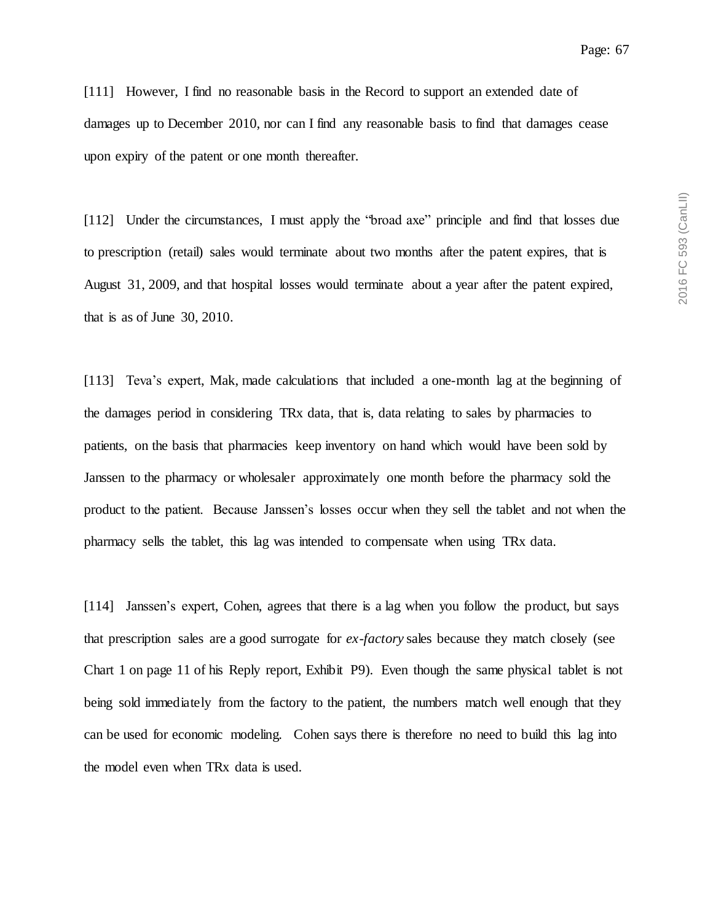[111] However, I find no reasonable basis in the Record to support an extended date of damages up to December 2010, nor can I find any reasonable basis to find that damages cease upon expiry of the patent or one month thereafter.

[112] Under the circumstances, I must apply the "broad axe" principle and find that losses due to prescription (retail) sales would terminate about two months after the patent expires, that is August 31, 2009, and that hospital losses would terminate about a year after the patent expired, that is as of June 30, 2010.

[113] Teva's expert, Mak, made calculations that included a one-month lag at the beginning of the damages period in considering TRx data, that is, data relating to sales by pharmacies to patients, on the basis that pharmacies keep inventory on hand which would have been sold by Janssen to the pharmacy or wholesaler approximately one month before the pharmacy sold the product to the patient. Because Janssen's losses occur when they sell the tablet and not when the pharmacy sells the tablet, this lag was intended to compensate when using TRx data.

[114] Janssen's expert, Cohen, agrees that there is a lag when you follow the product, but says that prescription sales are a good surrogate for *ex-factory* sales because they match closely (see Chart 1 on page 11 of his Reply report, Exhibit P9). Even though the same physical tablet is not being sold immediately from the factory to the patient, the numbers match well enough that they can be used for economic modeling. Cohen says there is therefore no need to build this lag into the model even when TRx data is used.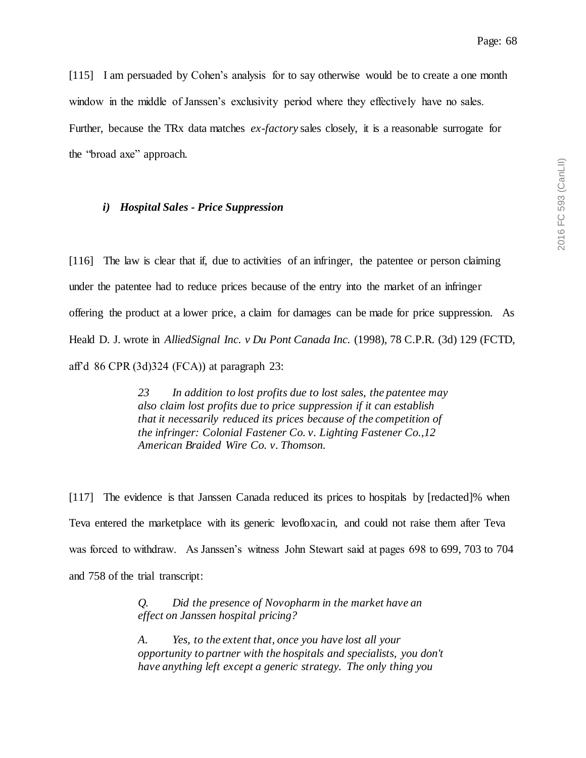[115] I am persuaded by Cohen's analysis for to say otherwise would be to create a one month window in the middle of Janssen's exclusivity period where they effectively have no sales. Further, because the TRx data matches *ex-factory* sales closely, it is a reasonable surrogate for the "broad axe" approach.

#### *i) Hospital Sales - Price Suppression*

[116] The law is clear that if, due to activities of an infringer, the patentee or person claiming under the patentee had to reduce prices because of the entry into the market of an infringer offering the product at a lower price, a claim for damages can be made for price suppression. As Heald D. J. wrote in *AlliedSignal Inc. v Du Pont Canada Inc.* (1998), 78 C.P.R. (3d) 129 (FCTD, aff'd 86 CPR (3d)324 (FCA)) at paragraph 23:

> *23 In addition to lost profits due to lost sales, the patentee may also claim lost profits due to price suppression if it can establish that it necessarily reduced its prices because of the competition of the infringer: Colonial Fastener Co. v. Lighting Fastener Co.,12 American Braided Wire Co. v. Thomson.*

[117] The evidence is that Janssen Canada reduced its prices to hospitals by [redacted]% when Teva entered the marketplace with its generic levofloxacin, and could not raise them after Teva was forced to withdraw. As Janssen's witness John Stewart said at pages 698 to 699, 703 to 704 and 758 of the trial transcript:

> *Q. Did the presence of Novopharm in the market have an effect on Janssen hospital pricing?*
>
> *A. Yes, to the extent that, once you have lost all your opportunity to partner with the hospitals and specialists, you don't have anything left except a generic strategy. The only thing you*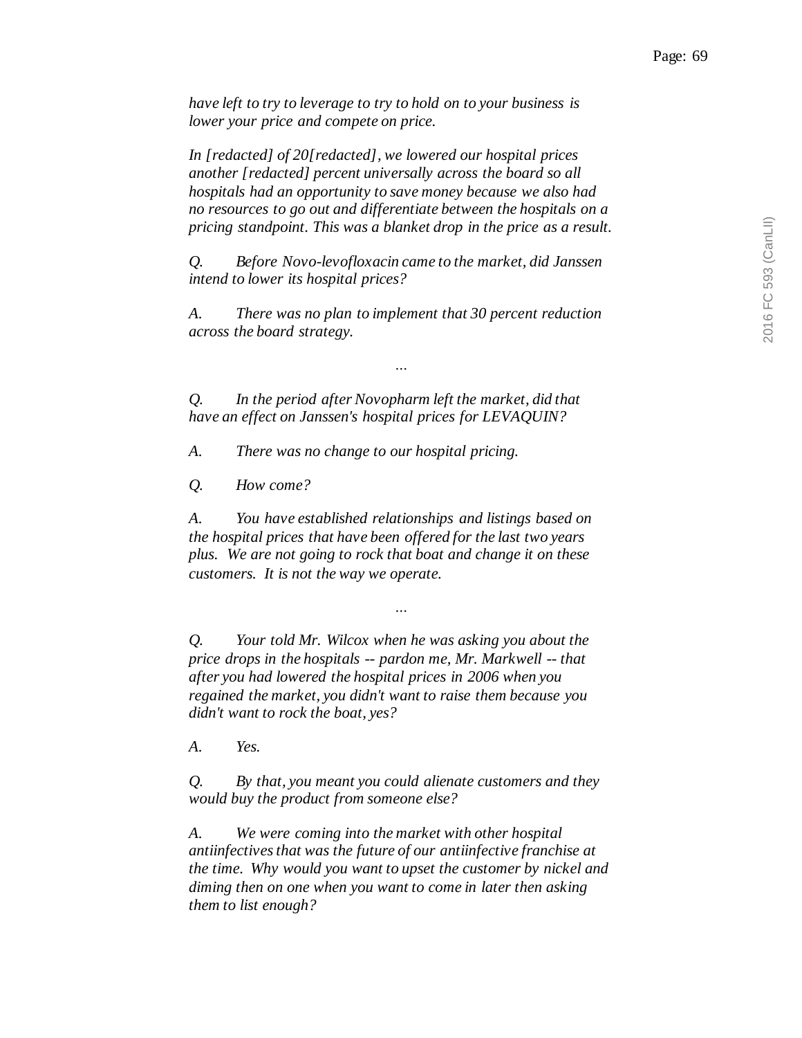*have left to try to leverage to try to hold on to your business is lower your price and compete on price.*

*In [redacted] of 20[redacted], we lowered our hospital prices another [redacted] percent universally across the board so all hospitals had an opportunity to save money because we also had no resources to go out and differentiate between the hospitals on a pricing standpoint. This was a blanket drop in the price as a result.*

*Q. Before Novo-levofloxacin came to the market, did Janssen intend to lower its hospital prices?*

*A. There was no plan to implement that 30 percent reduction across the board strategy.*

*...*

*Q. In the period after Novopharm left the market, did that have an effect on Janssen's hospital prices for LEVAQUIN?*

*A. There was no change to our hospital pricing.*

*Q. How come?*

*A. You have established relationships and listings based on the hospital prices that have been offered for the last two years plus. We are not going to rock that boat and change it on these customers. It is not the way we operate.*

*...*

*Q. Your told Mr. Wilcox when he was asking you about the price drops in the hospitals -- pardon me, Mr. Markwell -- that after you had lowered the hospital prices in 2006 when you regained the market, you didn't want to raise them because you didn't want to rock the boat, yes?*

*A. Yes.*

*Q. By that, you meant you could alienate customers and they would buy the product from someone else?*

*A. We were coming into the market with other hospital antiinfectives that was the future of our antiinfective franchise at the time. Why would you want to upset the customer by nickel and diming then on one when you want to come in later then asking them to list enough?*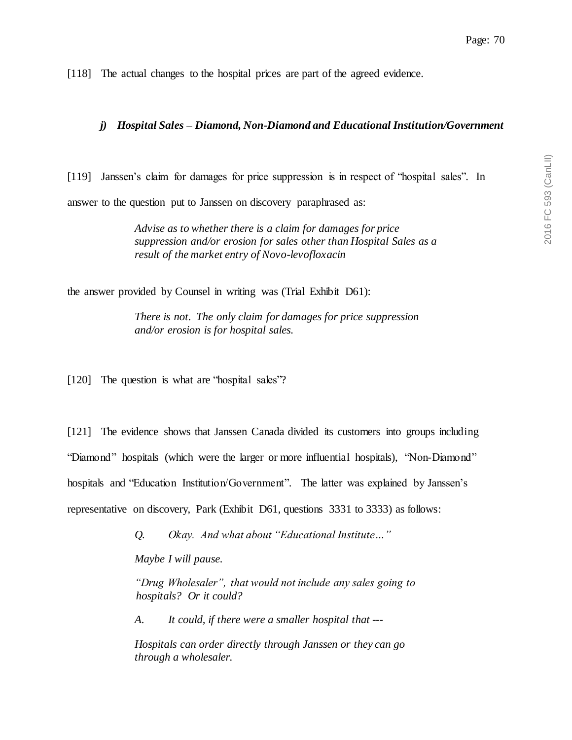[118] The actual changes to the hospital prices are part of the agreed evidence.

### *j) Hospital Sales – Diamond, Non-Diamond and Educational Institution/Government*

[119] Janssen's claim for damages for price suppression is in respect of "hospital sales". In answer to the question put to Janssen on discovery paraphrased as:

> *Advise as to whether there is a claim for damages for price suppression and/or erosion for sales other than Hospital Sales as a result of the market entry of Novo-levofloxacin*

the answer provided by Counsel in writing was (Trial Exhibit D61):

> *There is not. The only claim for damages for price suppression and/or erosion is for hospital sales.*

[120] The question is what are "hospital sales"?

[121] The evidence shows that Janssen Canada divided its customers into groups including "Diamond" hospitals (which were the larger or more influential hospitals), "Non-Diamond" hospitals and "Education Institution/Government". The latter was explained by Janssen's representative on discovery, Park (Exhibit D61, questions 3331 to 3333) as follows:

> *Q. Okay. And what about "Educational Institute…"*
>
> *Maybe I will pause.*
>
> *"Drug Wholesaler", that would not include any sales going to hospitals? Or it could?*
>
> *A. It could, if there were a smaller hospital that ---*
>
> *Hospitals can order directly through Janssen or they can go through a wholesaler.*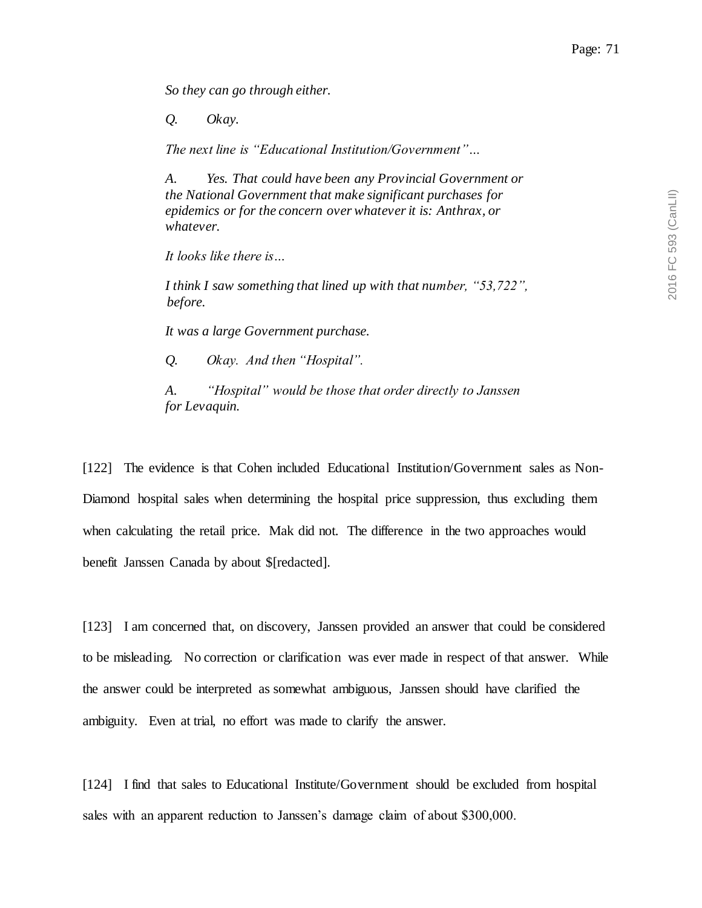*So they can go through either.*

*Q. Okay.*

*The next line is "Educational Institution/Government"…*

*A. Yes. That could have been any Provincial Government or the National Government that make significant purchases for epidemics or for the concern over whatever it is: Anthrax, or whatever.*

*It looks like there is…*

*I think I saw something that lined up with that number, "53,722", before.*

*It was a large Government purchase.*

*Q. Okay. And then "Hospital".*

*A. "Hospital" would be those that order directly to Janssen for Levaquin.*

[122] The evidence is that Cohen included Educational Institution/Government sales as Non-Diamond hospital sales when determining the hospital price suppression, thus excluding them when calculating the retail price. Mak did not. The difference in the two approaches would benefit Janssen Canada by about $[redacted].

[123] I am concerned that, on discovery, Janssen provided an answer that could be considered to be misleading. No correction or clarification was ever made in respect of that answer. While the answer could be interpreted as somewhat ambiguous, Janssen should have clarified the ambiguity. Even at trial, no effort was made to clarify the answer.

[124] I find that sales to Educational Institute/Government should be excluded from hospital sales with an apparent reduction to Janssen's damage claim of about $300,000.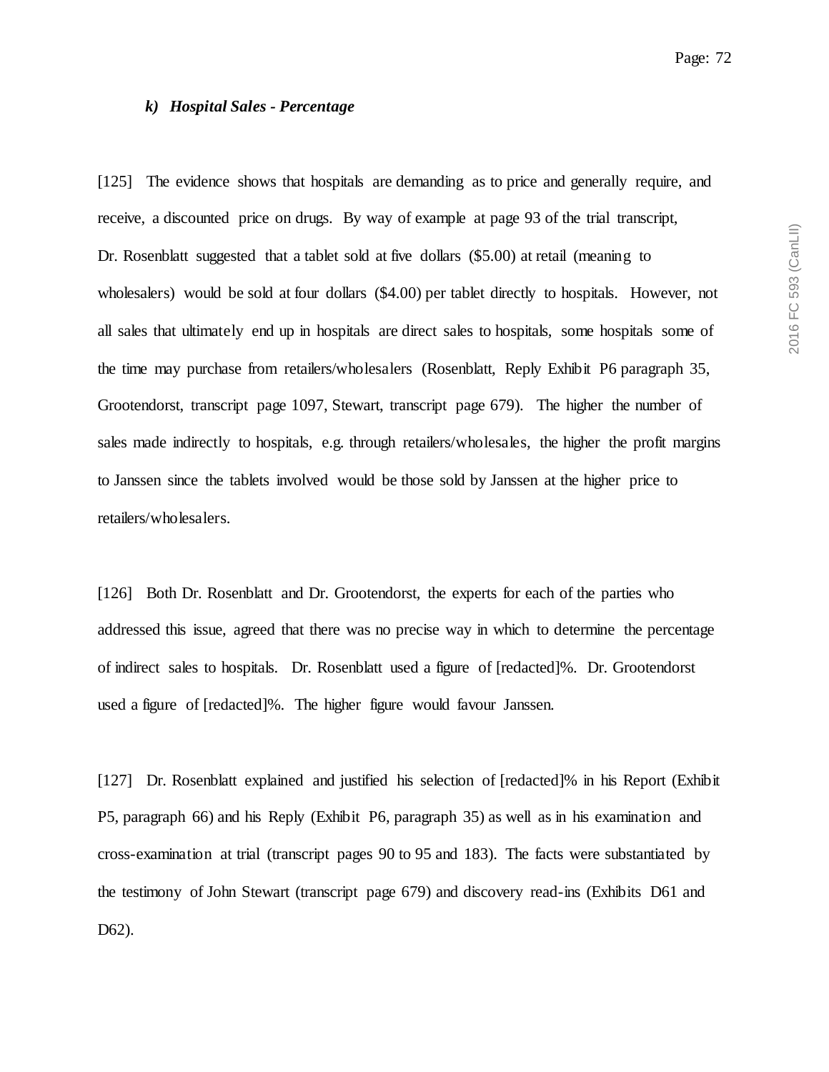### *k) Hospital Sales - Percentage*

[125] The evidence shows that hospitals are demanding as to price and generally require, and receive, a discounted price on drugs. By way of example at page 93 of the trial transcript, Dr. Rosenblatt suggested that a tablet sold at five dollars ($5.00) at retail (meaning to wholesalers) would be sold at four dollars ($4.00) per tablet directly to hospitals. However, not all sales that ultimately end up in hospitals are direct sales to hospitals, some hospitals some of the time may purchase from retailers/wholesalers (Rosenblatt, Reply Exhibit P6 paragraph 35, Grootendorst, transcript page 1097, Stewart, transcript page 679). The higher the number of sales made indirectly to hospitals, e.g. through retailers/wholesales, the higher the profit margins to Janssen since the tablets involved would be those sold by Janssen at the higher price to retailers/wholesalers.

[126] Both Dr. Rosenblatt and Dr. Grootendorst, the experts for each of the parties who addressed this issue, agreed that there was no precise way in which to determine the percentage of indirect sales to hospitals. Dr. Rosenblatt used a figure of [redacted]%. Dr. Grootendorst used a figure of [redacted]%. The higher figure would favour Janssen.

[127] Dr. Rosenblatt explained and justified his selection of [redacted]% in his Report (Exhibit P5, paragraph 66) and his Reply (Exhibit P6, paragraph 35) as well as in his examination and cross-examination at trial (transcript pages 90 to 95 and 183). The facts were substantiated by the testimony of John Stewart (transcript page 679) and discovery read-ins (Exhibits D61 and D62).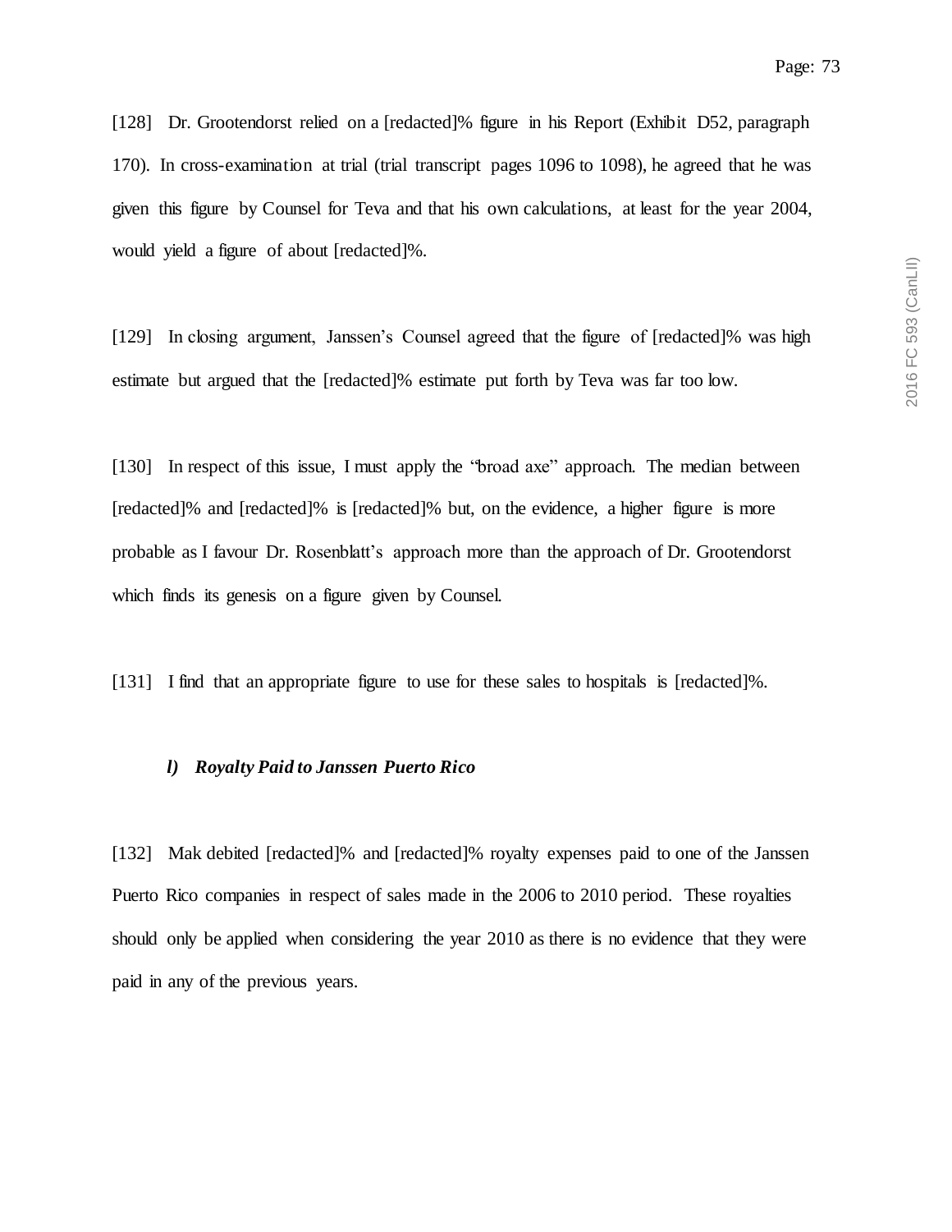[128] Dr. Grootendorst relied on a [redacted]% figure in his Report (Exhibit D52, paragraph 170). In cross-examination at trial (trial transcript pages 1096 to 1098), he agreed that he was given this figure by Counsel for Teva and that his own calculations, at least for the year 2004, would yield a figure of about [redacted]%.

[129] In closing argument, Janssen's Counsel agreed that the figure of [redacted]% was high estimate but argued that the [redacted]% estimate put forth by Teva was far too low.

[130] In respect of this issue, I must apply the "broad axe" approach. The median between [redacted]% and [redacted]% is [redacted]% but, on the evidence, a higher figure is more probable as I favour Dr. Rosenblatt's approach more than the approach of Dr. Grootendorst which finds its genesis on a figure given by Counsel.

[131] I find that an appropriate figure to use for these sales to hospitals is [redacted]%.

### *l) Royalty Paid to Janssen Puerto Rico*

[132] Mak debited [redacted]% and [redacted]% royalty expenses paid to one of the Janssen Puerto Rico companies in respect of sales made in the 2006 to 2010 period. These royalties should only be applied when considering the year 2010 as there is no evidence that they were paid in any of the previous years.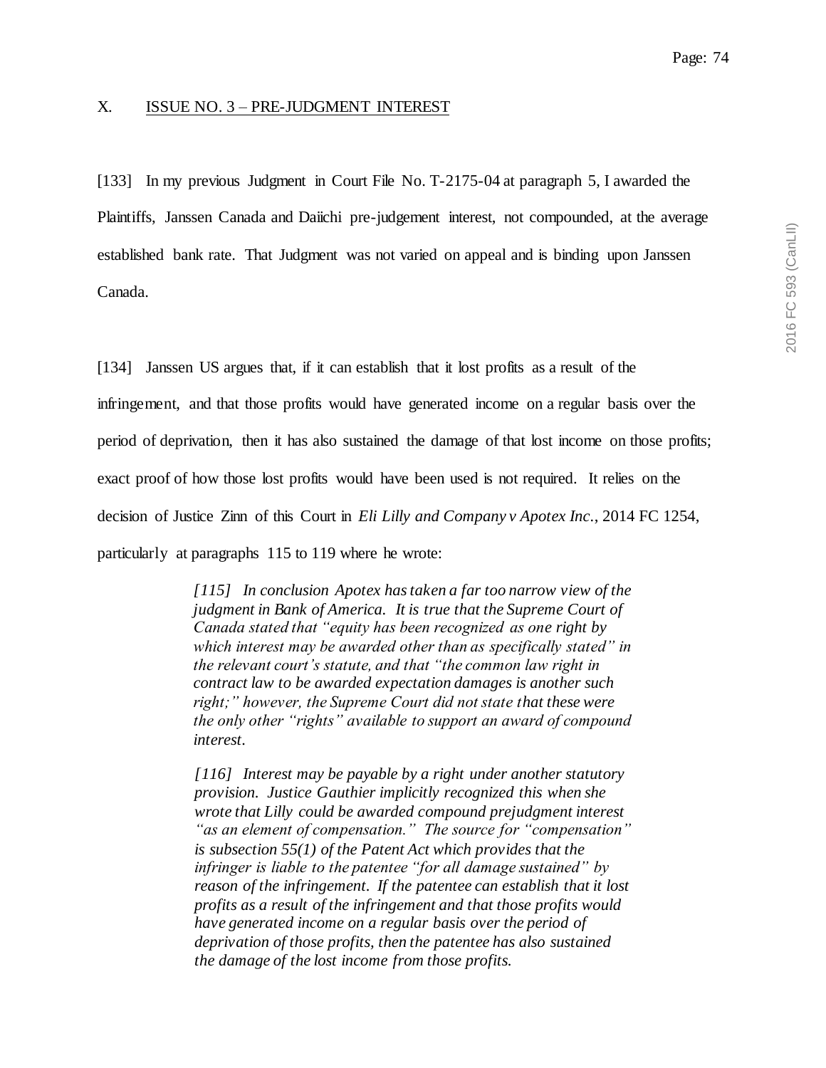## X. ISSUE NO. 3 – PRE-JUDGMENT INTEREST

[133] In my previous Judgment in Court File No. T-2175-04 at paragraph 5, I awarded the Plaintiffs, Janssen Canada and Daiichi pre-judgement interest, not compounded, at the average established bank rate. That Judgment was not varied on appeal and is binding upon Janssen Canada.

[134] Janssen US argues that, if it can establish that it lost profits as a result of the infringement, and that those profits would have generated income on a regular basis over the period of deprivation, then it has also sustained the damage of that lost income on those profits; exact proof of how those lost profits would have been used is not required. It relies on the decision of Justice Zinn of this Court in *Eli Lilly and Company v Apotex Inc.*, 2014 FC 1254, particularly at paragraphs 115 to 119 where he wrote:

> *[115] In conclusion Apotex has taken a far too narrow view of the judgment in Bank of America. It is true that the Supreme Court of Canada stated that "equity has been recognized as one right by which interest may be awarded other than as specifically stated" in the relevant court's statute, and that "the common law right in contract law to be awarded expectation damages is another such right;" however, the Supreme Court did not state that these were the only other "rights" available to support an award of compound interest.*
>
> *[116] Interest may be payable by a right under another statutory provision. Justice Gauthier implicitly recognized this when she wrote that Lilly could be awarded compound prejudgment interest "as an element of compensation." The source for "compensation" is subsection 55(1) of the Patent Act which provides that the infringer is liable to the patentee "for all damage sustained" by reason of the infringement. If the patentee can establish that it lost profits as a result of the infringement and that those profits would have generated income on a regular basis over the period of deprivation of those profits, then the patentee has also sustained the damage of the lost income from those profits.*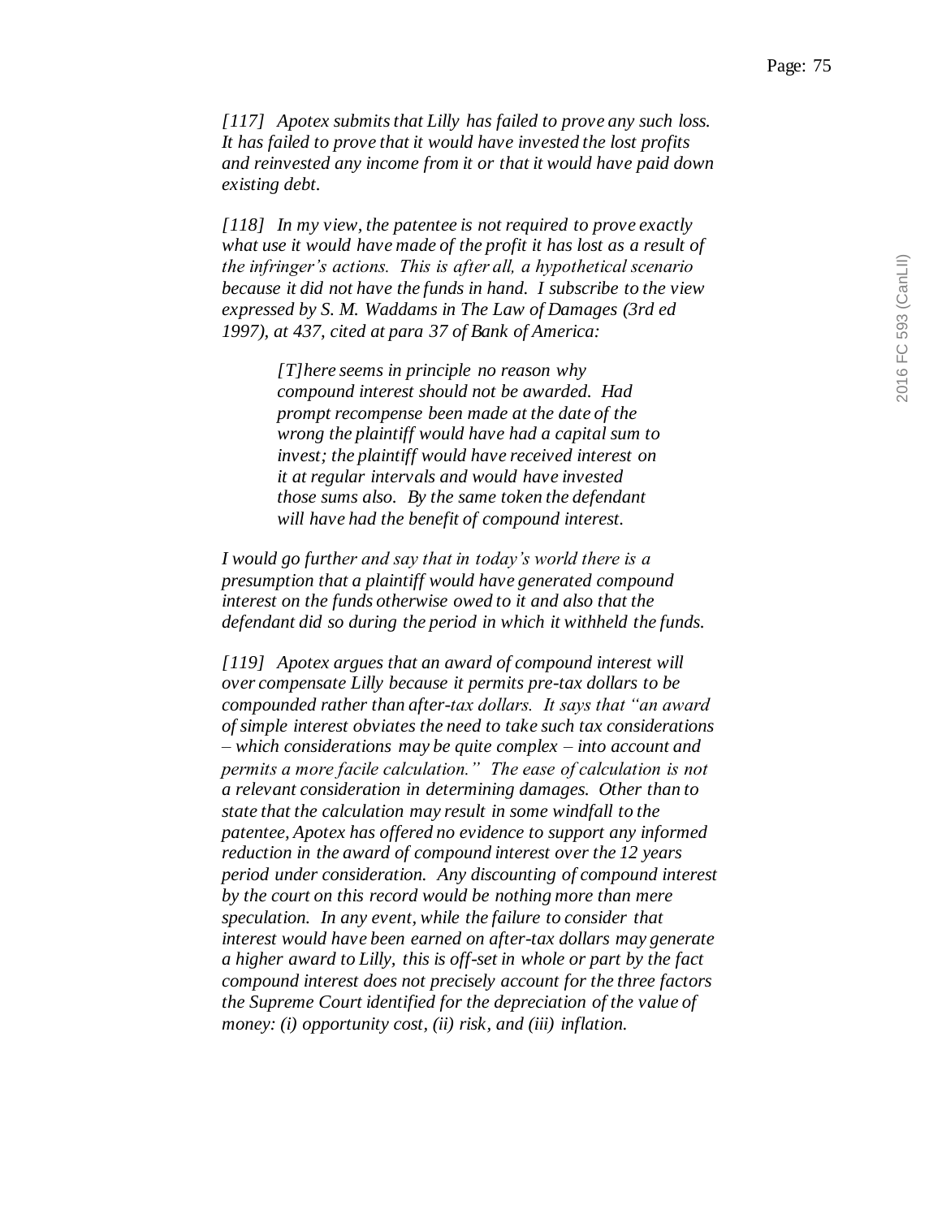*[117] Apotex submits that Lilly has failed to prove any such loss. It has failed to prove that it would have invested the lost profits and reinvested any income from it or that it would have paid down existing debt.*

*[118] In my view, the patentee is not required to prove exactly what use it would have made of the profit it has lost as a result of the infringer's actions. This is after all, a hypothetical scenario because it did not have the funds in hand. I subscribe to the view expressed by S. M. Waddams in The Law of Damages (3rd ed 1997), at 437, cited at para 37 of Bank of America:*

> *[T]here seems in principle no reason why compound interest should not be awarded. Had prompt recompense been made at the date of the wrong the plaintiff would have had a capital sum to invest; the plaintiff would have received interest on it at regular intervals and would have invested those sums also. By the same token the defendant will have had the benefit of compound interest.*

*I would go further and say that in today's world there is a presumption that a plaintiff would have generated compound interest on the funds otherwise owed to it and also that the defendant did so during the period in which it withheld the funds.*

*[119] Apotex argues that an award of compound interest will over compensate Lilly because it permits pre-tax dollars to be compounded rather than after-tax dollars. It says that "an award of simple interest obviates the need to take such tax considerations – which considerations may be quite complex – into account and permits a more facile calculation." The ease of calculation is not a relevant consideration in determining damages. Other than to state that the calculation may result in some windfall to the patentee, Apotex has offered no evidence to support any informed reduction in the award of compound interest over the 12 years period under consideration. Any discounting of compound interest by the court on this record would be nothing more than mere speculation. In any event, while the failure to consider that interest would have been earned on after-tax dollars may generate a higher award to Lilly, this is off-set in whole or part by the fact compound interest does not precisely account for the three factors the Supreme Court identified for the depreciation of the value of money: (i) opportunity cost, (ii) risk, and (iii) inflation.*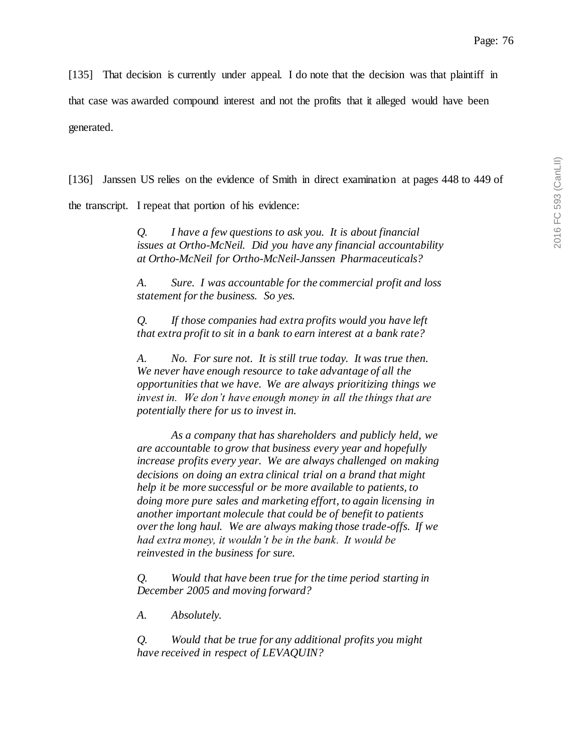[135] That decision is currently under appeal. I do note that the decision was that plaintiff in that case was awarded compound interest and not the profits that it alleged would have been generated.

[136] Janssen US relies on the evidence of Smith in direct examination at pages 448 to 449 of the transcript. I repeat that portion of his evidence:

> *Q. I have a few questions to ask you. It is about financial issues at Ortho-McNeil. Did you have any financial accountability at Ortho-McNeil for Ortho-McNeil-Janssen Pharmaceuticals?*
>
> *A. Sure. I was accountable for the commercial profit and loss statement for the business. So yes.*
>
> *Q. If those companies had extra profits would you have left that extra profit to sit in a bank to earn interest at a bank rate?*
>
> *A. No. For sure not. It is still true today. It was true then. We never have enough resource to take advantage of all the opportunities that we have. We are always prioritizing things we invest in. We don't have enough money in all the things that are potentially there for us to invest in.*
>
> *As a company that has shareholders and publicly held, we are accountable to grow that business every year and hopefully increase profits every year. We are always challenged on making decisions on doing an extra clinical trial on a brand that might help it be more successful or be more available to patients, to doing more pure sales and marketing effort, to again licensing in another important molecule that could be of benefit to patients over the long haul. We are always making those trade-offs. If we had extra money, it wouldn't be in the bank. It would be reinvested in the business for sure.*
>
> *Q. Would that have been true for the time period starting in December 2005 and moving forward?*
>
> *A. Absolutely.*
>
> *Q. Would that be true for any additional profits you might have received in respect of LEVAQUIN?*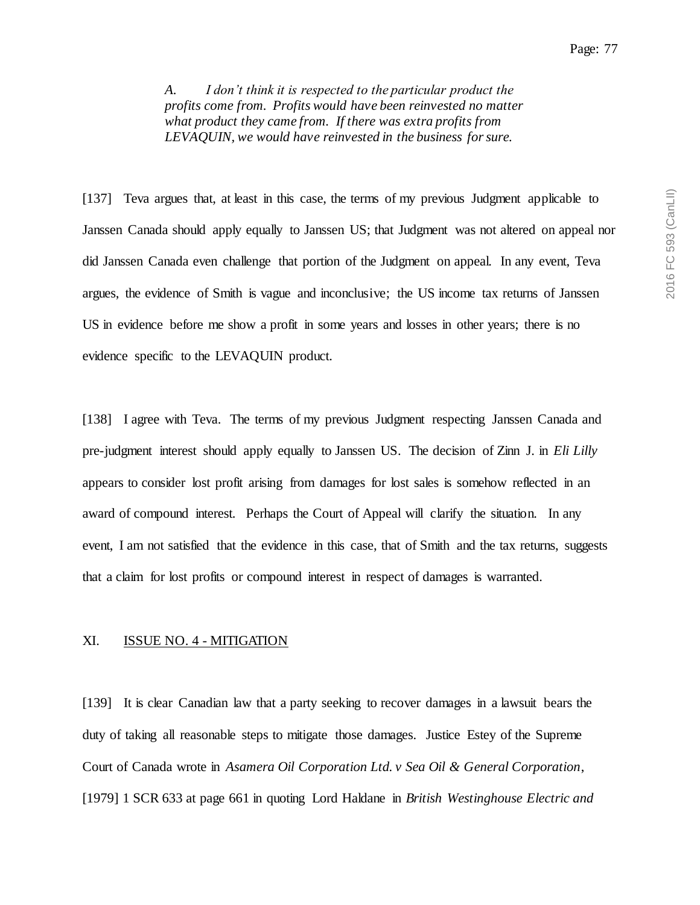> *A. I don't think it is respected to the particular product the profits come from. Profits would have been reinvested no matter what product they came from. If there was extra profits from LEVAQUIN, we would have reinvested in the business for sure.*

[137] Teva argues that, at least in this case, the terms of my previous Judgment applicable to Janssen Canada should apply equally to Janssen US; that Judgment was not altered on appeal nor did Janssen Canada even challenge that portion of the Judgment on appeal. In any event, Teva argues, the evidence of Smith is vague and inconclusive; the US income tax returns of Janssen US in evidence before me show a profit in some years and losses in other years; there is no evidence specific to the LEVAQUIN product.

[138] I agree with Teva. The terms of my previous Judgment respecting Janssen Canada and pre-judgment interest should apply equally to Janssen US. The decision of Zinn J. in *Eli Lilly* appears to consider lost profit arising from damages for lost sales is somehow reflected in an award of compound interest. Perhaps the Court of Appeal will clarify the situation. In any event, I am not satisfied that the evidence in this case, that of Smith and the tax returns, suggests that a claim for lost profits or compound interest in respect of damages is warranted.

## XI. ISSUE NO. 4 - MITIGATION

[139] It is clear Canadian law that a party seeking to recover damages in a lawsuit bears the duty of taking all reasonable steps to mitigate those damages. Justice Estey of the Supreme Court of Canada wrote in *Asamera Oil Corporation Ltd. v Sea Oil & General Corporation*, [1979] 1 SCR 633 at page 661 in quoting Lord Haldane in *British Westinghouse Electric and*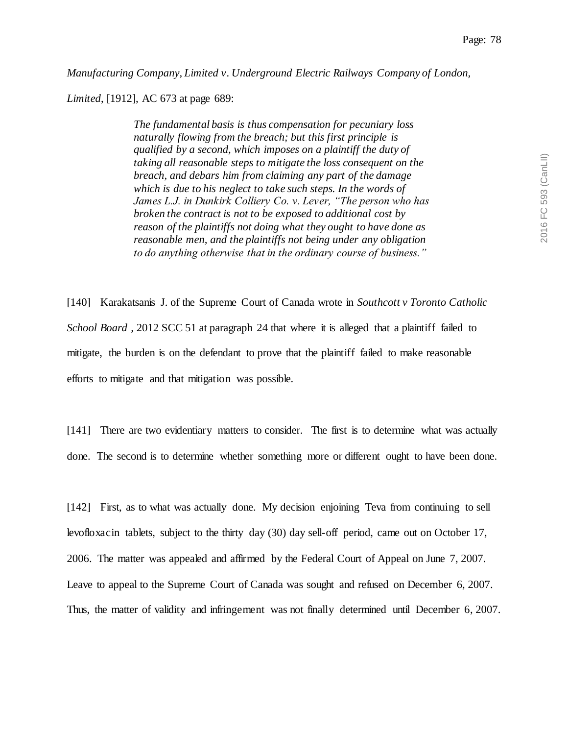*Manufacturing Company, Limited v. Underground Electric Railways Company of London, Limited*, [1912], AC 673 at page 689:

> *The fundamental basis is thus compensation for pecuniary loss naturally flowing from the breach; but this first principle is qualified by a second, which imposes on a plaintiff the duty of taking all reasonable steps to mitigate the loss consequent on the breach, and debars him from claiming any part of the damage which is due to his neglect to take such steps. In the words of James L.J. in Dunkirk Colliery Co. v. Lever, "The person who has broken the contract is not to be exposed to additional cost by reason of the plaintiffs not doing what they ought to have done as reasonable men, and the plaintiffs not being under any obligation to do anything otherwise that in the ordinary course of business."*

[140] Karakatsanis J. of the Supreme Court of Canada wrote in *Southcott v Toronto Catholic School Board* , 2012 SCC 51 at paragraph 24 that where it is alleged that a plaintiff failed to mitigate, the burden is on the defendant to prove that the plaintiff failed to make reasonable efforts to mitigate and that mitigation was possible.

[141] There are two evidentiary matters to consider. The first is to determine what was actually done. The second is to determine whether something more or different ought to have been done.

[142] First, as to what was actually done. My decision enjoining Teva from continuing to sell levofloxacin tablets, subject to the thirty day (30) day sell-off period, came out on October 17, 2006. The matter was appealed and affirmed by the Federal Court of Appeal on June 7, 2007. Leave to appeal to the Supreme Court of Canada was sought and refused on December 6, 2007. Thus, the matter of validity and infringement was not finally determined until December 6, 2007.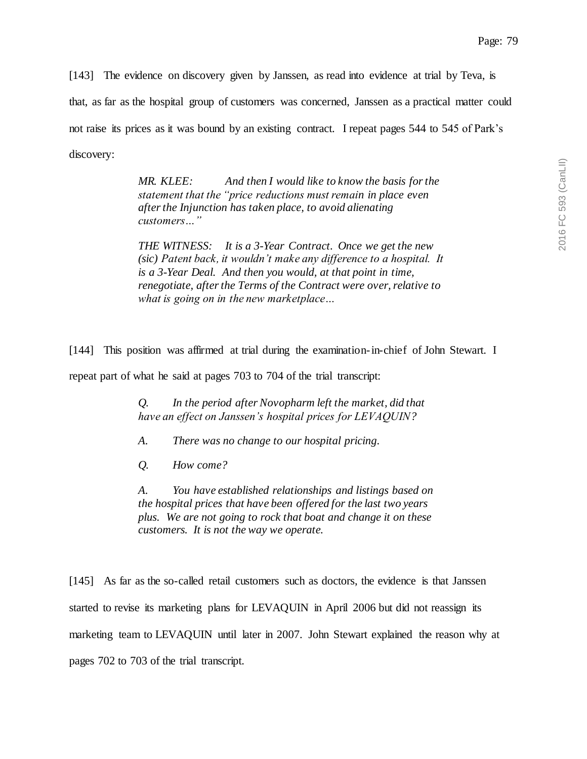[143] The evidence on discovery given by Janssen, as read into evidence at trial by Teva, is that, as far as the hospital group of customers was concerned, Janssen as a practical matter could not raise its prices as it was bound by an existing contract. I repeat pages 544 to 545 of Park's discovery:

> *MR. KLEE: And then I would like to know the basis for the statement that the "price reductions must remain in place even after the Injunction has taken place, to avoid alienating customers…"*
>
> *THE WITNESS: It is a 3-Year Contract. Once we get the new (sic) Patent back, it wouldn't make any difference to a hospital. It is a 3-Year Deal. And then you would, at that point in time, renegotiate, after the Terms of the Contract were over, relative to what is going on in the new marketplace…*

[144] This position was affirmed at trial during the examination-in-chief of John Stewart. I repeat part of what he said at pages 703 to 704 of the trial transcript:

> *Q. In the period after Novopharm left the market, did that have an effect on Janssen's hospital prices for LEVAQUIN?*
>
> *A. There was no change to our hospital pricing.*
>
> *Q. How come?*
>
> *A. You have established relationships and listings based on the hospital prices that have been offered for the last two years plus. We are not going to rock that boat and change it on these customers. It is not the way we operate.*

[145] As far as the so-called retail customers such as doctors, the evidence is that Janssen started to revise its marketing plans for LEVAQUIN in April 2006 but did not reassign its marketing team to LEVAQUIN until later in 2007. John Stewart explained the reason why at pages 702 to 703 of the trial transcript.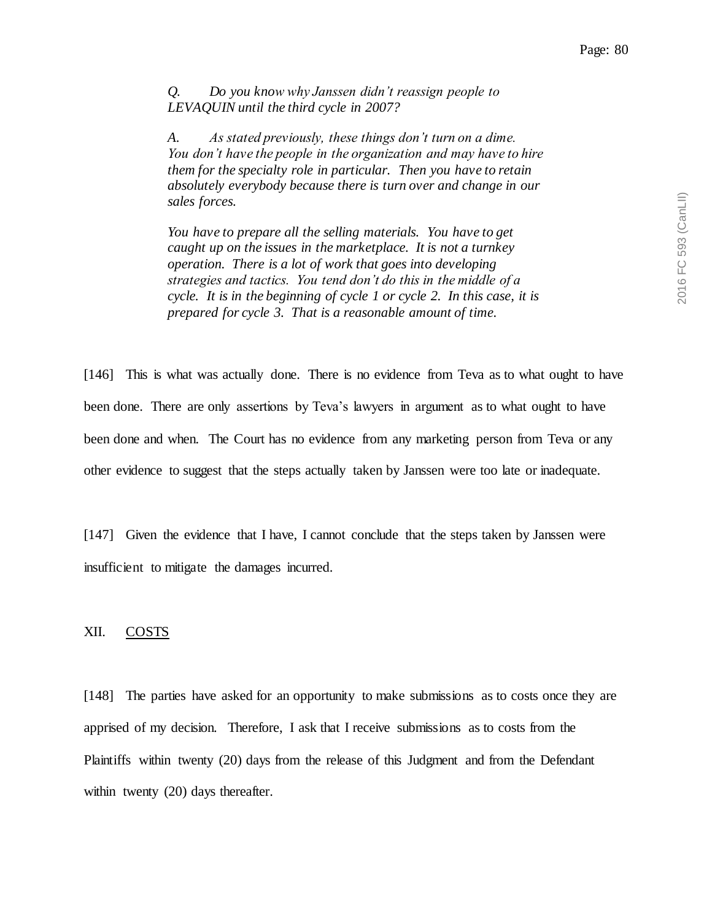> *Q. Do you know why Janssen didn't reassign people to LEVAQUIN until the third cycle in 2007?*
>
> *A. As stated previously, these things don't turn on a dime. You don't have the people in the organization and may have to hire them for the specialty role in particular. Then you have to retain absolutely everybody because there is turn over and change in our sales forces.*
>
> *You have to prepare all the selling materials. You have to get caught up on the issues in the marketplace. It is not a turnkey operation. There is a lot of work that goes into developing strategies and tactics. You tend don't do this in the middle of a cycle. It is in the beginning of cycle 1 or cycle 2. In this case, it is prepared for cycle 3. That is a reasonable amount of time.*

[146] This is what was actually done. There is no evidence from Teva as to what ought to have been done. There are only assertions by Teva's lawyers in argument as to what ought to have been done and when. The Court has no evidence from any marketing person from Teva or any other evidence to suggest that the steps actually taken by Janssen were too late or inadequate.

[147] Given the evidence that I have, I cannot conclude that the steps taken by Janssen were insufficient to mitigate the damages incurred.

## XII. COSTS

[148] The parties have asked for an opportunity to make submissions as to costs once they are apprised of my decision. Therefore, I ask that I receive submissions as to costs from the Plaintiffs within twenty (20) days from the release of this Judgment and from the Defendant within twenty (20) days thereafter.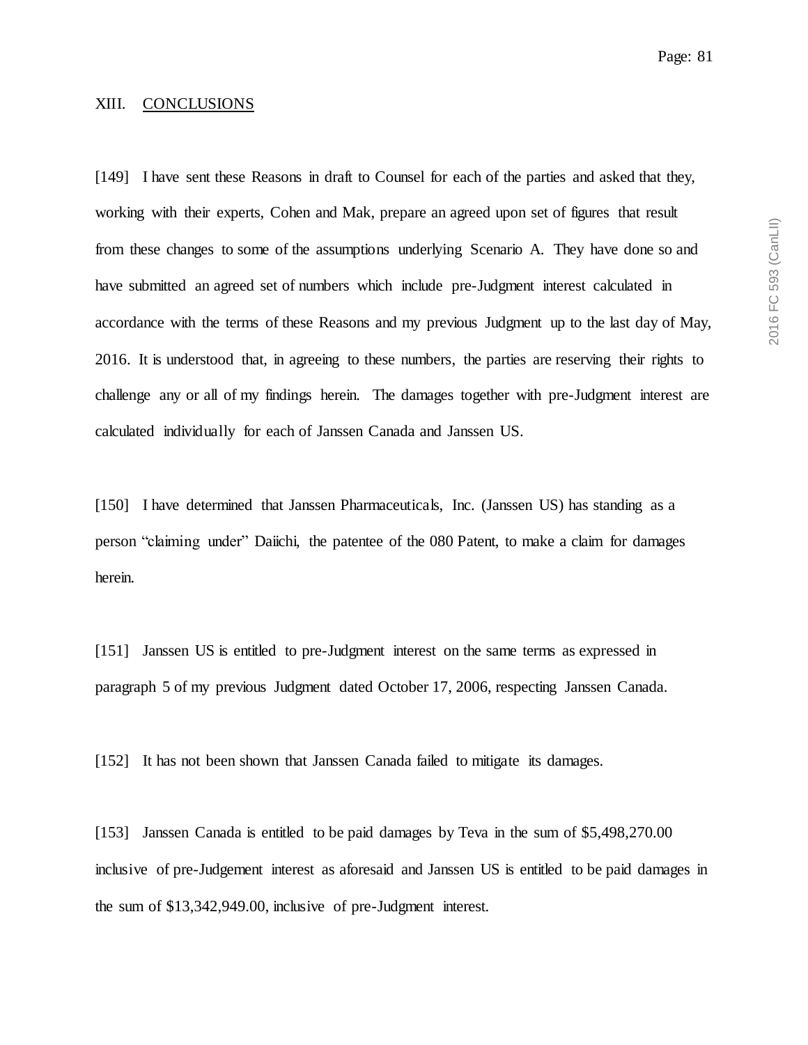## XIII. CONCLUSIONS

[149] I have sent these Reasons in draft to Counsel for each of the parties and asked that they, working with their experts, Cohen and Mak, prepare an agreed upon set of figures that result from these changes to some of the assumptions underlying Scenario A. They have done so and have submitted an agreed set of numbers which include pre-Judgment interest calculated in accordance with the terms of these Reasons and my previous Judgment up to the last day of May, 2016. It is understood that, in agreeing to these numbers, the parties are reserving their rights to challenge any or all of my findings herein. The damages together with pre-Judgment interest are calculated individually for each of Janssen Canada and Janssen US.

[150] I have determined that Janssen Pharmaceuticals, Inc. (Janssen US) has standing as a person "claiming under" Daiichi, the patentee of the 080 Patent, to make a claim for damages herein.

[151] Janssen US is entitled to pre-Judgment interest on the same terms as expressed in paragraph 5 of my previous Judgment dated October 17, 2006, respecting Janssen Canada.

[152] It has not been shown that Janssen Canada failed to mitigate its damages.

[153] Janssen Canada is entitled to be paid damages by Teva in the sum of $5,498,270.00 inclusive of pre-Judgement interest as aforesaid and Janssen US is entitled to be paid damages in the sum of $13,342,949.00, inclusive of pre-Judgment interest.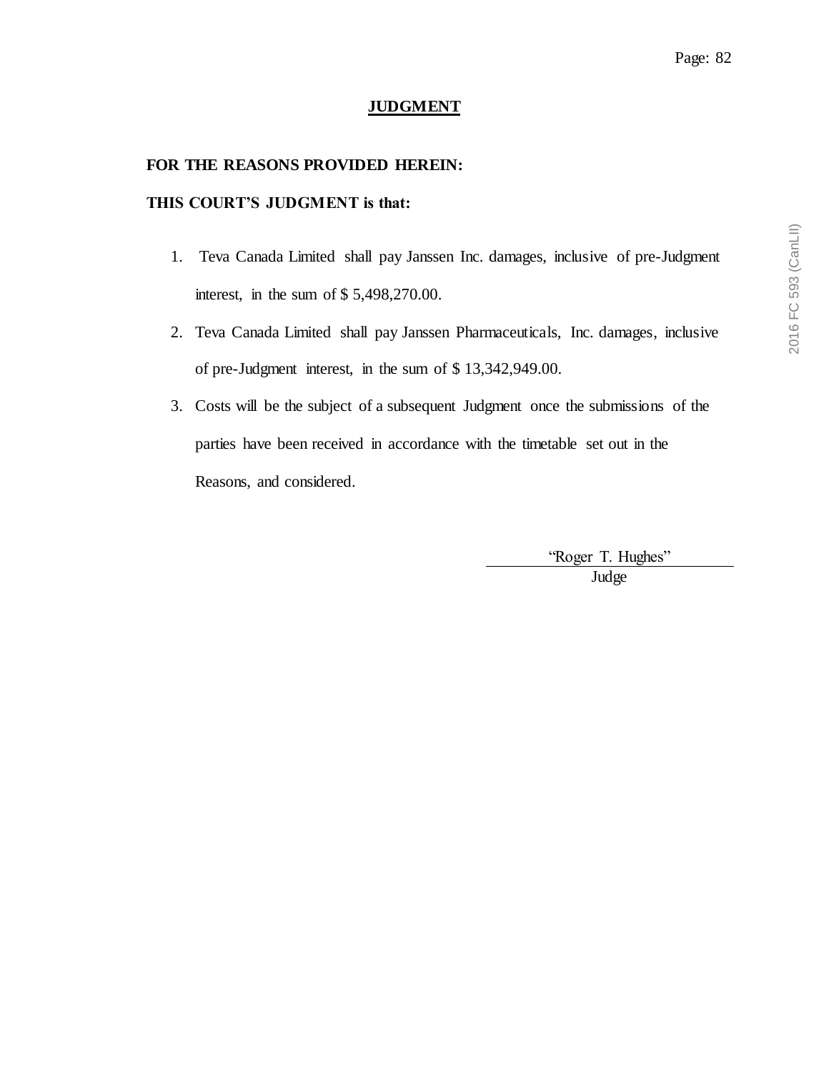## JUDGMENT

**FOR THE REASONS PROVIDED HEREIN:**

**THIS COURT'S JUDGMENT is that:**

1. Teva Canada Limited shall pay Janssen Inc. damages, inclusive of pre-Judgment interest, in the sum of $ 5,498,270.00.
2. Teva Canada Limited shall pay Janssen Pharmaceuticals, Inc. damages, inclusive of pre-Judgment interest, in the sum of $ 13,342,949.00.
3. Costs will be the subject of a subsequent Judgment once the submissions of the parties have been received in accordance with the timetable set out in the Reasons, and considered.

"Roger T. Hughes"
Judge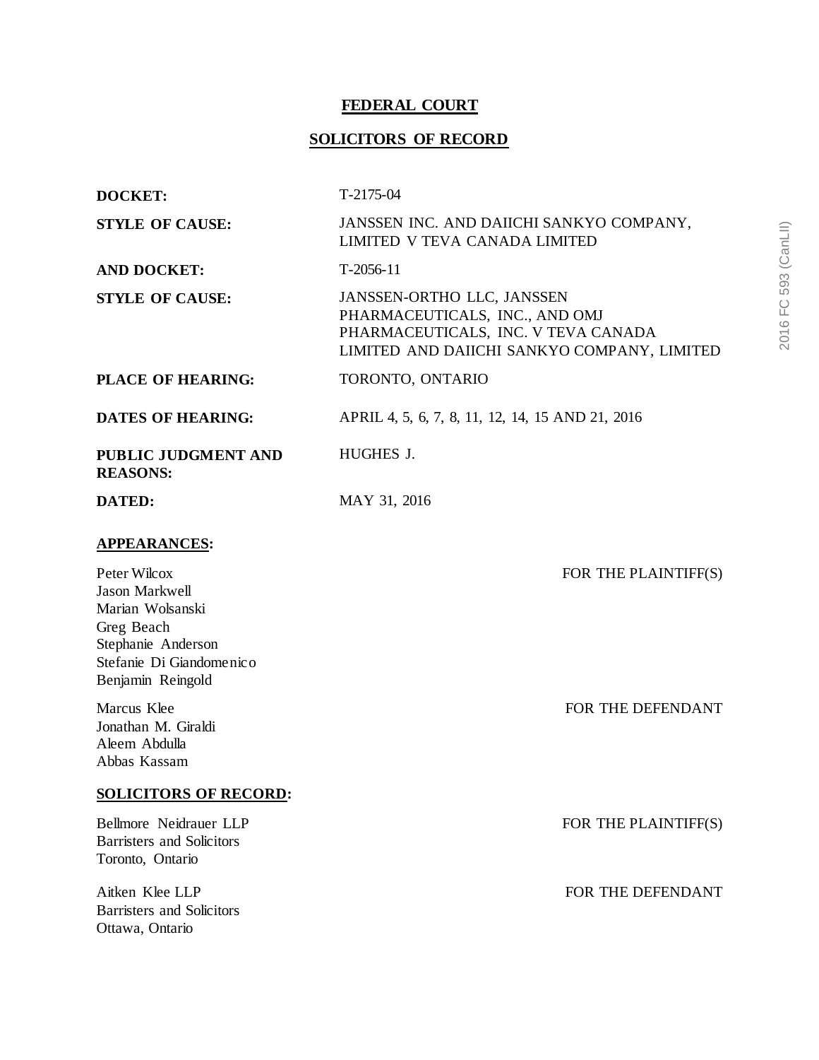# FEDERAL COURT

## SOLICITORS OF RECORD

| | |
|---|---|
| **DOCKET:** | T-2175-04 |
| **STYLE OF CAUSE:** | JANSSEN INC. AND DAIICHI SANKYO COMPANY, LIMITED V TEVA CANADA LIMITED |
| **AND DOCKET:** | T-2056-11 |
| **STYLE OF CAUSE:** | JANSSEN-ORTHO LLC, JANSSEN PHARMACEUTICALS, INC., AND OMJ PHARMACEUTICALS, INC. V TEVA CANADA LIMITED AND DAIICHI SANKYO COMPANY, LIMITED |
| **PLACE OF HEARING:** | TORONTO, ONTARIO |
| **DATES OF HEARING:** | APRIL 4, 5, 6, 7, 8, 11, 12, 14, 15 AND 21, 2016 |
| **PUBLIC JUDGMENT AND REASONS:** | HUGHES J. |
| **DATED:** | MAY 31, 2016 |

**APPEARANCES:**

| | |
|---|---|
| Peter Wilcox<br>Jason Markwell<br>Marian Wolsanski<br>Greg Beach<br>Stephanie Anderson<br>Stefanie Di Giandomenico<br>Benjamin Reingold | FOR THE PLAINTIFF(S) |
| Marcus Klee<br>Jonathan M. Giraldi<br>Aleem Abdulla<br>Abbas Kassam | FOR THE DEFENDANT |

**SOLICITORS OF RECORD:**

| | |
|---|---|
| Bellmore Neidrauer LLP<br>Barristers and Solicitors<br>Toronto, Ontario | FOR THE PLAINTIFF(S) |
| Aitken Klee LLP<br>Barristers and Solicitors<br>Ottawa, Ontario | FOR THE DEFENDANT |